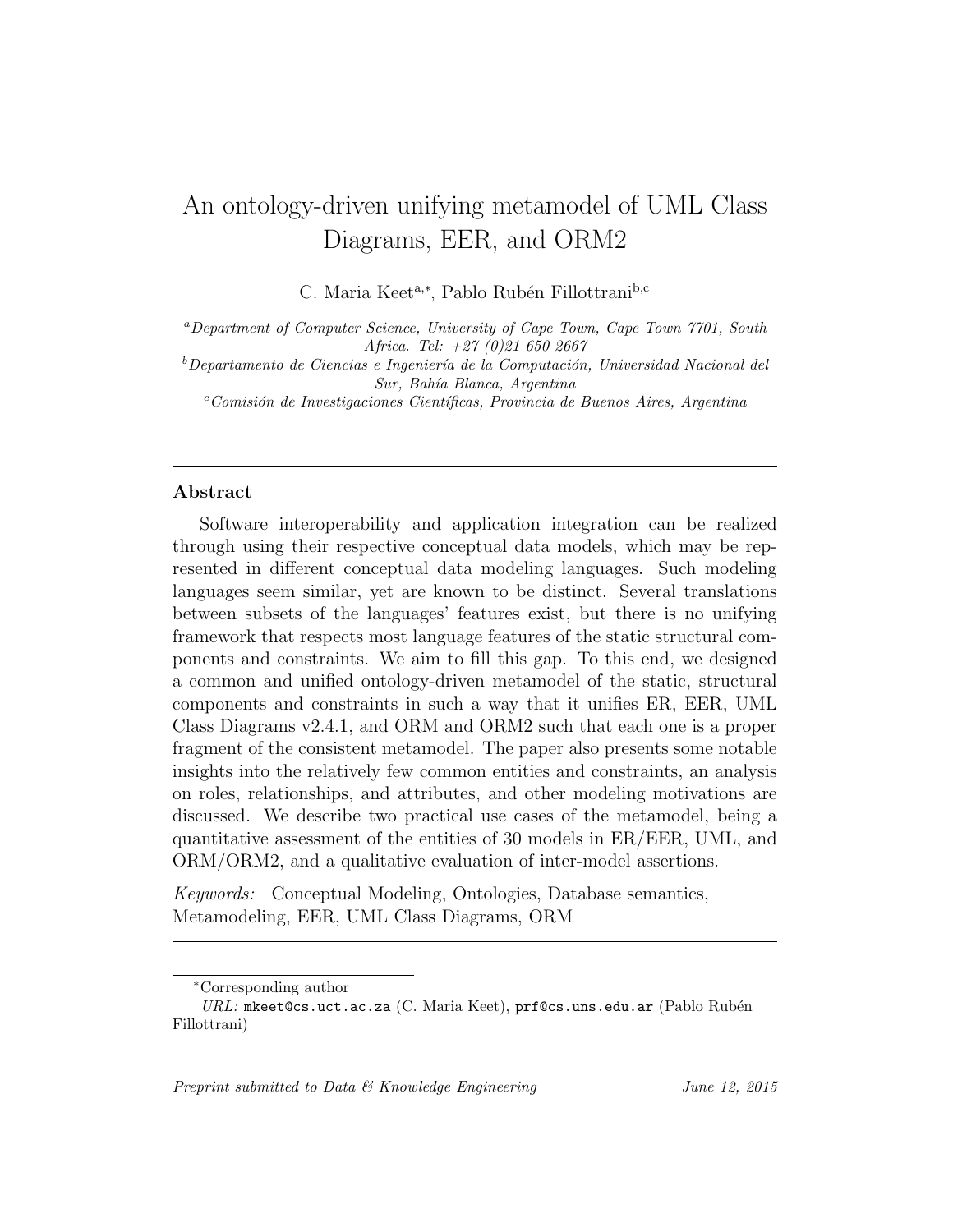# An ontology-driven unifying metamodel of UML Class Diagrams, EER, and ORM2

C. Maria Keet[a,*], Pablo Rubén Fillottrani[b,c]

[a]*Department of Computer Science, University of Cape Town, Cape Town 7701, South Africa. Tel: +27 (0)21 650 2667*

[b]*Departamento de Ciencias e Ingeniería de la Computación, Universidad Nacional del Sur, Bahía Blanca, Argentina*

[c]*Comisión de Investigaciones Científicas, Provincia de Buenos Aires, Argentina*

---

## Abstract

Software interoperability and application integration can be realized through using their respective conceptual data models, which may be represented in different conceptual data modeling languages. Such modeling languages seem similar, yet are known to be distinct. Several translations between subsets of the languages' features exist, but there is no unifying framework that respects most language features of the static structural components and constraints. We aim to fill this gap. To this end, we designed a common and unified ontology-driven metamodel of the static, structural components and constraints in such a way that it unifies ER, EER, UML Class Diagrams v2.4.1, and ORM and ORM2 such that each one is a proper fragment of the consistent metamodel. The paper also presents some notable insights into the relatively few common entities and constraints, an analysis on roles, relationships, and attributes, and other modeling motivations are discussed. We describe two practical use cases of the metamodel, being a quantitative assessment of the entities of 30 models in ER/EER, UML, and ORM/ORM2, and a qualitative evaluation of inter-model assertions.

*Keywords:* Conceptual Modeling, Ontologies, Database semantics, Metamodeling, EER, UML Class Diagrams, ORM

---

[*]Corresponding author

*URL:* `mkeet@cs.uct.ac.za` (C. Maria Keet), `prf@cs.uns.edu.ar` (Pablo Rubén Fillottrani)

*Preprint submitted to Data & Knowledge Engineering* June 12, 2015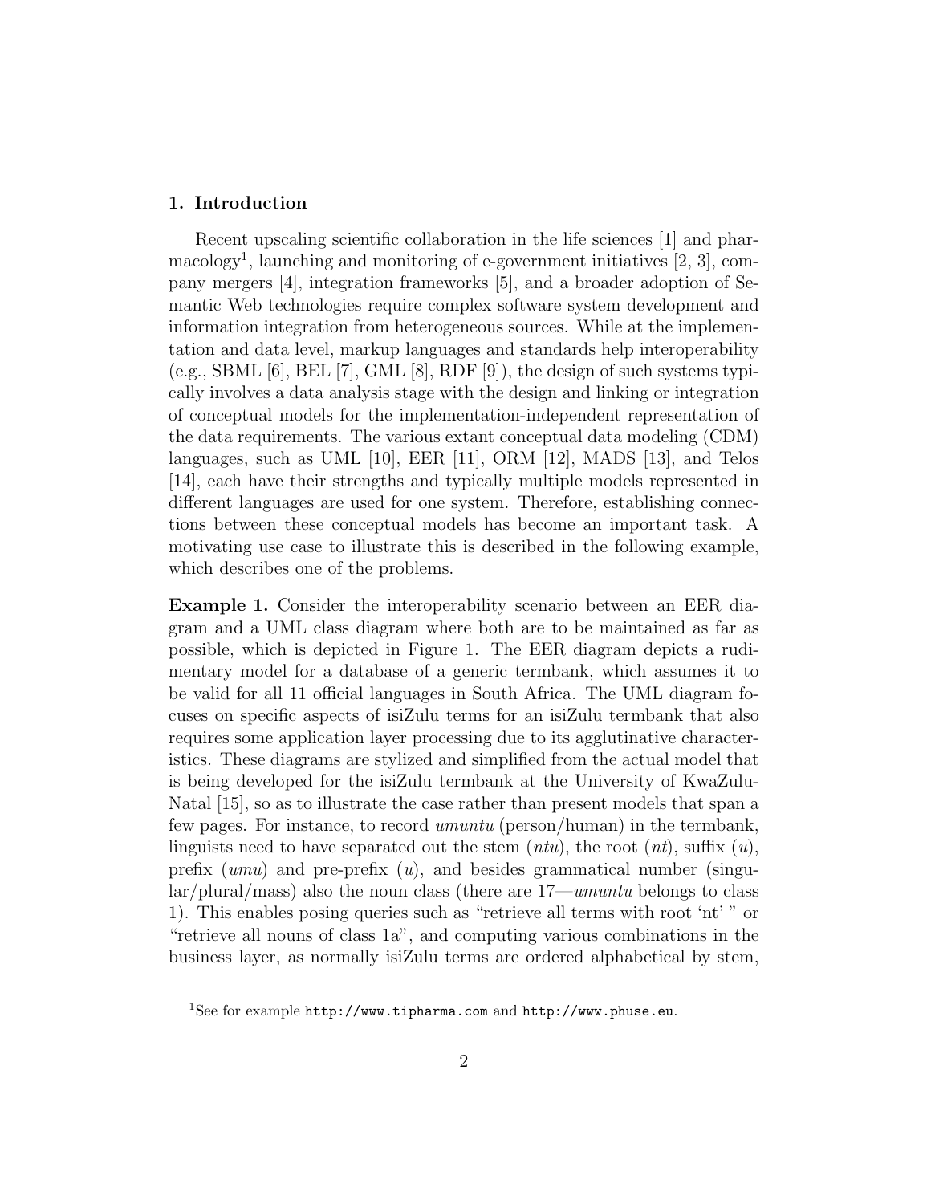## 1. Introduction

Recent upscaling scientific collaboration in the life sciences [1] and pharmacology[1], launching and monitoring of e-government initiatives [2, 3], company mergers [4], integration frameworks [5], and a broader adoption of Semantic Web technologies require complex software system development and information integration from heterogeneous sources. While at the implementation and data level, markup languages and standards help interoperability (e.g., SBML [6], BEL [7], GML [8], RDF [9]), the design of such systems typically involves a data analysis stage with the design and linking or integration of conceptual models for the implementation-independent representation of the data requirements. The various extant conceptual data modeling (CDM) languages, such as UML [10], EER [11], ORM [12], MADS [13], and Telos [14], each have their strengths and typically multiple models represented in different languages are used for one system. Therefore, establishing connections between these conceptual models has become an important task. A motivating use case to illustrate this is described in the following example, which describes one of the problems.

**Example 1.** Consider the interoperability scenario between an EER diagram and a UML class diagram where both are to be maintained as far as possible, which is depicted in Figure 1. The EER diagram depicts a rudimentary model for a database of a generic termbank, which assumes it to be valid for all 11 official languages in South Africa. The UML diagram focuses on specific aspects of isiZulu terms for an isiZulu termbank that also requires some application layer processing due to its agglutinative characteristics. These diagrams are stylized and simplified from the actual model that is being developed for the isiZulu termbank at the University of KwaZulu-Natal [15], so as to illustrate the case rather than present models that span a few pages. For instance, to record *umuntu* (person/human) in the termbank, linguists need to have separated out the stem (*ntu*), the root (*nt*), suffix (*u*), prefix (*umu*) and pre-prefix (*u*), and besides grammatical number (singular/plural/mass) also the noun class (there are 17—*umuntu* belongs to class 1). This enables posing queries such as "retrieve all terms with root 'nt' " or "retrieve all nouns of class 1a", and computing various combinations in the business layer, as normally isiZulu terms are ordered alphabetical by stem,

[1] See for example `http://www.tipharma.com` and `http://www.phuse.eu`.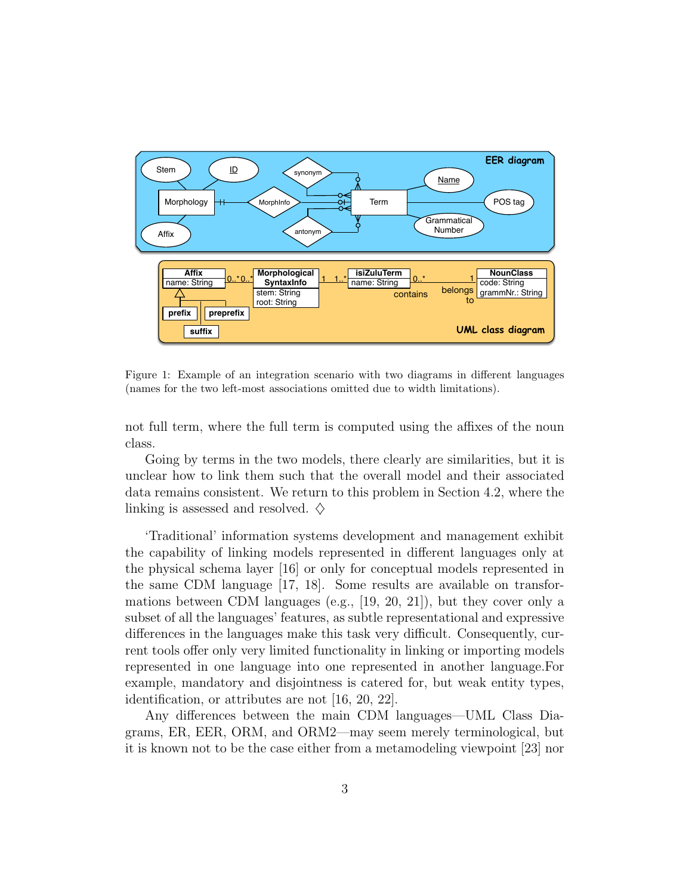Figure 1: Example of an integration scenario with two diagrams in different languages (names for the two left-most associations omitted due to width limitations).

not full term, where the full term is computed using the affixes of the noun class.

Going by terms in the two models, there clearly are similarities, but it is unclear how to link them such that the overall model and their associated data remains consistent. We return to this problem in Section 4.2, where the linking is assessed and resolved. ♢

'Traditional' information systems development and management exhibit the capability of linking models represented in different languages only at the physical schema layer [16] or only for conceptual models represented in the same CDM language [17, 18]. Some results are available on transformations between CDM languages (e.g., [19, 20, 21]), but they cover only a subset of all the languages' features, as subtle representational and expressive differences in the languages make this task very difficult. Consequently, current tools offer only very limited functionality in linking or importing models represented in one language into one represented in another language.For example, mandatory and disjointness is catered for, but weak entity types, identification, or attributes are not [16, 20, 22].

Any differences between the main CDM languages—UML Class Diagrams, ER, EER, ORM, and ORM2—may seem merely terminological, but it is known not to be the case either from a metamodeling viewpoint [23] nor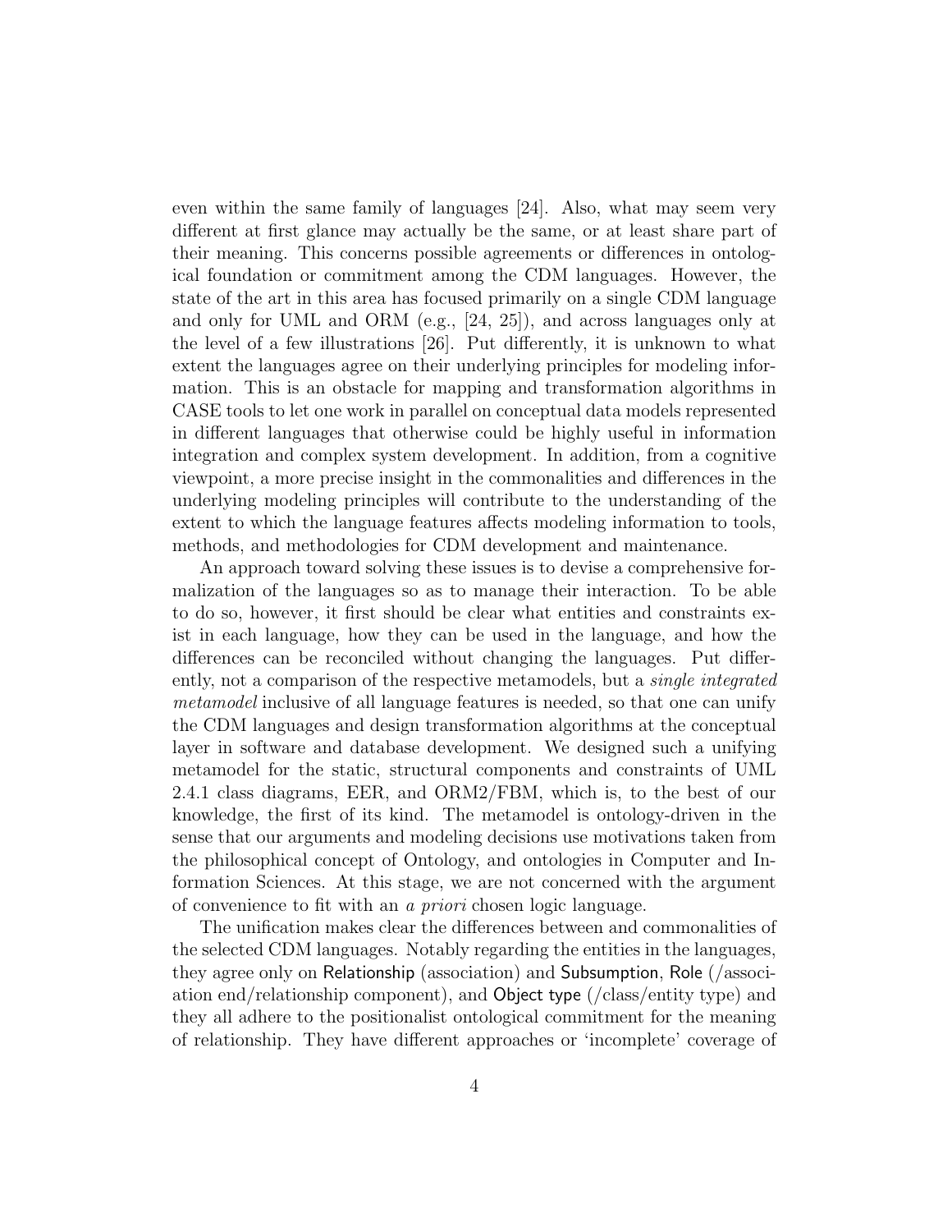even within the same family of languages [24]. Also, what may seem very different at first glance may actually be the same, or at least share part of their meaning. This concerns possible agreements or differences in ontological foundation or commitment among the CDM languages. However, the state of the art in this area has focused primarily on a single CDM language and only for UML and ORM (e.g., [24, 25]), and across languages only at the level of a few illustrations [26]. Put differently, it is unknown to what extent the languages agree on their underlying principles for modeling information. This is an obstacle for mapping and transformation algorithms in CASE tools to let one work in parallel on conceptual data models represented in different languages that otherwise could be highly useful in information integration and complex system development. In addition, from a cognitive viewpoint, a more precise insight in the commonalities and differences in the underlying modeling principles will contribute to the understanding of the extent to which the language features affects modeling information to tools, methods, and methodologies for CDM development and maintenance.

An approach toward solving these issues is to devise a comprehensive formalization of the languages so as to manage their interaction. To be able to do so, however, it first should be clear what entities and constraints exist in each language, how they can be used in the language, and how the differences can be reconciled without changing the languages. Put differently, not a comparison of the respective metamodels, but a *single integrated metamodel* inclusive of all language features is needed, so that one can unify the CDM languages and design transformation algorithms at the conceptual layer in software and database development. We designed such a unifying metamodel for the static, structural components and constraints of UML 2.4.1 class diagrams, EER, and ORM2/FBM, which is, to the best of our knowledge, the first of its kind. The metamodel is ontology-driven in the sense that our arguments and modeling decisions use motivations taken from the philosophical concept of Ontology, and ontologies in Computer and Information Sciences. At this stage, we are not concerned with the argument of convenience to fit with an *a priori* chosen logic language.

The unification makes clear the differences between and commonalities of the selected CDM languages. Notably regarding the entities in the languages, they agree only on Relationship (association) and Subsumption, Role (/association end/relationship component), and Object type (/class/entity type) and they all adhere to the positionalist ontological commitment for the meaning of relationship. They have different approaches or 'incomplete' coverage of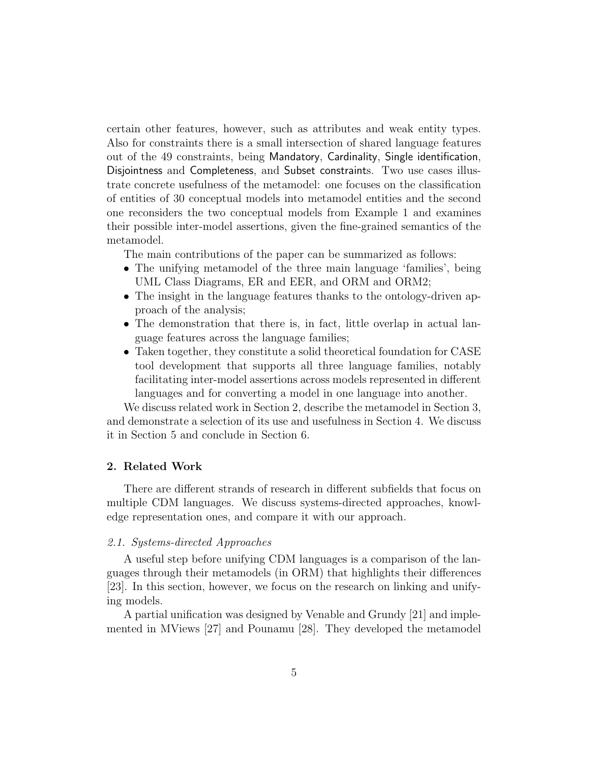certain other features, however, such as attributes and weak entity types. Also for constraints there is a small intersection of shared language features out of the 49 constraints, being Mandatory, Cardinality, Single identification, Disjointness and Completeness, and Subset constraints. Two use cases illustrate concrete usefulness of the metamodel: one focuses on the classification of entities of 30 conceptual models into metamodel entities and the second one reconsiders the two conceptual models from Example 1 and examines their possible inter-model assertions, given the fine-grained semantics of the metamodel.

The main contributions of the paper can be summarized as follows:

- The unifying metamodel of the three main language 'families', being UML Class Diagrams, ER and EER, and ORM and ORM2;
- The insight in the language features thanks to the ontology-driven approach of the analysis;
- The demonstration that there is, in fact, little overlap in actual language features across the language families;
- Taken together, they constitute a solid theoretical foundation for CASE tool development that supports all three language families, notably facilitating inter-model assertions across models represented in different languages and for converting a model in one language into another.

We discuss related work in Section 2, describe the metamodel in Section 3, and demonstrate a selection of its use and usefulness in Section 4. We discuss it in Section 5 and conclude in Section 6.

## 2. Related Work

There are different strands of research in different subfields that focus on multiple CDM languages. We discuss systems-directed approaches, knowledge representation ones, and compare it with our approach.

### *2.1. Systems-directed Approaches*

A useful step before unifying CDM languages is a comparison of the languages through their metamodels (in ORM) that highlights their differences [23]. In this section, however, we focus on the research on linking and unifying models.

A partial unification was designed by Venable and Grundy [21] and implemented in MViews [27] and Pounamu [28]. They developed the metamodel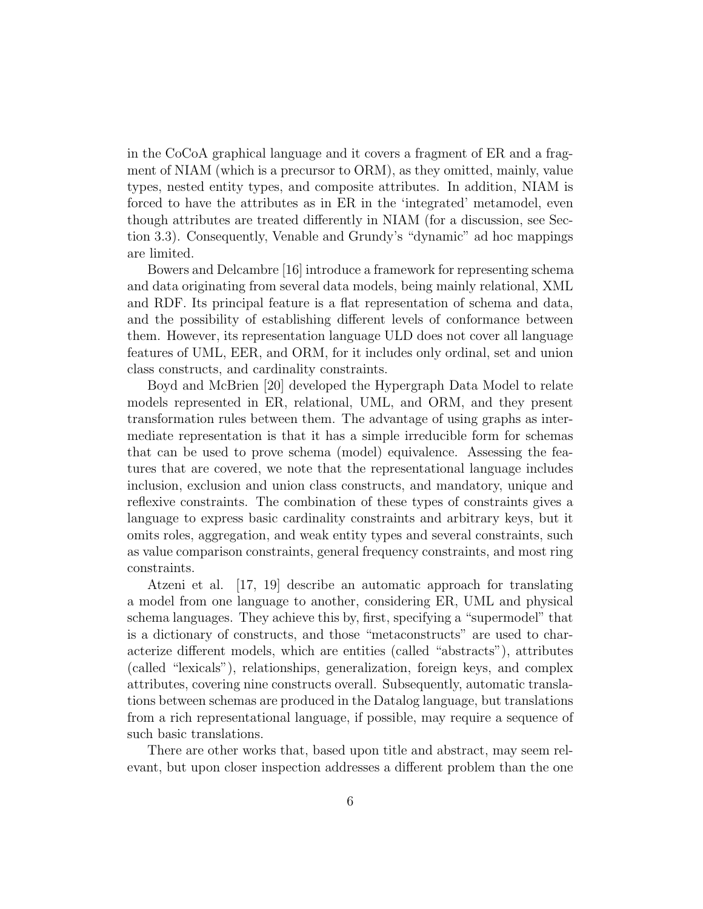in the CoCoA graphical language and it covers a fragment of ER and a fragment of NIAM (which is a precursor to ORM), as they omitted, mainly, value types, nested entity types, and composite attributes. In addition, NIAM is forced to have the attributes as in ER in the 'integrated' metamodel, even though attributes are treated differently in NIAM (for a discussion, see Section 3.3). Consequently, Venable and Grundy's "dynamic" ad hoc mappings are limited.

Bowers and Delcambre [16] introduce a framework for representing schema and data originating from several data models, being mainly relational, XML and RDF. Its principal feature is a flat representation of schema and data, and the possibility of establishing different levels of conformance between them. However, its representation language ULD does not cover all language features of UML, EER, and ORM, for it includes only ordinal, set and union class constructs, and cardinality constraints.

Boyd and McBrien [20] developed the Hypergraph Data Model to relate models represented in ER, relational, UML, and ORM, and they present transformation rules between them. The advantage of using graphs as intermediate representation is that it has a simple irreducible form for schemas that can be used to prove schema (model) equivalence. Assessing the features that are covered, we note that the representational language includes inclusion, exclusion and union class constructs, and mandatory, unique and reflexive constraints. The combination of these types of constraints gives a language to express basic cardinality constraints and arbitrary keys, but it omits roles, aggregation, and weak entity types and several constraints, such as value comparison constraints, general frequency constraints, and most ring constraints.

Atzeni et al. [17, 19] describe an automatic approach for translating a model from one language to another, considering ER, UML and physical schema languages. They achieve this by, first, specifying a "supermodel" that is a dictionary of constructs, and those "metaconstructs" are used to characterize different models, which are entities (called "abstracts"), attributes (called "lexicals"), relationships, generalization, foreign keys, and complex attributes, covering nine constructs overall. Subsequently, automatic translations between schemas are produced in the Datalog language, but translations from a rich representational language, if possible, may require a sequence of such basic translations.

There are other works that, based upon title and abstract, may seem relevant, but upon closer inspection addresses a different problem than the one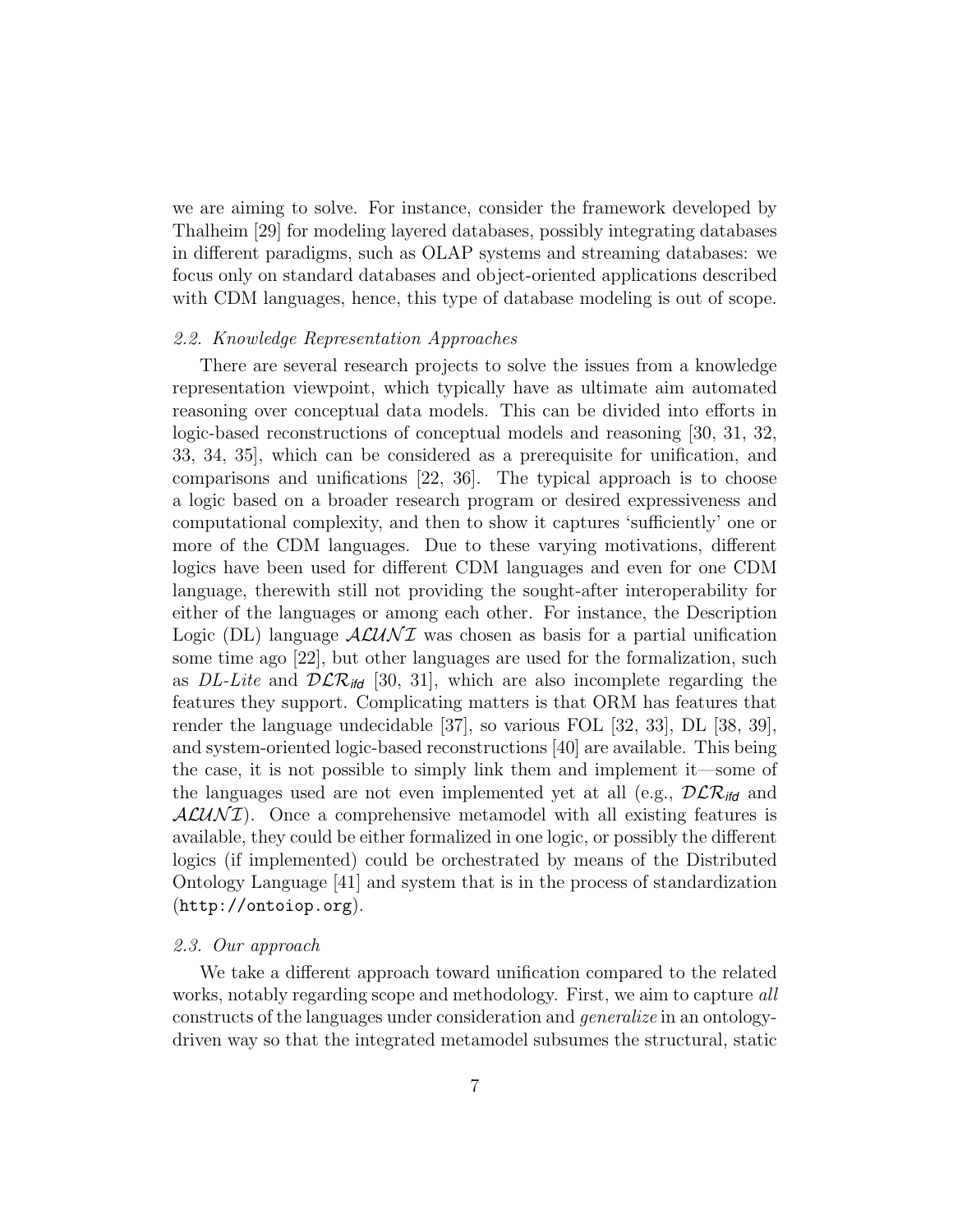we are aiming to solve. For instance, consider the framework developed by Thalheim [29] for modeling layered databases, possibly integrating databases in different paradigms, such as OLAP systems and streaming databases: we focus only on standard databases and object-oriented applications described with CDM languages, hence, this type of database modeling is out of scope.

### *2.2. Knowledge Representation Approaches*

There are several research projects to solve the issues from a knowledge representation viewpoint, which typically have as ultimate aim automated reasoning over conceptual data models. This can be divided into efforts in logic-based reconstructions of conceptual models and reasoning [30, 31, 32, 33, 34, 35], which can be considered as a prerequisite for unification, and comparisons and unifications [22, 36]. The typical approach is to choose a logic based on a broader research program or desired expressiveness and computational complexity, and then to show it captures 'sufficiently' one or more of the CDM languages. Due to these varying motivations, different logics have been used for different CDM languages and even for one CDM language, therewith still not providing the sought-after interoperability for either of the languages or among each other. For instance, the Description Logic (DL) language $\mathcal{ALUNI}$ was chosen as basis for a partial unification some time ago [22], but other languages are used for the formalization, such as *DL-Lite* and $\mathcal{DLR}_{ifd}$ [30, 31], which are also incomplete regarding the features they support. Complicating matters is that ORM has features that render the language undecidable [37], so various FOL [32, 33], DL [38, 39], and system-oriented logic-based reconstructions [40] are available. This being the case, it is not possible to simply link them and implement it—some of the languages used are not even implemented yet at all (e.g., $\mathcal{DLR}_{ifd}$ and $\mathcal{ALUNI}$). Once a comprehensive metamodel with all existing features is available, they could be either formalized in one logic, or possibly the different logics (if implemented) could be orchestrated by means of the Distributed Ontology Language [41] and system that is in the process of standardization (`http://ontoiop.org`).

### *2.3. Our approach*

We take a different approach toward unification compared to the related works, notably regarding scope and methodology. First, we aim to capture *all* constructs of the languages under consideration and *generalize* in an ontology-driven way so that the integrated metamodel subsumes the structural, static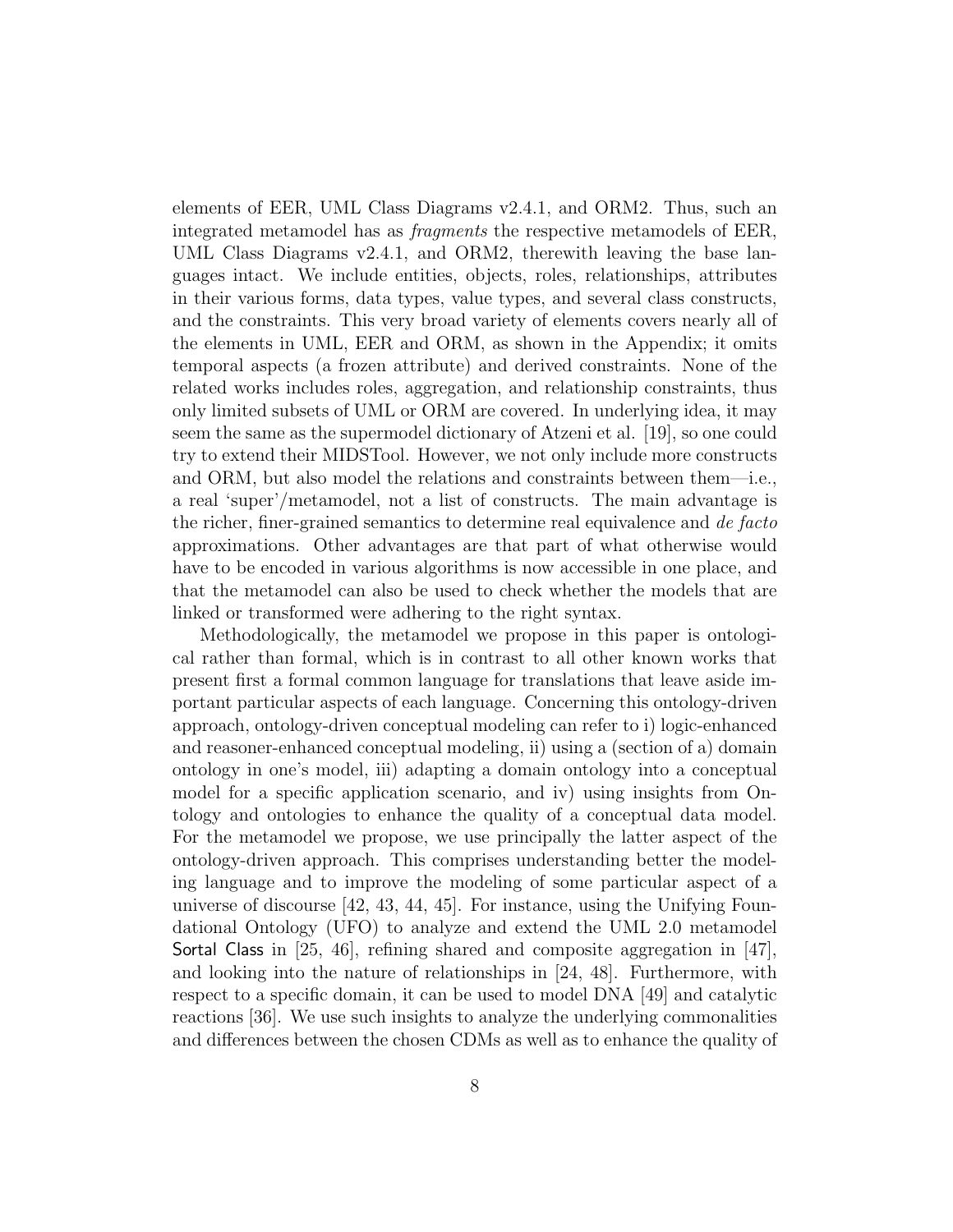elements of EER, UML Class Diagrams v2.4.1, and ORM2. Thus, such an integrated metamodel has as *fragments* the respective metamodels of EER, UML Class Diagrams v2.4.1, and ORM2, therewith leaving the base languages intact. We include entities, objects, roles, relationships, attributes in their various forms, data types, value types, and several class constructs, and the constraints. This very broad variety of elements covers nearly all of the elements in UML, EER and ORM, as shown in the Appendix; it omits temporal aspects (a frozen attribute) and derived constraints. None of the related works includes roles, aggregation, and relationship constraints, thus only limited subsets of UML or ORM are covered. In underlying idea, it may seem the same as the supermodel dictionary of Atzeni et al. [19], so one could try to extend their MIDSTool. However, we not only include more constructs and ORM, but also model the relations and constraints between them—i.e., a real 'super'/metamodel, not a list of constructs. The main advantage is the richer, finer-grained semantics to determine real equivalence and *de facto* approximations. Other advantages are that part of what otherwise would have to be encoded in various algorithms is now accessible in one place, and that the metamodel can also be used to check whether the models that are linked or transformed were adhering to the right syntax.

Methodologically, the metamodel we propose in this paper is ontological rather than formal, which is in contrast to all other known works that present first a formal common language for translations that leave aside important particular aspects of each language. Concerning this ontology-driven approach, ontology-driven conceptual modeling can refer to i) logic-enhanced and reasoner-enhanced conceptual modeling, ii) using a (section of a) domain ontology in one's model, iii) adapting a domain ontology into a conceptual model for a specific application scenario, and iv) using insights from Ontology and ontologies to enhance the quality of a conceptual data model. For the metamodel we propose, we use principally the latter aspect of the ontology-driven approach. This comprises understanding better the modeling language and to improve the modeling of some particular aspect of a universe of discourse [42, 43, 44, 45]. For instance, using the Unifying Foundational Ontology (UFO) to analyze and extend the UML 2.0 metamodel Sortal Class in [25, 46], refining shared and composite aggregation in [47], and looking into the nature of relationships in [24, 48]. Furthermore, with respect to a specific domain, it can be used to model DNA [49] and catalytic reactions [36]. We use such insights to analyze the underlying commonalities and differences between the chosen CDMs as well as to enhance the quality of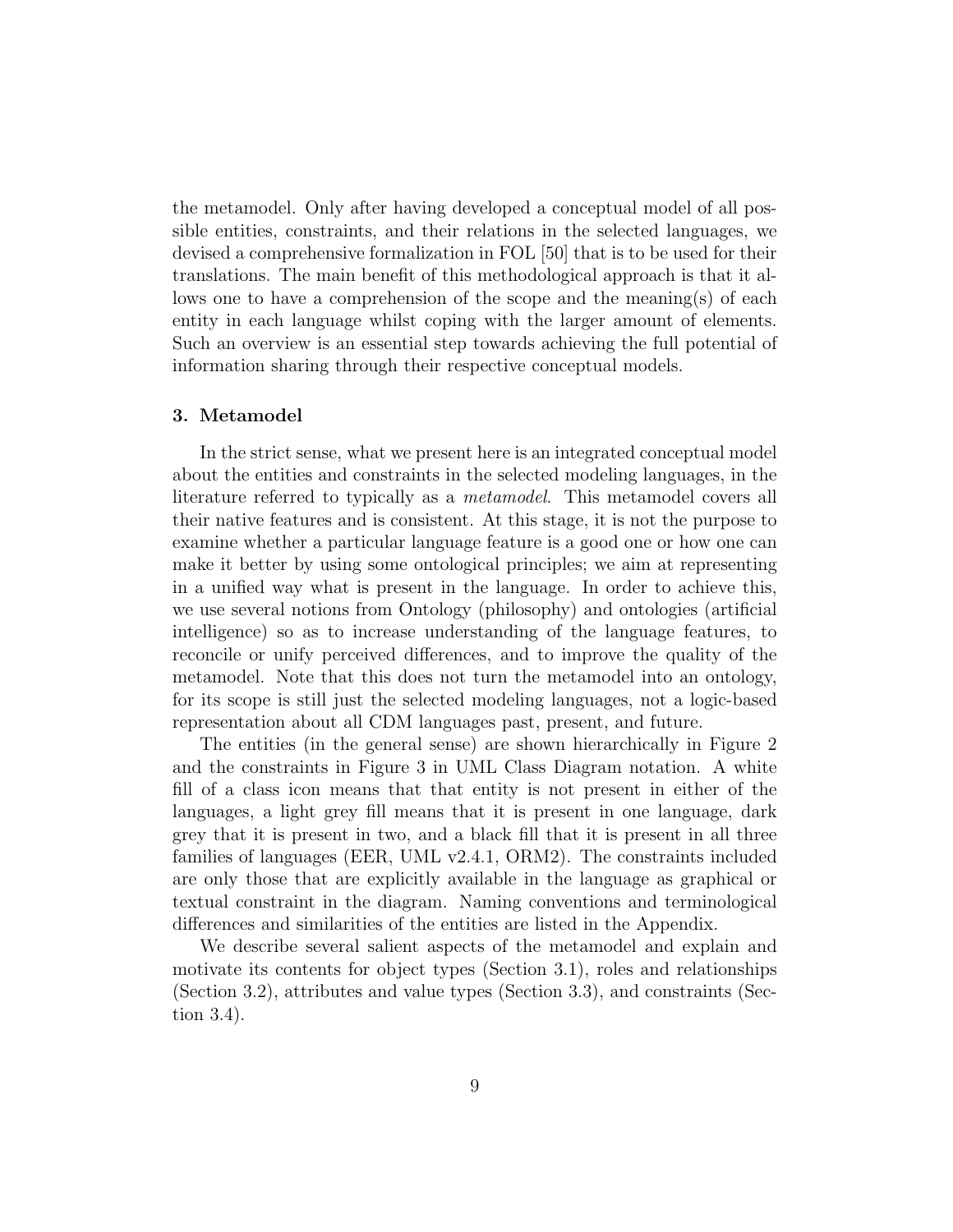the metamodel. Only after having developed a conceptual model of all possible entities, constraints, and their relations in the selected languages, we devised a comprehensive formalization in FOL [50] that is to be used for their translations. The main benefit of this methodological approach is that it allows one to have a comprehension of the scope and the meaning(s) of each entity in each language whilst coping with the larger amount of elements. Such an overview is an essential step towards achieving the full potential of information sharing through their respective conceptual models.

## 3. Metamodel

In the strict sense, what we present here is an integrated conceptual model about the entities and constraints in the selected modeling languages, in the literature referred to typically as a *metamodel*. This metamodel covers all their native features and is consistent. At this stage, it is not the purpose to examine whether a particular language feature is a good one or how one can make it better by using some ontological principles; we aim at representing in a unified way what is present in the language. In order to achieve this, we use several notions from Ontology (philosophy) and ontologies (artificial intelligence) so as to increase understanding of the language features, to reconcile or unify perceived differences, and to improve the quality of the metamodel. Note that this does not turn the metamodel into an ontology, for its scope is still just the selected modeling languages, not a logic-based representation about all CDM languages past, present, and future.

The entities (in the general sense) are shown hierarchically in Figure 2 and the constraints in Figure 3 in UML Class Diagram notation. A white fill of a class icon means that that entity is not present in either of the languages, a light grey fill means that it is present in one language, dark grey that it is present in two, and a black fill that it is present in all three families of languages (EER, UML v2.4.1, ORM2). The constraints included are only those that are explicitly available in the language as graphical or textual constraint in the diagram. Naming conventions and terminological differences and similarities of the entities are listed in the Appendix.

We describe several salient aspects of the metamodel and explain and motivate its contents for object types (Section 3.1), roles and relationships (Section 3.2), attributes and value types (Section 3.3), and constraints (Section 3.4).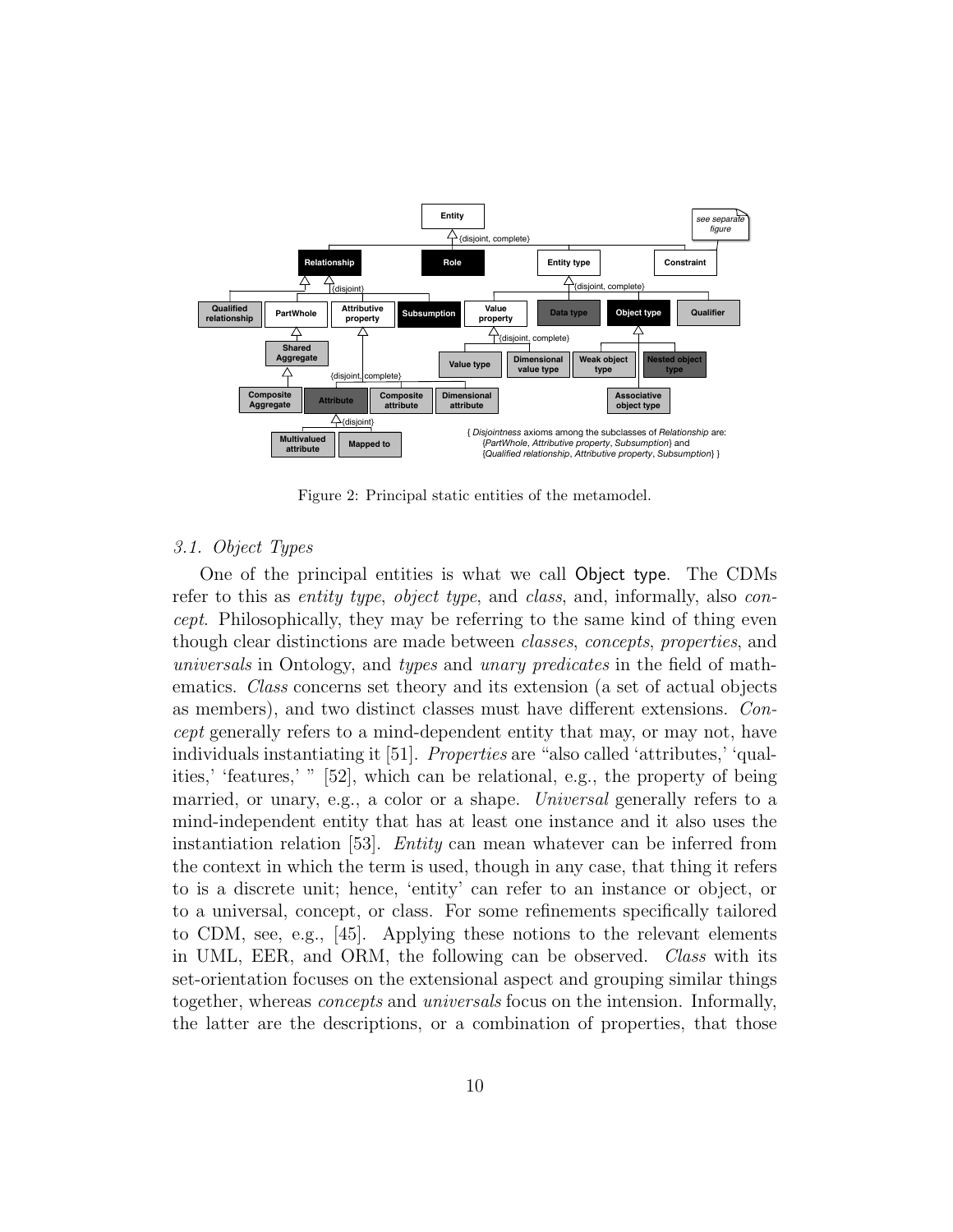Figure 2: Principal static entities of the metamodel.

### 3.1. Object Types

One of the principal entities is what we call Object type. The CDMs refer to this as *entity type*, *object type*, and *class*, and, informally, also *concept*. Philosophically, they may be referring to the same kind of thing even though clear distinctions are made between *classes*, *concepts*, *properties*, and *universals* in Ontology, and *types* and *unary predicates* in the field of mathematics. *Class* concerns set theory and its extension (a set of actual objects as members), and two distinct classes must have different extensions. *Concept* generally refers to a mind-dependent entity that may, or may not, have individuals instantiating it [51]. *Properties* are "also called 'attributes,' 'qualities,' 'features,' " [52], which can be relational, e.g., the property of being married, or unary, e.g., a color or a shape. *Universal* generally refers to a mind-independent entity that has at least one instance and it also uses the instantiation relation [53]. *Entity* can mean whatever can be inferred from the context in which the term is used, though in any case, that thing it refers to is a discrete unit; hence, 'entity' can refer to an instance or object, or to a universal, concept, or class. For some refinements specifically tailored to CDM, see, e.g., [45]. Applying these notions to the relevant elements in UML, EER, and ORM, the following can be observed. *Class* with its set-orientation focuses on the extensional aspect and grouping similar things together, whereas *concepts* and *universals* focus on the intension. Informally, the latter are the descriptions, or a combination of properties, that those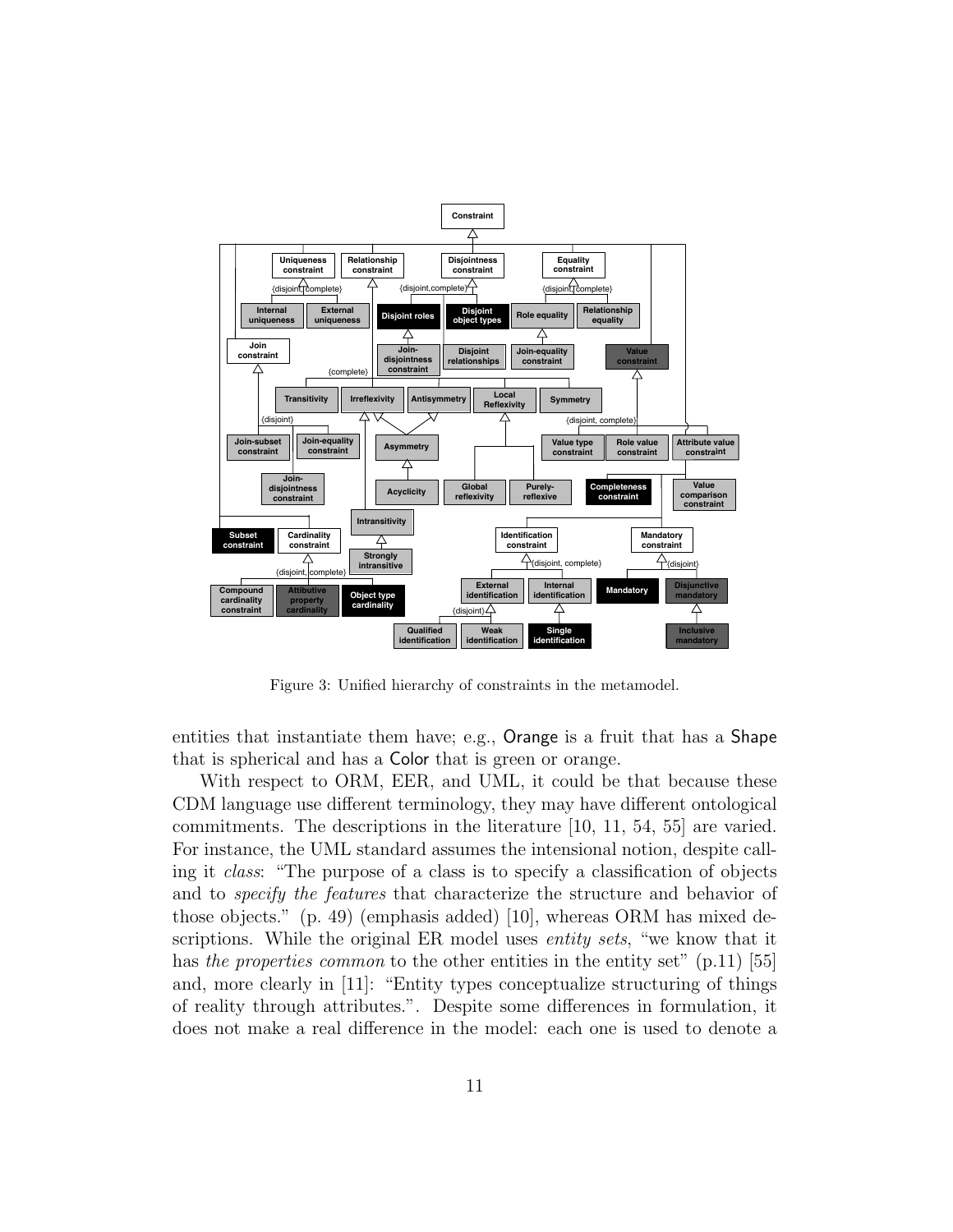Figure 3: Unified hierarchy of constraints in the metamodel.

entities that instantiate them have; e.g., Orange is a fruit that has a Shape that is spherical and has a Color that is green or orange.

With respect to ORM, EER, and UML, it could be that because these CDM language use different terminology, they may have different ontological commitments. The descriptions in the literature [10, 11, 54, 55] are varied. For instance, the UML standard assumes the intensional notion, despite calling it *class*: "The purpose of a class is to specify a classification of objects and to *specify the features* that characterize the structure and behavior of those objects." (p. 49) (emphasis added) [10], whereas ORM has mixed descriptions. While the original ER model uses *entity sets*, "we know that it has *the properties common* to the other entities in the entity set" (p.11) [55] and, more clearly in [11]: "Entity types conceptualize structuring of things of reality through attributes.". Despite some differences in formulation, it does not make a real difference in the model: each one is used to denote a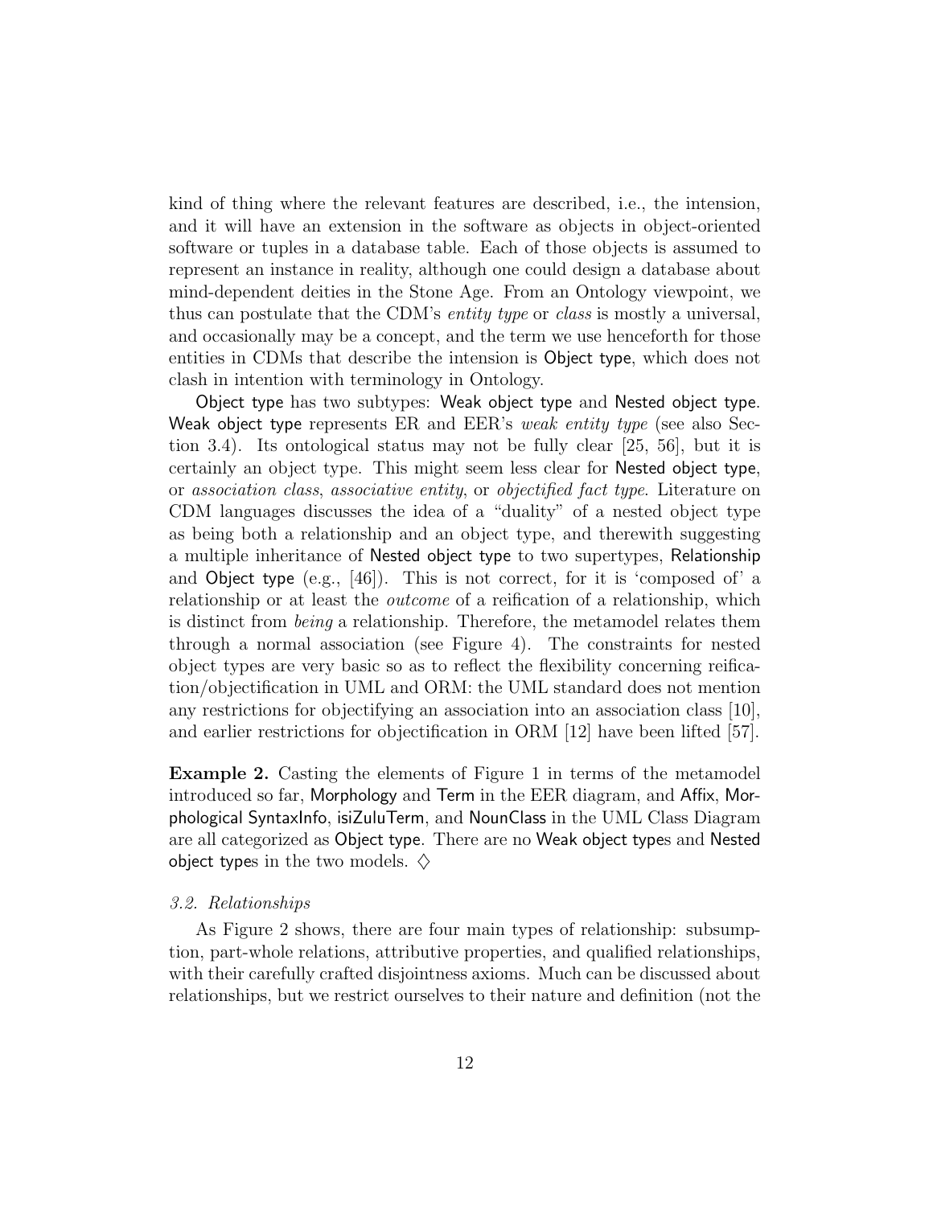kind of thing where the relevant features are described, i.e., the intension, and it will have an extension in the software as objects in object-oriented software or tuples in a database table. Each of those objects is assumed to represent an instance in reality, although one could design a database about mind-dependent deities in the Stone Age. From an Ontology viewpoint, we thus can postulate that the CDM's *entity type* or *class* is mostly a universal, and occasionally may be a concept, and the term we use henceforth for those entities in CDMs that describe the intension is Object type, which does not clash in intention with terminology in Ontology.

Object type has two subtypes: Weak object type and Nested object type. Weak object type represents ER and EER's *weak entity type* (see also Section 3.4). Its ontological status may not be fully clear [25, 56], but it is certainly an object type. This might seem less clear for Nested object type, or *association class*, *associative entity*, or *objectified fact type*. Literature on CDM languages discusses the idea of a "duality" of a nested object type as being both a relationship and an object type, and therewith suggesting a multiple inheritance of Nested object type to two supertypes, Relationship and Object type (e.g., [46]). This is not correct, for it is 'composed of' a relationship or at least the *outcome* of a reification of a relationship, which is distinct from *being* a relationship. Therefore, the metamodel relates them through a normal association (see Figure 4). The constraints for nested object types are very basic so as to reflect the flexibility concerning reification/objectification in UML and ORM: the UML standard does not mention any restrictions for objectifying an association into an association class [10], and earlier restrictions for objectification in ORM [12] have been lifted [57].

**Example 2.** Casting the elements of Figure 1 in terms of the metamodel introduced so far, Morphology and Term in the EER diagram, and Affix, Morphological SyntaxInfo, isiZuluTerm, and NounClass in the UML Class Diagram are all categorized as Object type. There are no Weak object types and Nested object types in the two models. ♢

### *3.2. Relationships*

As Figure 2 shows, there are four main types of relationship: subsumption, part-whole relations, attributive properties, and qualified relationships, with their carefully crafted disjointness axioms. Much can be discussed about relationships, but we restrict ourselves to their nature and definition (not the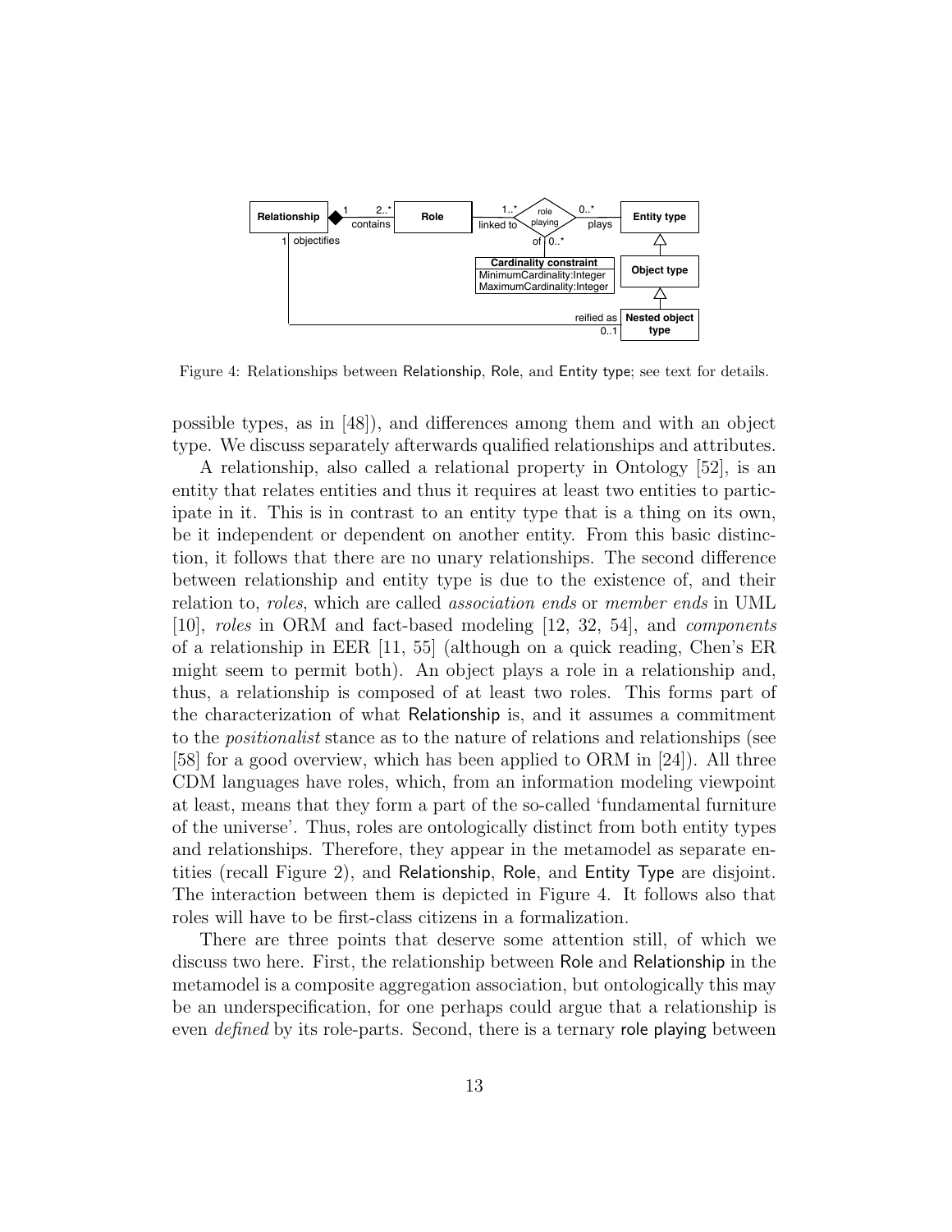Figure 4: Relationships between Relationship, Role, and Entity type; see text for details.

possible types, as in [48]), and differences among them and with an object type. We discuss separately afterwards qualified relationships and attributes.

A relationship, also called a relational property in Ontology [52], is an entity that relates entities and thus it requires at least two entities to participate in it. This is in contrast to an entity type that is a thing on its own, be it independent or dependent on another entity. From this basic distinction, it follows that there are no unary relationships. The second difference between relationship and entity type is due to the existence of, and their relation to, *roles*, which are called *association ends* or *member ends* in UML [10], *roles* in ORM and fact-based modeling [12, 32, 54], and *components* of a relationship in EER [11, 55] (although on a quick reading, Chen's ER might seem to permit both). An object plays a role in a relationship and, thus, a relationship is composed of at least two roles. This forms part of the characterization of what Relationship is, and it assumes a commitment to the *positionalist* stance as to the nature of relations and relationships (see [58] for a good overview, which has been applied to ORM in [24]). All three CDM languages have roles, which, from an information modeling viewpoint at least, means that they form a part of the so-called 'fundamental furniture of the universe'. Thus, roles are ontologically distinct from both entity types and relationships. Therefore, they appear in the metamodel as separate entities (recall Figure 2), and Relationship, Role, and Entity Type are disjoint. The interaction between them is depicted in Figure 4. It follows also that roles will have to be first-class citizens in a formalization.

There are three points that deserve some attention still, of which we discuss two here. First, the relationship between Role and Relationship in the metamodel is a composite aggregation association, but ontologically this may be an underspecification, for one perhaps could argue that a relationship is even *defined* by its role-parts. Second, there is a ternary role playing between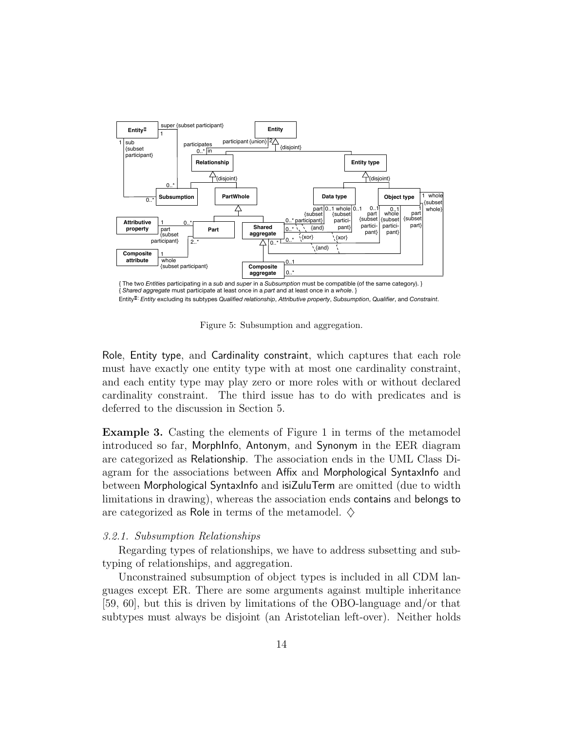{ The two *Entities* participating in a *sub* and *super* in a *Subsumption* must be compatible (of the same category). }
{ *Shared aggregate* must participate at least once in a *part* and at least once in a *whole*. }
Entity^II: *Entity* excluding its subtypes *Qualified relationship*, *Attributive property*, *Subsumption*, *Qualifier*, and *Constraint*.

Figure 5: Subsumption and aggregation.

Role, Entity type, and Cardinality constraint, which captures that each role must have exactly one entity type with at most one cardinality constraint, and each entity type may play zero or more roles with or without declared cardinality constraint. The third issue has to do with predicates and is deferred to the discussion in Section 5.

**Example 3.** Casting the elements of Figure 1 in terms of the metamodel introduced so far, MorphInfo, Antonym, and Synonym in the EER diagram are categorized as Relationship. The association ends in the UML Class Diagram for the associations between Affix and Morphological SyntaxInfo and between Morphological SyntaxInfo and isiZuluTerm are omitted (due to width limitations in drawing), whereas the association ends contains and belongs to are categorized as Role in terms of the metamodel. ♢

### *3.2.1. Subsumption Relationships*

Regarding types of relationships, we have to address subsetting and subtyping of relationships, and aggregation.

Unconstrained subsumption of object types is included in all CDM languages except ER. There are some arguments against multiple inheritance [59, 60], but this is driven by limitations of the OBO-language and/or that subtypes must always be disjoint (an Aristotelian left-over). Neither holds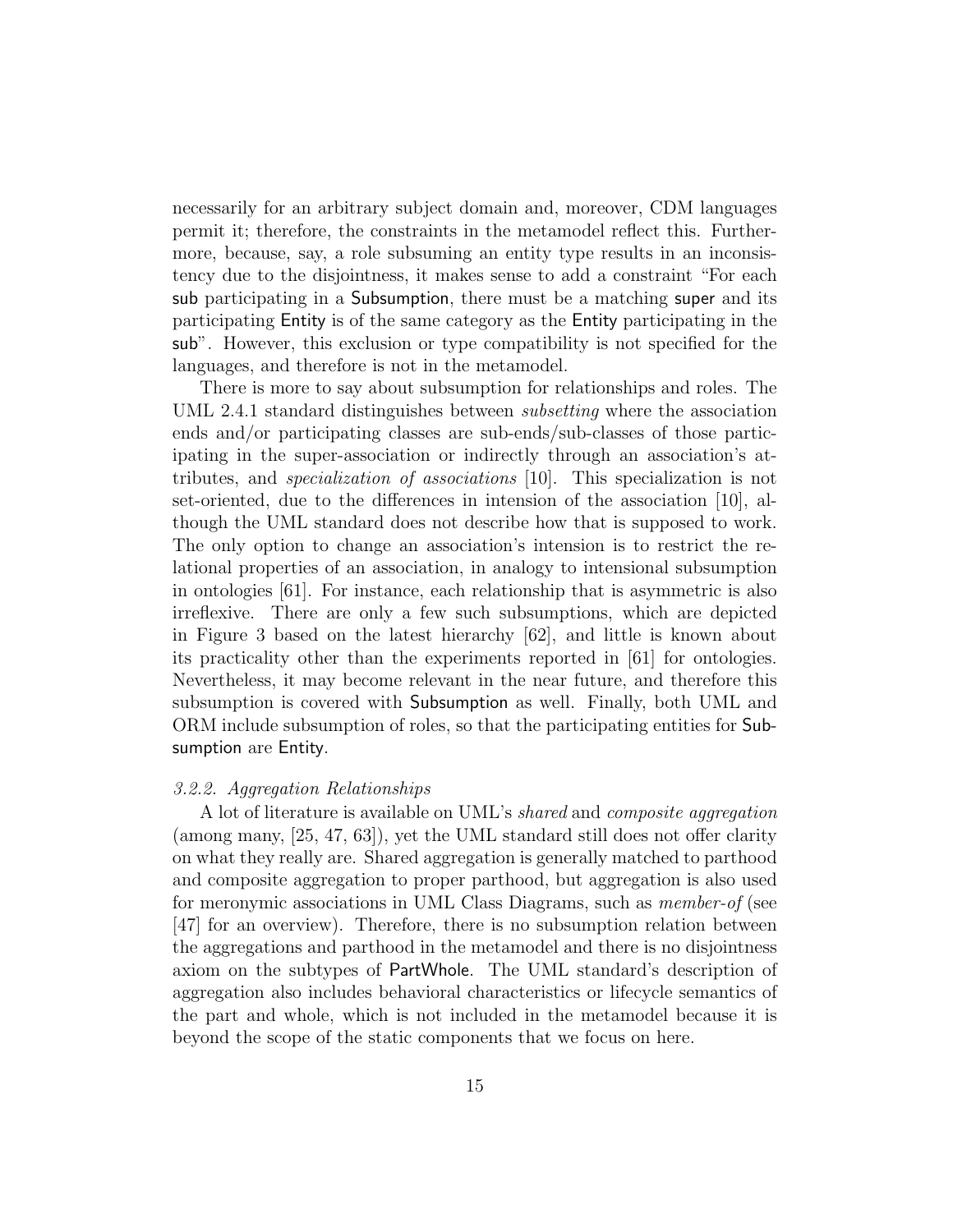necessarily for an arbitrary subject domain and, moreover, CDM languages permit it; therefore, the constraints in the metamodel reflect this. Furthermore, because, say, a role subsuming an entity type results in an inconsistency due to the disjointness, it makes sense to add a constraint "For each sub participating in a Subsumption, there must be a matching super and its participating Entity is of the same category as the Entity participating in the sub". However, this exclusion or type compatibility is not specified for the languages, and therefore is not in the metamodel.

There is more to say about subsumption for relationships and roles. The UML 2.4.1 standard distinguishes between *subsetting* where the association ends and/or participating classes are sub-ends/sub-classes of those participating in the super-association or indirectly through an association's attributes, and *specialization of associations* [10]. This specialization is not set-oriented, due to the differences in intension of the association [10], although the UML standard does not describe how that is supposed to work. The only option to change an association's intension is to restrict the relational properties of an association, in analogy to intensional subsumption in ontologies [61]. For instance, each relationship that is asymmetric is also irreflexive. There are only a few such subsumptions, which are depicted in Figure 3 based on the latest hierarchy [62], and little is known about its practicality other than the experiments reported in [61] for ontologies. Nevertheless, it may become relevant in the near future, and therefore this subsumption is covered with Subsumption as well. Finally, both UML and ORM include subsumption of roles, so that the participating entities for Subsumption are Entity.

### *3.2.2. Aggregation Relationships*

A lot of literature is available on UML's *shared* and *composite aggregation* (among many, [25, 47, 63]), yet the UML standard still does not offer clarity on what they really are. Shared aggregation is generally matched to parthood and composite aggregation to proper parthood, but aggregation is also used for meronymic associations in UML Class Diagrams, such as *member-of* (see [47] for an overview). Therefore, there is no subsumption relation between the aggregations and parthood in the metamodel and there is no disjointness axiom on the subtypes of PartWhole. The UML standard's description of aggregation also includes behavioral characteristics or lifecycle semantics of the part and whole, which is not included in the metamodel because it is beyond the scope of the static components that we focus on here.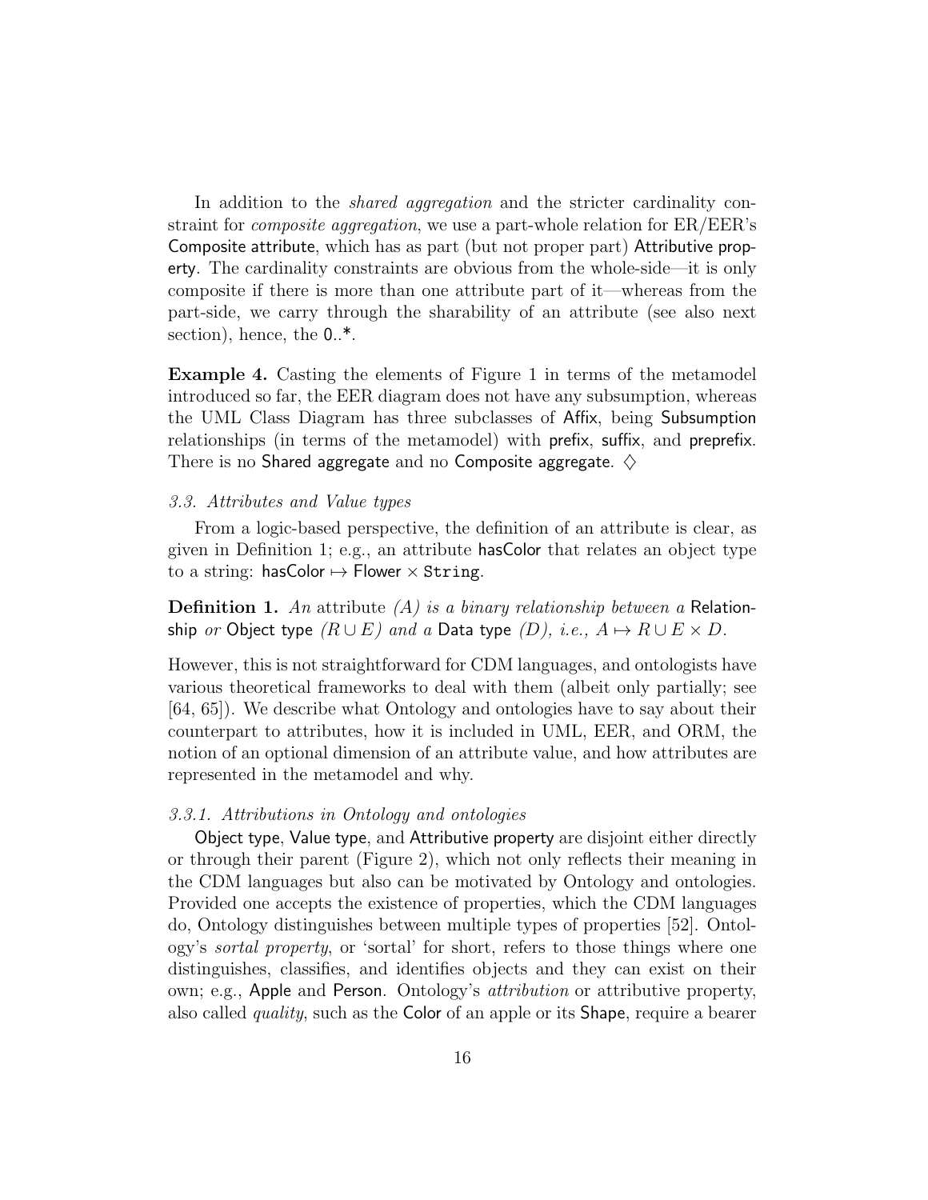In addition to the *shared aggregation* and the stricter cardinality constraint for *composite aggregation*, we use a part-whole relation for ER/EER's Composite attribute, which has as part (but not proper part) Attributive property. The cardinality constraints are obvious from the whole-side—it is only composite if there is more than one attribute part of it—whereas from the part-side, we carry through the sharability of an attribute (see also next section), hence, the 0..*.

**Example 4.** Casting the elements of Figure 1 in terms of the metamodel introduced so far, the EER diagram does not have any subsumption, whereas the UML Class Diagram has three subclasses of Affix, being Subsumption relationships (in terms of the metamodel) with prefix, suffix, and preprefix. There is no Shared aggregate and no Composite aggregate. ♢

### *3.3. Attributes and Value types*

From a logic-based perspective, the definition of an attribute is clear, as given in Definition 1; e.g., an attribute hasColor that relates an object type to a string: hasColor $\mapsto$ Flower $\times$ `String`.

**Definition 1.** *An* attribute *(A) is a binary relationship between a* Relationship *or* Object type *($R \cup E$) and a* Data type *($D$), i.e., $A \mapsto R \cup E \times D$.*

However, this is not straightforward for CDM languages, and ontologists have various theoretical frameworks to deal with them (albeit only partially; see [64, 65]). We describe what Ontology and ontologies have to say about their counterpart to attributes, how it is included in UML, EER, and ORM, the notion of an optional dimension of an attribute value, and how attributes are represented in the metamodel and why.

#### *3.3.1. Attributions in Ontology and ontologies*

Object type, Value type, and Attributive property are disjoint either directly or through their parent (Figure 2), which not only reflects their meaning in the CDM languages but also can be motivated by Ontology and ontologies. Provided one accepts the existence of properties, which the CDM languages do, Ontology distinguishes between multiple types of properties [52]. Ontology's *sortal property*, or 'sortal' for short, refers to those things where one distinguishes, classifies, and identifies objects and they can exist on their own; e.g., Apple and Person. Ontology's *attribution* or attributive property, also called *quality*, such as the Color of an apple or its Shape, require a bearer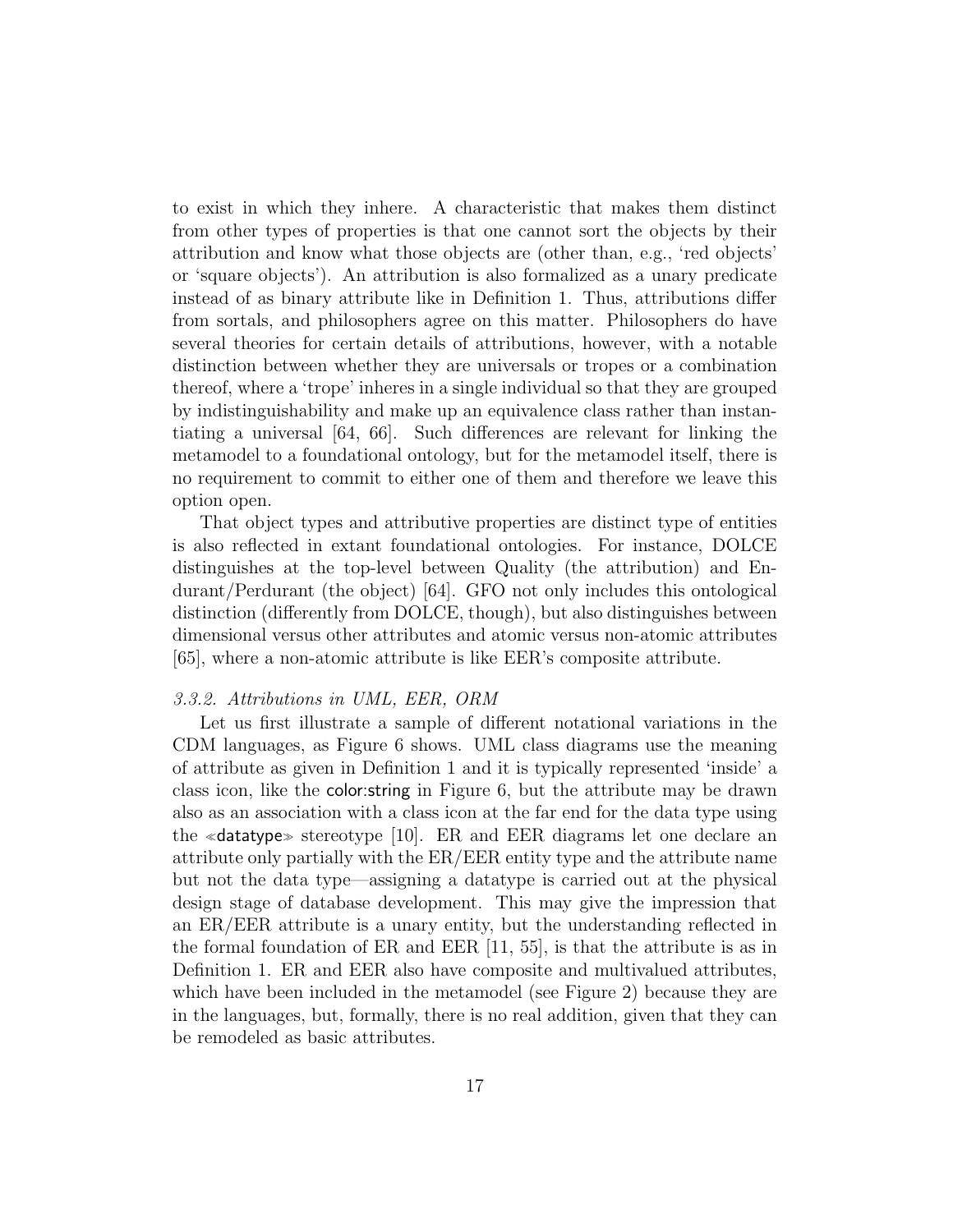to exist in which they inhere. A characteristic that makes them distinct from other types of properties is that one cannot sort the objects by their attribution and know what those objects are (other than, e.g., 'red objects' or 'square objects'). An attribution is also formalized as a unary predicate instead of as binary attribute like in Definition 1. Thus, attributions differ from sortals, and philosophers agree on this matter. Philosophers do have several theories for certain details of attributions, however, with a notable distinction between whether they are universals or tropes or a combination thereof, where a 'trope' inheres in a single individual so that they are grouped by indistinguishability and make up an equivalence class rather than instantiating a universal [64, 66]. Such differences are relevant for linking the metamodel to a foundational ontology, but for the metamodel itself, there is no requirement to commit to either one of them and therefore we leave this option open.

That object types and attributive properties are distinct type of entities is also reflected in extant foundational ontologies. For instance, DOLCE distinguishes at the top-level between Quality (the attribution) and Endurant/Perdurant (the object) [64]. GFO not only includes this ontological distinction (differently from DOLCE, though), but also distinguishes between dimensional versus other attributes and atomic versus non-atomic attributes [65], where a non-atomic attribute is like EER's composite attribute.

### *3.3.2. Attributions in UML, EER, ORM*

Let us first illustrate a sample of different notational variations in the CDM languages, as Figure 6 shows. UML class diagrams use the meaning of attribute as given in Definition 1 and it is typically represented 'inside' a class icon, like the color:string in Figure 6, but the attribute may be drawn also as an association with a class icon at the far end for the data type using the ≪datatype≫ stereotype [10]. ER and EER diagrams let one declare an attribute only partially with the ER/EER entity type and the attribute name but not the data type—assigning a datatype is carried out at the physical design stage of database development. This may give the impression that an ER/EER attribute is a unary entity, but the understanding reflected in the formal foundation of ER and EER [11, 55], is that the attribute is as in Definition 1. ER and EER also have composite and multivalued attributes, which have been included in the metamodel (see Figure 2) because they are in the languages, but, formally, there is no real addition, given that they can be remodeled as basic attributes.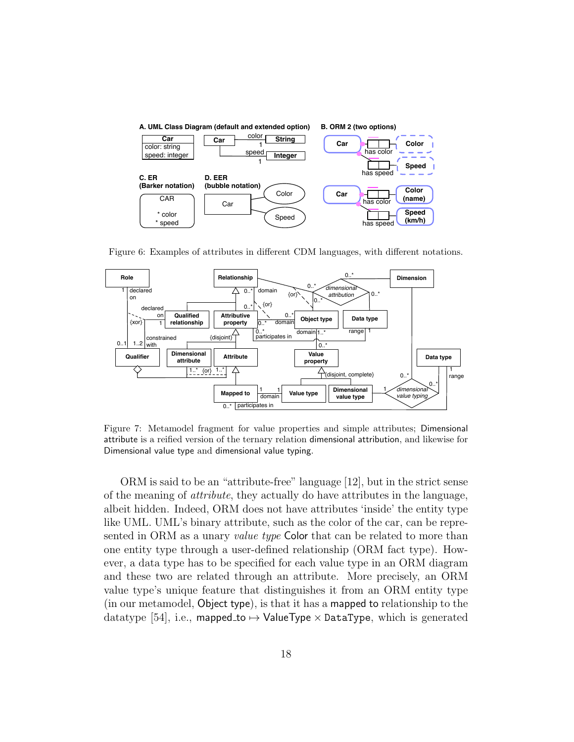Figure 6: Examples of attributes in different CDM languages, with different notations.

Figure 7: Metamodel fragment for value properties and simple attributes; Dimensional attribute is a reified version of the ternary relation dimensional attribution, and likewise for Dimensional value type and dimensional value typing.

ORM is said to be an "attribute-free" language [12], but in the strict sense of the meaning of *attribute*, they actually do have attributes in the language, albeit hidden. Indeed, ORM does not have attributes 'inside' the entity type like UML. UML's binary attribute, such as the color of the car, can be represented in ORM as a unary *value type* Color that can be related to more than one entity type through a user-defined relationship (ORM fact type). However, a data type has to be specified for each value type in an ORM diagram and these two are related through an attribute. More precisely, an ORM value type's unique feature that distinguishes it from an ORM entity type (in our metamodel, Object type), is that it has a mapped to relationship to the datatype [54], i.e., mapped_to $\mapsto$ ValueType $\times$ DataType, which is generated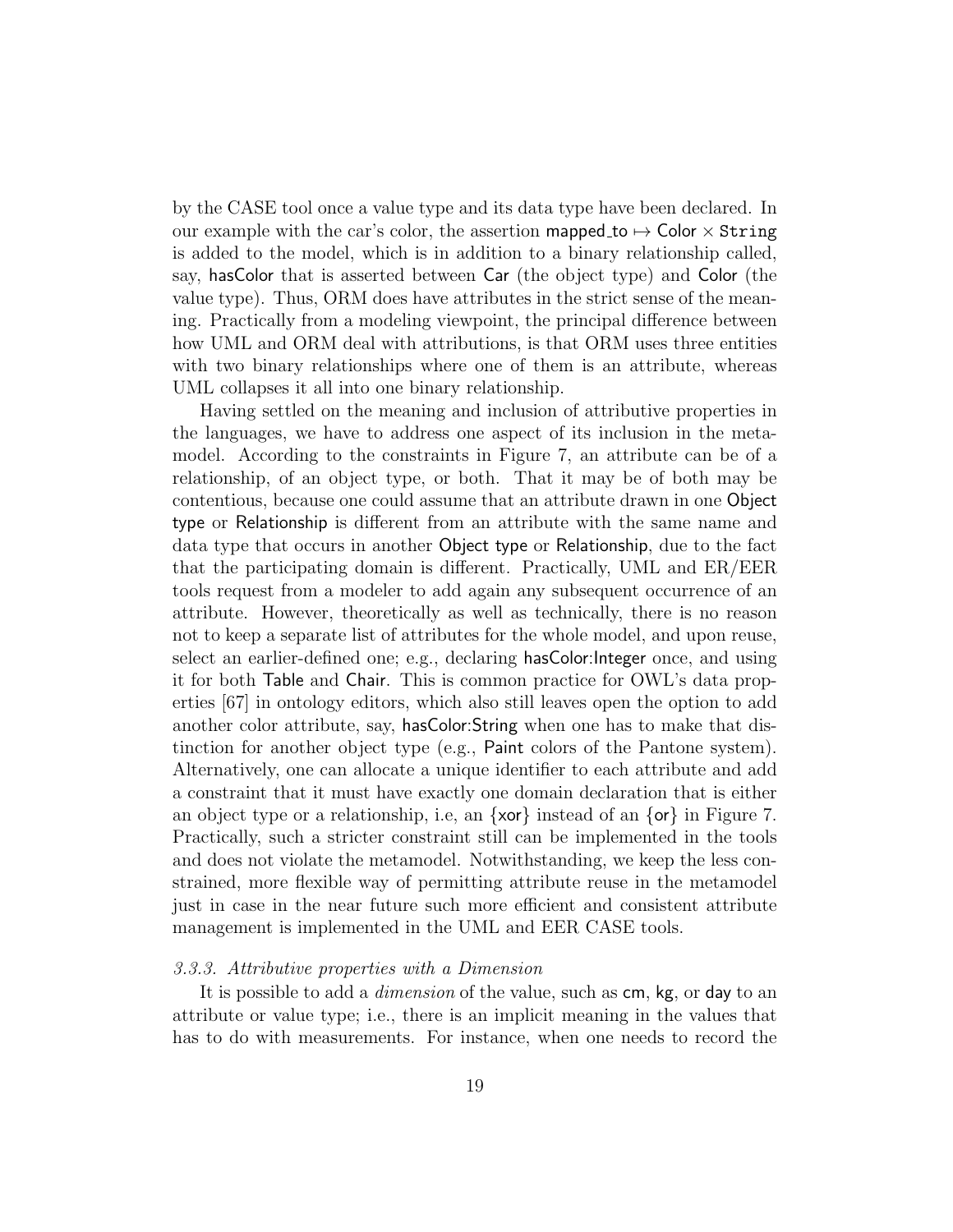by the CASE tool once a value type and its data type have been declared. In our example with the car's color, the assertion mapped_to $\mapsto$ Color $\times$ String is added to the model, which is in addition to a binary relationship called, say, hasColor that is asserted between Car (the object type) and Color (the value type). Thus, ORM does have attributes in the strict sense of the meaning. Practically from a modeling viewpoint, the principal difference between how UML and ORM deal with attributions, is that ORM uses three entities with two binary relationships where one of them is an attribute, whereas UML collapses it all into one binary relationship.

Having settled on the meaning and inclusion of attributive properties in the languages, we have to address one aspect of its inclusion in the metamodel. According to the constraints in Figure 7, an attribute can be of a relationship, of an object type, or both. That it may be of both may be contentious, because one could assume that an attribute drawn in one Object type or Relationship is different from an attribute with the same name and data type that occurs in another Object type or Relationship, due to the fact that the participating domain is different. Practically, UML and ER/EER tools request from a modeler to add again any subsequent occurrence of an attribute. However, theoretically as well as technically, there is no reason not to keep a separate list of attributes for the whole model, and upon reuse, select an earlier-defined one; e.g., declaring hasColor:Integer once, and using it for both Table and Chair. This is common practice for OWL's data properties [67] in ontology editors, which also still leaves open the option to add another color attribute, say, hasColor:String when one has to make that distinction for another object type (e.g., Paint colors of the Pantone system). Alternatively, one can allocate a unique identifier to each attribute and add a constraint that it must have exactly one domain declaration that is either an object type or a relationship, i.e, an {xor} instead of an {or} in Figure 7. Practically, such a stricter constraint still can be implemented in the tools and does not violate the metamodel. Notwithstanding, we keep the less constrained, more flexible way of permitting attribute reuse in the metamodel just in case in the near future such more efficient and consistent attribute management is implemented in the UML and EER CASE tools.

### 3.3.3. Attributive properties with a Dimension

It is possible to add a *dimension* of the value, such as cm, kg, or day to an attribute or value type; i.e., there is an implicit meaning in the values that has to do with measurements. For instance, when one needs to record the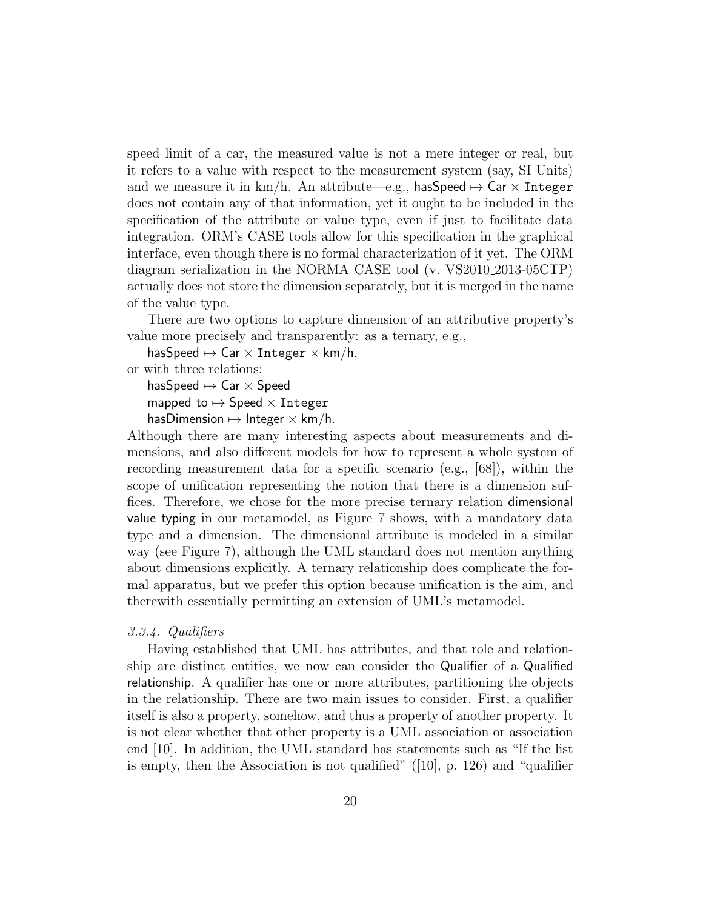speed limit of a car, the measured value is not a mere integer or real, but it refers to a value with respect to the measurement system (say, SI Units) and we measure it in km/h. An attribute—e.g., hasSpeed $\mapsto$ Car $\times$ `Integer` does not contain any of that information, yet it ought to be included in the specification of the attribute or value type, even if just to facilitate data integration. ORM's CASE tools allow for this specification in the graphical interface, even though there is no formal characterization of it yet. The ORM diagram serialization in the NORMA CASE tool (v. VS2010_2013-05CTP) actually does not store the dimension separately, but it is merged in the name of the value type.

There are two options to capture dimension of an attributive property's value more precisely and transparently: as a ternary, e.g.,

hasSpeed $\mapsto$ Car $\times$ `Integer` $\times$ km/h,

or with three relations:

hasSpeed $\mapsto$ Car $\times$ Speed
mapped_to $\mapsto$ Speed $\times$ `Integer`
hasDimension $\mapsto$ Integer $\times$ km/h.

Although there are many interesting aspects about measurements and dimensions, and also different models for how to represent a whole system of recording measurement data for a specific scenario (e.g., [68]), within the scope of unification representing the notion that there is a dimension suffices. Therefore, we chose for the more precise ternary relation dimensional value typing in our metamodel, as Figure 7 shows, with a mandatory data type and a dimension. The dimensional attribute is modeled in a similar way (see Figure 7), although the UML standard does not mention anything about dimensions explicitly. A ternary relationship does complicate the formal apparatus, but we prefer this option because unification is the aim, and therewith essentially permitting an extension of UML's metamodel.

#### *3.3.4. Qualifiers*

Having established that UML has attributes, and that role and relationship are distinct entities, we now can consider the Qualifier of a Qualified relationship. A qualifier has one or more attributes, partitioning the objects in the relationship. There are two main issues to consider. First, a qualifier itself is also a property, somehow, and thus a property of another property. It is not clear whether that other property is a UML association or association end [10]. In addition, the UML standard has statements such as "If the list is empty, then the Association is not qualified" ([10], p. 126) and "qualifier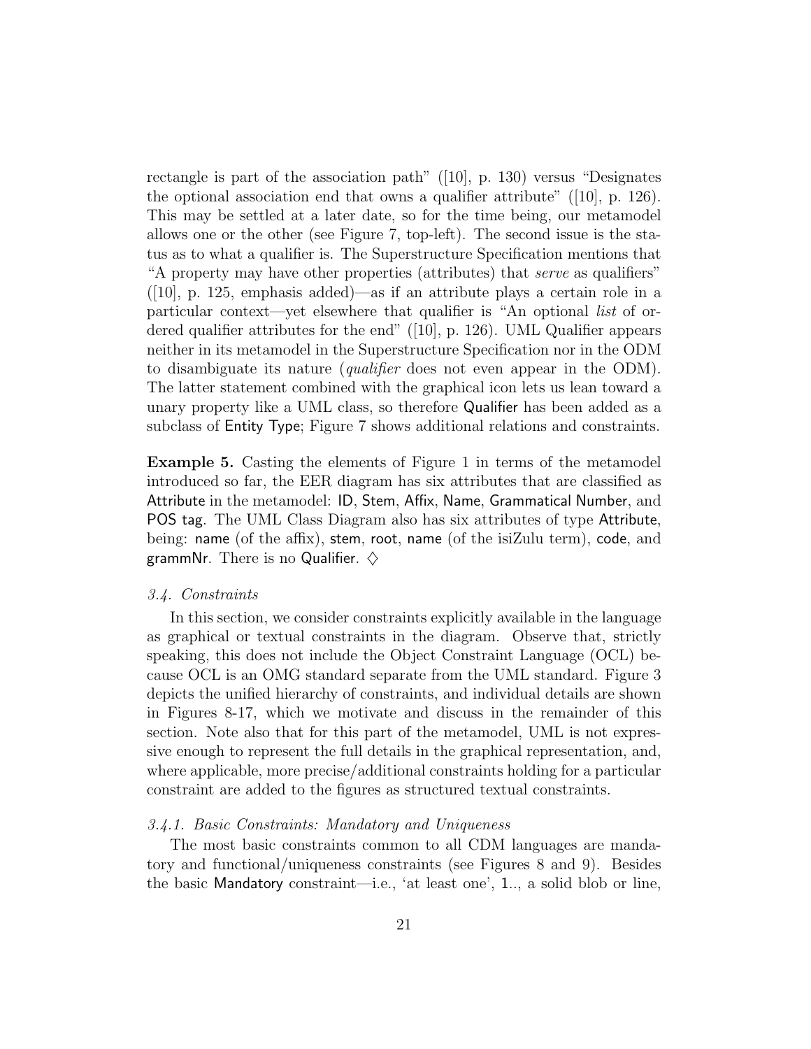rectangle is part of the association path" ([10], p. 130) versus "Designates the optional association end that owns a qualifier attribute" ([10], p. 126). This may be settled at a later date, so for the time being, our metamodel allows one or the other (see Figure 7, top-left). The second issue is the status as to what a qualifier is. The Superstructure Specification mentions that "A property may have other properties (attributes) that *serve* as qualifiers" ([10], p. 125, emphasis added)—as if an attribute plays a certain role in a particular context—yet elsewhere that qualifier is "An optional *list* of ordered qualifier attributes for the end" ([10], p. 126). UML Qualifier appears neither in its metamodel in the Superstructure Specification nor in the ODM to disambiguate its nature (*qualifier* does not even appear in the ODM). The latter statement combined with the graphical icon lets us lean toward a unary property like a UML class, so therefore Qualifier has been added as a subclass of Entity Type; Figure 7 shows additional relations and constraints.

**Example 5.** Casting the elements of Figure 1 in terms of the metamodel introduced so far, the EER diagram has six attributes that are classified as Attribute in the metamodel: ID, Stem, Affix, Name, Grammatical Number, and POS tag. The UML Class Diagram also has six attributes of type Attribute, being: name (of the affix), stem, root, name (of the isiZulu term), code, and grammNr. There is no Qualifier. ♢

### *3.4. Constraints*

In this section, we consider constraints explicitly available in the language as graphical or textual constraints in the diagram. Observe that, strictly speaking, this does not include the Object Constraint Language (OCL) because OCL is an OMG standard separate from the UML standard. Figure 3 depicts the unified hierarchy of constraints, and individual details are shown in Figures 8-17, which we motivate and discuss in the remainder of this section. Note also that for this part of the metamodel, UML is not expressive enough to represent the full details in the graphical representation, and, where applicable, more precise/additional constraints holding for a particular constraint are added to the figures as structured textual constraints.

#### *3.4.1. Basic Constraints: Mandatory and Uniqueness*

The most basic constraints common to all CDM languages are mandatory and functional/uniqueness constraints (see Figures 8 and 9). Besides the basic Mandatory constraint—i.e., 'at least one', 1.., a solid blob or line,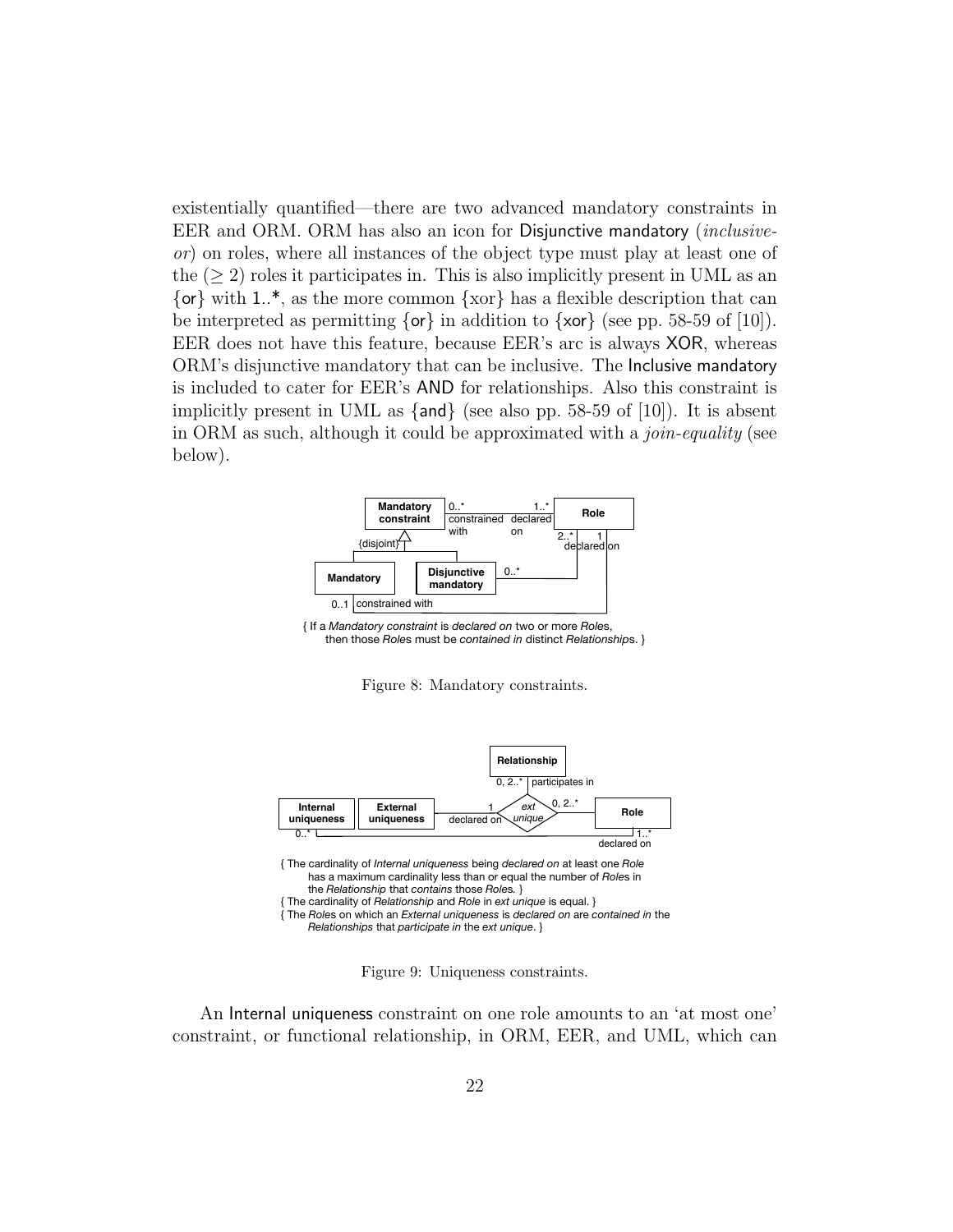existentially quantified—there are two advanced mandatory constraints in EER and ORM. ORM has also an icon for Disjunctive mandatory (*inclusive-or*) on roles, where all instances of the object type must play at least one of the ($\geq 2$) roles it participates in. This is also implicitly present in UML as an {or} with 1..*, as the more common {xor} has a flexible description that can be interpreted as permitting {or} in addition to {xor} (see pp. 58-59 of [10]). EER does not have this feature, because EER's arc is always XOR, whereas ORM's disjunctive mandatory that can be inclusive. The Inclusive mandatory is included to cater for EER's AND for relationships. Also this constraint is implicitly present in UML as {and} (see also pp. 58-59 of [10]). It is absent in ORM as such, although it could be approximated with a *join-equality* (see below).

{ If a *Mandatory constraint* is *declared on* two or more *Role*s, then those *Role*s must be *contained in* distinct *Relationship*s. }

Figure 8: Mandatory constraints.

{ The cardinality of *Internal uniqueness* being *declared on* at least one *Role* has a maximum cardinality less than or equal the number of *Role*s in the *Relationship* that *contains* those *Roles*. }
{ The cardinality of *Relationship* and *Role* in *ext unique* is equal. }
{ The *Roles* on which an *External uniqueness* is *declared on* are *contained in* the *Relationships* that *participate in* the *ext unique*. }

Figure 9: Uniqueness constraints.

An Internal uniqueness constraint on one role amounts to an 'at most one' constraint, or functional relationship, in ORM, EER, and UML, which can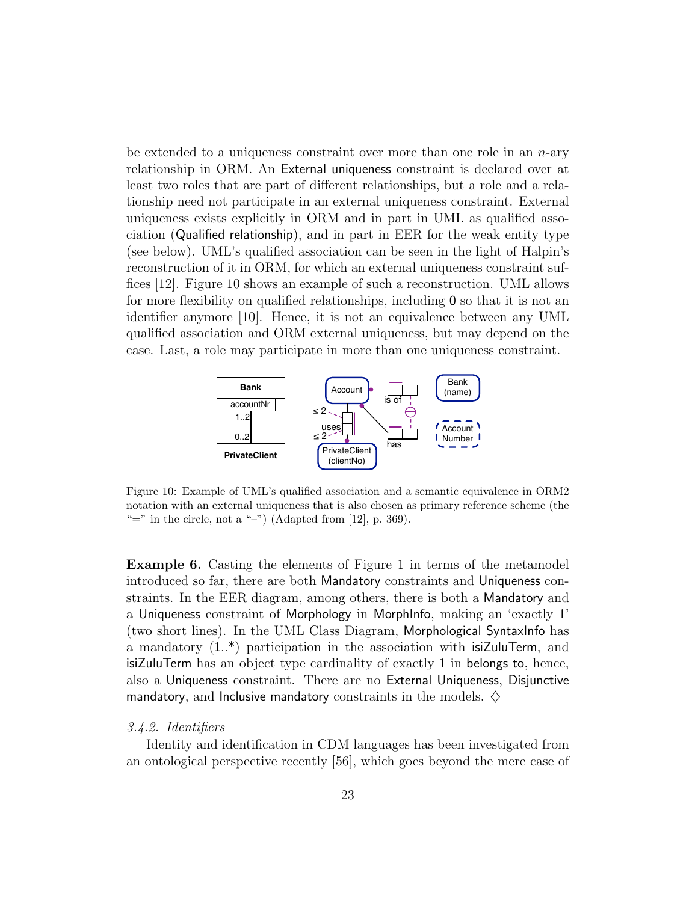be extended to a uniqueness constraint over more than one role in an $n$-ary relationship in ORM. An External uniqueness constraint is declared over at least two roles that are part of different relationships, but a role and a relationship need not participate in an external uniqueness constraint. External uniqueness exists explicitly in ORM and in part in UML as qualified association (Qualified relationship), and in part in EER for the weak entity type (see below). UML's qualified association can be seen in the light of Halpin's reconstruction of it in ORM, for which an external uniqueness constraint suffices [12]. Figure 10 shows an example of such a reconstruction. UML allows for more flexibility on qualified relationships, including 0 so that it is not an identifier anymore [10]. Hence, it is not an equivalence between any UML qualified association and ORM external uniqueness, but may depend on the case. Last, a role may participate in more than one uniqueness constraint.

Figure 10: Example of UML's qualified association and a semantic equivalence in ORM2 notation with an external uniqueness that is also chosen as primary reference scheme (the "=" in the circle, not a "–") (Adapted from [12], p. 369).

**Example 6.** Casting the elements of Figure 1 in terms of the metamodel introduced so far, there are both Mandatory constraints and Uniqueness constraints. In the EER diagram, among others, there is both a Mandatory and a Uniqueness constraint of Morphology in MorphInfo, making an 'exactly 1' (two short lines). In the UML Class Diagram, Morphological SyntaxInfo has a mandatory (1..*) participation in the association with isiZuluTerm, and isiZuluTerm has an object type cardinality of exactly 1 in belongs to, hence, also a Uniqueness constraint. There are no External Uniqueness, Disjunctive mandatory, and Inclusive mandatory constraints in the models. ♢

### *3.4.2. Identifiers*

Identity and identification in CDM languages has been investigated from an ontological perspective recently [56], which goes beyond the mere case of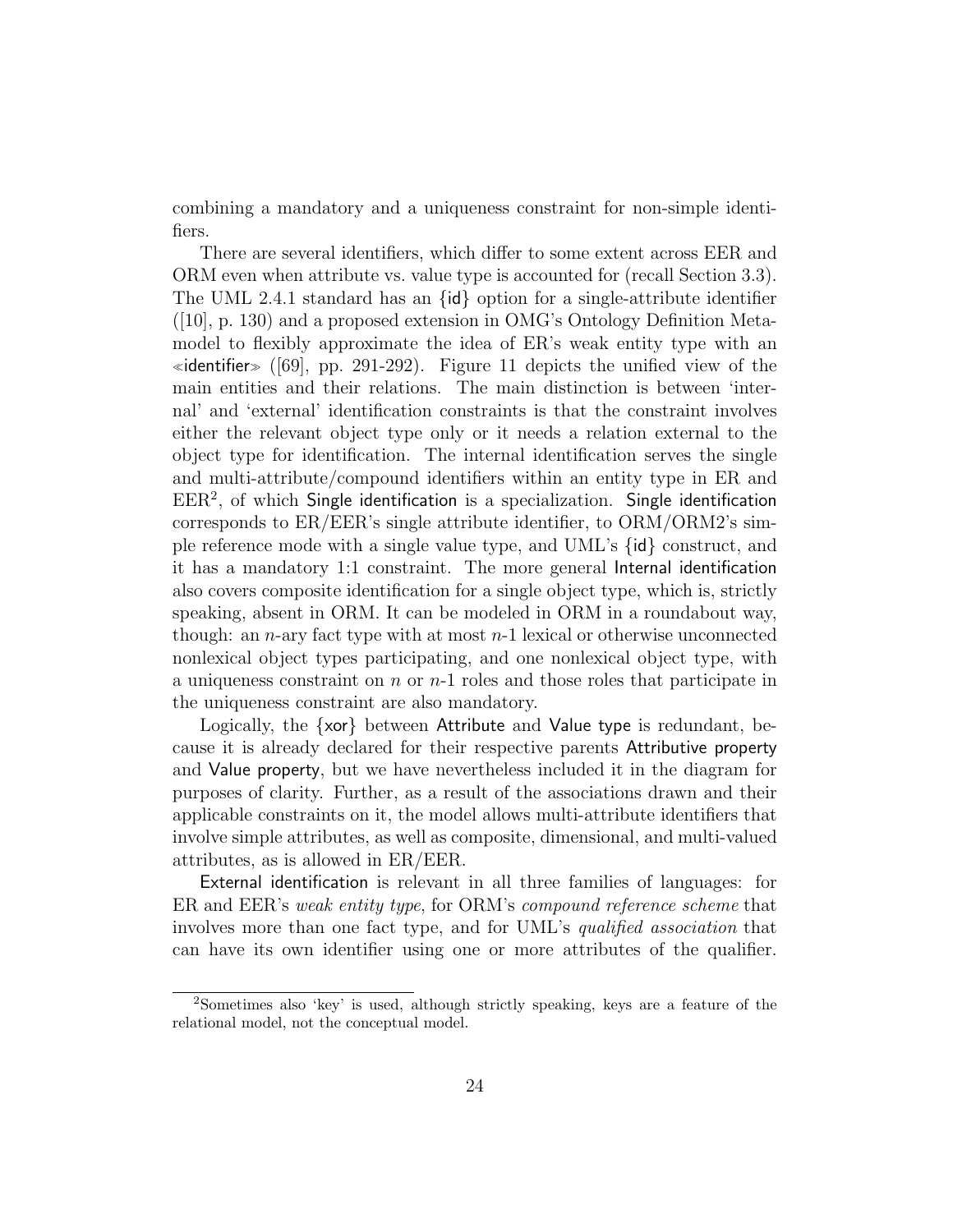combining a mandatory and a uniqueness constraint for non-simple identifiers.

There are several identifiers, which differ to some extent across EER and ORM even when attribute vs. value type is accounted for (recall Section 3.3). The UML 2.4.1 standard has an {id} option for a single-attribute identifier ([10], p. 130) and a proposed extension in OMG's Ontology Definition Metamodel to flexibly approximate the idea of ER's weak entity type with an ≪identifier≫ ([69], pp. 291-292). Figure 11 depicts the unified view of the main entities and their relations. The main distinction is between 'internal' and 'external' identification constraints is that the constraint involves either the relevant object type only or it needs a relation external to the object type for identification. The internal identification serves the single and multi-attribute/compound identifiers within an entity type in ER and EER[2], of which Single identification is a specialization. Single identification corresponds to ER/EER's single attribute identifier, to ORM/ORM2's simple reference mode with a single value type, and UML's {id} construct, and it has a mandatory 1:1 constraint. The more general Internal identification also covers composite identification for a single object type, which is, strictly speaking, absent in ORM. It can be modeled in ORM in a roundabout way, though: an $n$-ary fact type with at most $n$-1 lexical or otherwise unconnected nonlexical object types participating, and one nonlexical object type, with a uniqueness constraint on $n$ or $n$-1 roles and those roles that participate in the uniqueness constraint are also mandatory.

Logically, the {xor} between Attribute and Value type is redundant, because it is already declared for their respective parents Attributive property and Value property, but we have nevertheless included it in the diagram for purposes of clarity. Further, as a result of the associations drawn and their applicable constraints on it, the model allows multi-attribute identifiers that involve simple attributes, as well as composite, dimensional, and multi-valued attributes, as is allowed in ER/EER.

External identification is relevant in all three families of languages: for ER and EER's *weak entity type*, for ORM's *compound reference scheme* that involves more than one fact type, and for UML's *qualified association* that can have its own identifier using one or more attributes of the qualifier.

[2]Sometimes also 'key' is used, although strictly speaking, keys are a feature of the relational model, not the conceptual model.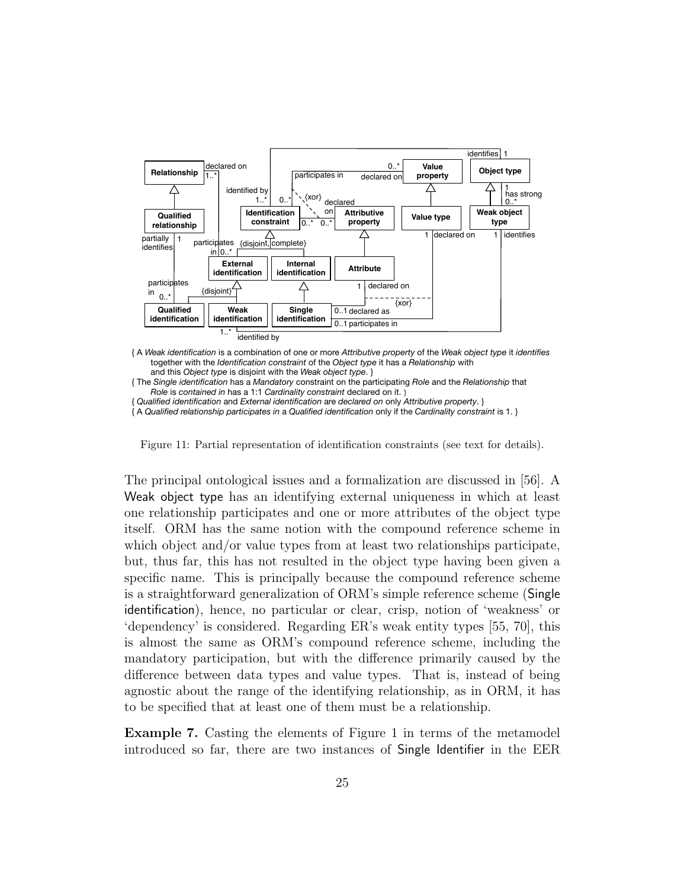{ A *Weak identification* is a combination of one or more *Attributive property* of the *Weak object type* it *identifies* together with the *Identification constraint* of the *Object type* it has a *Relationship* with and this *Object type* is disjoint with the *Weak object type*. }

{ The *Single identification* has a *Mandatory* constraint on the participating *Role* and the *Relationship* that *Role* is *contained in* has a 1:1 *Cardinality constraint* declared on it. }

{ *Qualified identification* and *External identification* are *declared on* only *Attributive property*. }

{ A *Qualified relationship participates in* a *Qualified identification* only if the *Cardinality constraint* is 1. }

Figure 11: Partial representation of identification constraints (see text for details).

The principal ontological issues and a formalization are discussed in [56]. A Weak object type has an identifying external uniqueness in which at least one relationship participates and one or more attributes of the object type itself. ORM has the same notion with the compound reference scheme in which object and/or value types from at least two relationships participate, but, thus far, this has not resulted in the object type having been given a specific name. This is principally because the compound reference scheme is a straightforward generalization of ORM's simple reference scheme (Single identification), hence, no particular or clear, crisp, notion of 'weakness' or 'dependency' is considered. Regarding ER's weak entity types [55, 70], this is almost the same as ORM's compound reference scheme, including the mandatory participation, but with the difference primarily caused by the difference between data types and value types. That is, instead of being agnostic about the range of the identifying relationship, as in ORM, it has to be specified that at least one of them must be a relationship.

**Example 7.** Casting the elements of Figure 1 in terms of the metamodel introduced so far, there are two instances of Single Identifier in the EER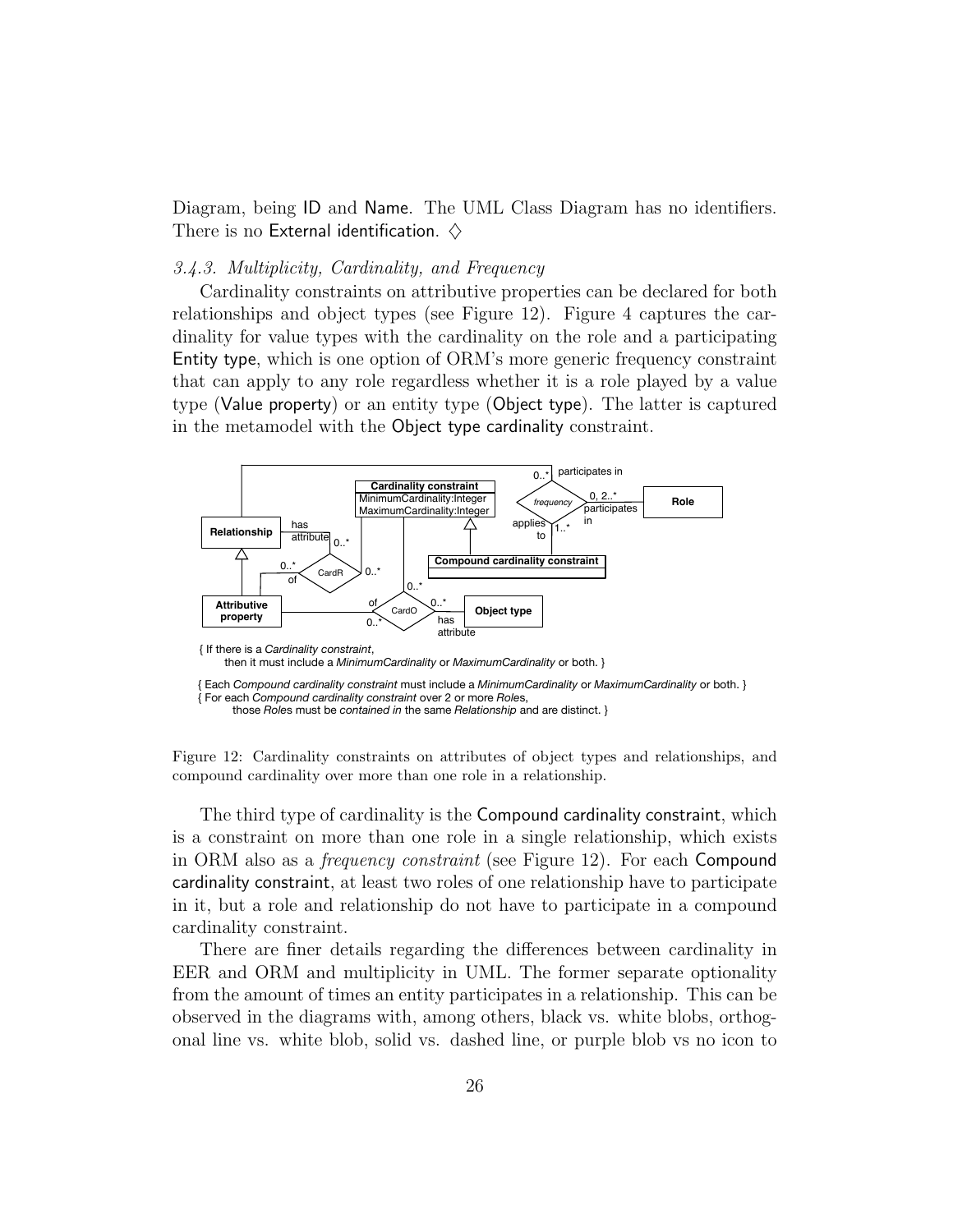Diagram, being ID and Name. The UML Class Diagram has no identifiers. There is no External identification. ◇

### 3.4.3. Multiplicity, Cardinality, and Frequency

Cardinality constraints on attributive properties can be declared for both relationships and object types (see Figure 12). Figure 4 captures the cardinality for value types with the cardinality on the role and a participating Entity type, which is one option of ORM's more generic frequency constraint that can apply to any role regardless whether it is a role played by a value type (Value property) or an entity type (Object type). The latter is captured in the metamodel with the Object type cardinality constraint.

{ If there is a *Cardinality constraint*,
then it must include a *MinimumCardinality* or *MaximumCardinality* or both. }

{ Each *Compound cardinality constraint* must include a *MinimumCardinality* or *MaximumCardinality* or both. }
{ For each *Compound cardinality constraint* over 2 or more *Roles*,
those *Roles* must be *contained in* the same *Relationship* and are distinct. }

Figure 12: Cardinality constraints on attributes of object types and relationships, and compound cardinality over more than one role in a relationship.

The third type of cardinality is the Compound cardinality constraint, which is a constraint on more than one role in a single relationship, which exists in ORM also as a *frequency constraint* (see Figure 12). For each Compound cardinality constraint, at least two roles of one relationship have to participate in it, but a role and relationship do not have to participate in a compound cardinality constraint.

There are finer details regarding the differences between cardinality in EER and ORM and multiplicity in UML. The former separate optionality from the amount of times an entity participates in a relationship. This can be observed in the diagrams with, among others, black vs. white blobs, orthogonal line vs. white blob, solid vs. dashed line, or purple blob vs no icon to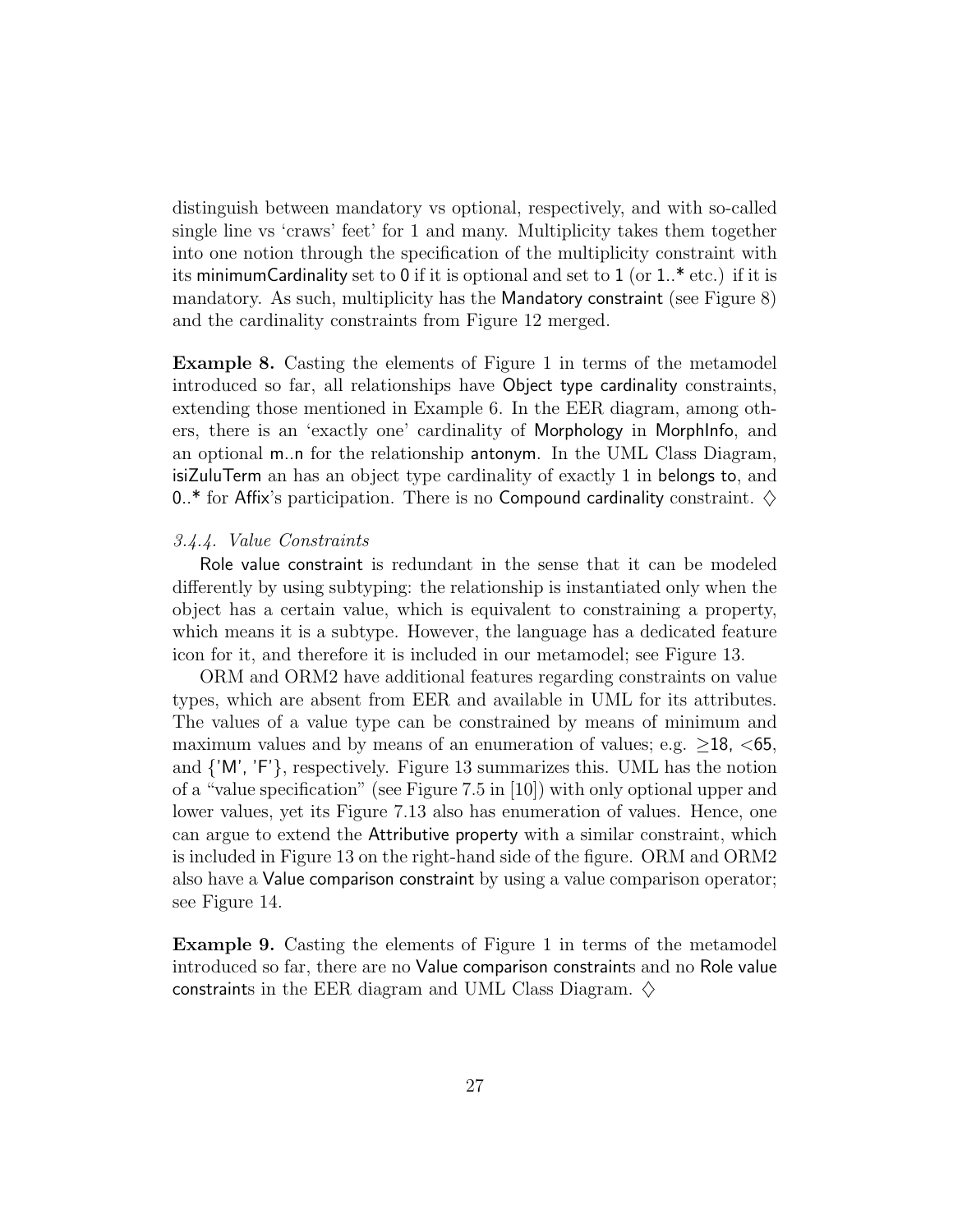distinguish between mandatory vs optional, respectively, and with so-called single line vs 'craws' feet' for 1 and many. Multiplicity takes them together into one notion through the specification of the multiplicity constraint with its minimumCardinality set to 0 if it is optional and set to 1 (or 1..* etc.) if it is mandatory. As such, multiplicity has the Mandatory constraint (see Figure 8) and the cardinality constraints from Figure 12 merged.

**Example 8.** Casting the elements of Figure 1 in terms of the metamodel introduced so far, all relationships have Object type cardinality constraints, extending those mentioned in Example 6. In the EER diagram, among others, there is an 'exactly one' cardinality of Morphology in MorphInfo, and an optional m..n for the relationship antonym. In the UML Class Diagram, isiZuluTerm an has an object type cardinality of exactly 1 in belongs to, and 0..* for Affix's participation. There is no Compound cardinality constraint. ♢

*3.4.4. Value Constraints*

Role value constraint is redundant in the sense that it can be modeled differently by using subtyping: the relationship is instantiated only when the object has a certain value, which is equivalent to constraining a property, which means it is a subtype. However, the language has a dedicated feature icon for it, and therefore it is included in our metamodel; see Figure 13.

ORM and ORM2 have additional features regarding constraints on value types, which are absent from EER and available in UML for its attributes. The values of a value type can be constrained by means of minimum and maximum values and by means of an enumeration of values; e.g. $\geq$18, <65, and {'M', 'F'}, respectively. Figure 13 summarizes this. UML has the notion of a "value specification" (see Figure 7.5 in [10]) with only optional upper and lower values, yet its Figure 7.13 also has enumeration of values. Hence, one can argue to extend the Attributive property with a similar constraint, which is included in Figure 13 on the right-hand side of the figure. ORM and ORM2 also have a Value comparison constraint by using a value comparison operator; see Figure 14.

**Example 9.** Casting the elements of Figure 1 in terms of the metamodel introduced so far, there are no Value comparison constraints and no Role value constraints in the EER diagram and UML Class Diagram. ♢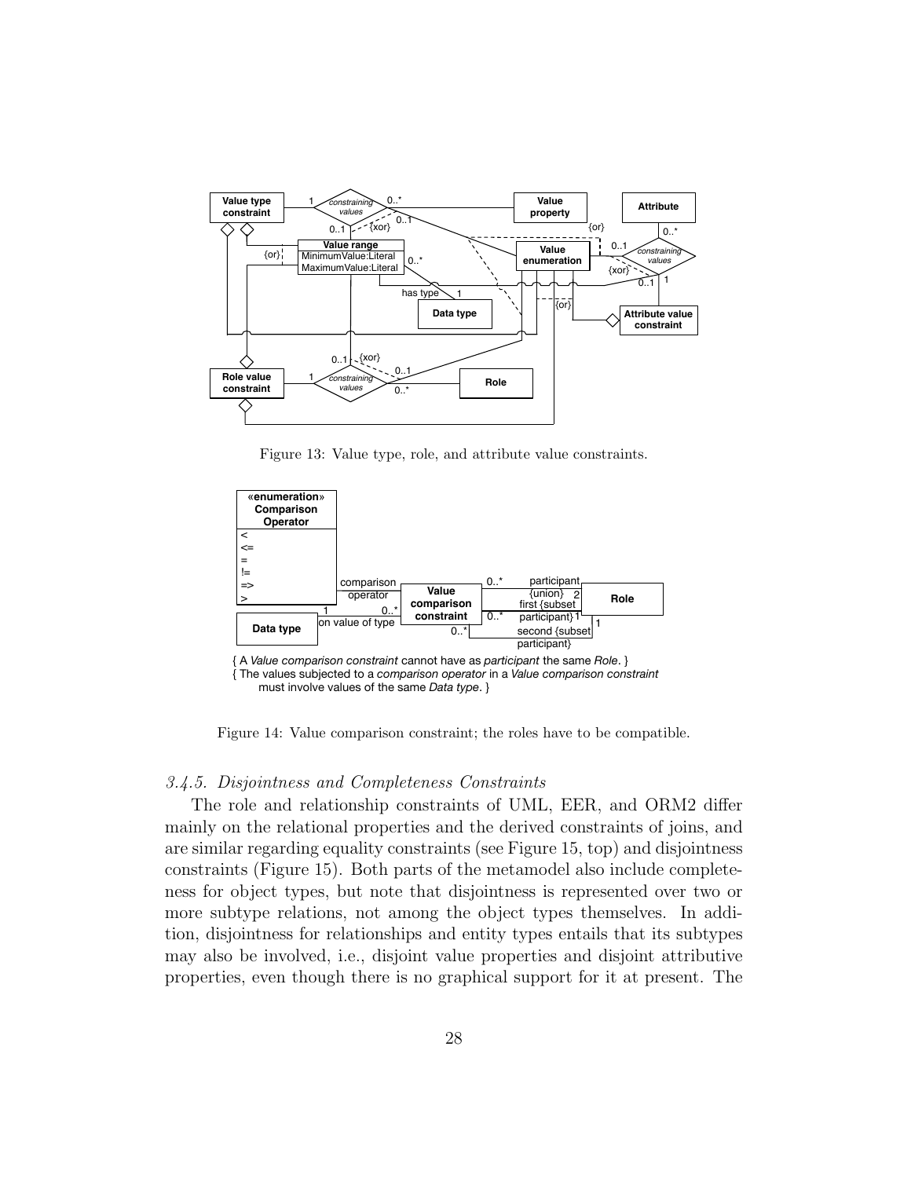Figure 13: Value type, role, and attribute value constraints.

{ A *Value comparison constraint* cannot have as *participant* the same *Role*. }
{ The values subjected to a *comparison operator* in a *Value comparison constraint* must involve values of the same *Data type*. }

Figure 14: Value comparison constraint; the roles have to be compatible.

### *3.4.5. Disjointness and Completeness Constraints*

The role and relationship constraints of UML, EER, and ORM2 differ mainly on the relational properties and the derived constraints of joins, and are similar regarding equality constraints (see Figure 15, top) and disjointness constraints (Figure 15). Both parts of the metamodel also include completeness for object types, but note that disjointness is represented over two or more subtype relations, not among the object types themselves. In addition, disjointness for relationships and entity types entails that its subtypes may also be involved, i.e., disjoint value properties and disjoint attributive properties, even though there is no graphical support for it at present. The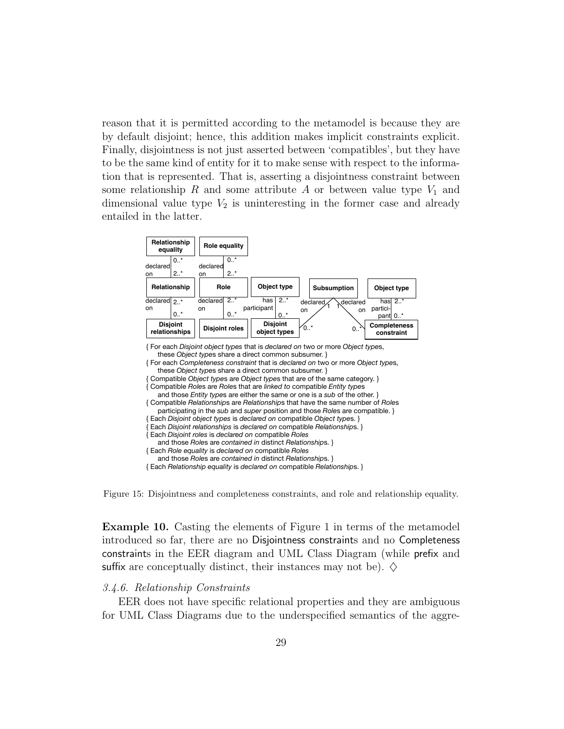reason that it is permitted according to the metamodel is because they are by default disjoint; hence, this addition makes implicit constraints explicit. Finally, disjointness is not just asserted between 'compatibles', but they have to be the same kind of entity for it to make sense with respect to the information that is represented. That is, asserting a disjointness constraint between some relationship $R$ and some attribute $A$ or between value type $V_1$ and dimensional value type $V_2$ is uninteresting in the former case and already entailed in the latter.

{ For each *Disjoint object types* that is *declared on* two or more *Object type*s, these *Object type*s share a direct common subsumer. }
{ For each *Completeness constraint* that is *declared on* two or more *Object type*s, these *Object type*s share a direct common subsumer. }
{ Compatible *Object type*s are *Object type*s that are of the same category. }
{ Compatible *Roles* are *Role*s that are *linked to* compatible *Entity types* and those *Entity type*s are either the same or one is a *sub* of the other. }
{ Compatible *Relationship*s are *Relationship*s that have the same number of *Role*s participating in the *sub* and *super* position and those *Role*s are compatible. }
{ Each *Disjoint object types* is *declared on* compatible *Object type*s. }
{ Each *Disjoint relationships* is *declared on* compatible *Relationship*s. }
{ Each *Disjoint roles* is *declared on* compatible *Roles* and those *Role*s are *contained in* distinct *Relationship*s. }
{ Each *Role equality* is *declared on* compatible *Roles* and those *Role*s are *contained in* distinct *Relationship*s. }
{ Each *Relationship equality* is *declared on* compatible *Relationship*s. }

Figure 15: Disjointness and completeness constraints, and role and relationship equality.

**Example 10.** Casting the elements of Figure 1 in terms of the metamodel introduced so far, there are no Disjointness constraints and no Completeness constraints in the EER diagram and UML Class Diagram (while prefix and suffix are conceptually distinct, their instances may not be). ♢

### *3.4.6. Relationship Constraints*

EER does not have specific relational properties and they are ambiguous for UML Class Diagrams due to the underspecified semantics of the aggre-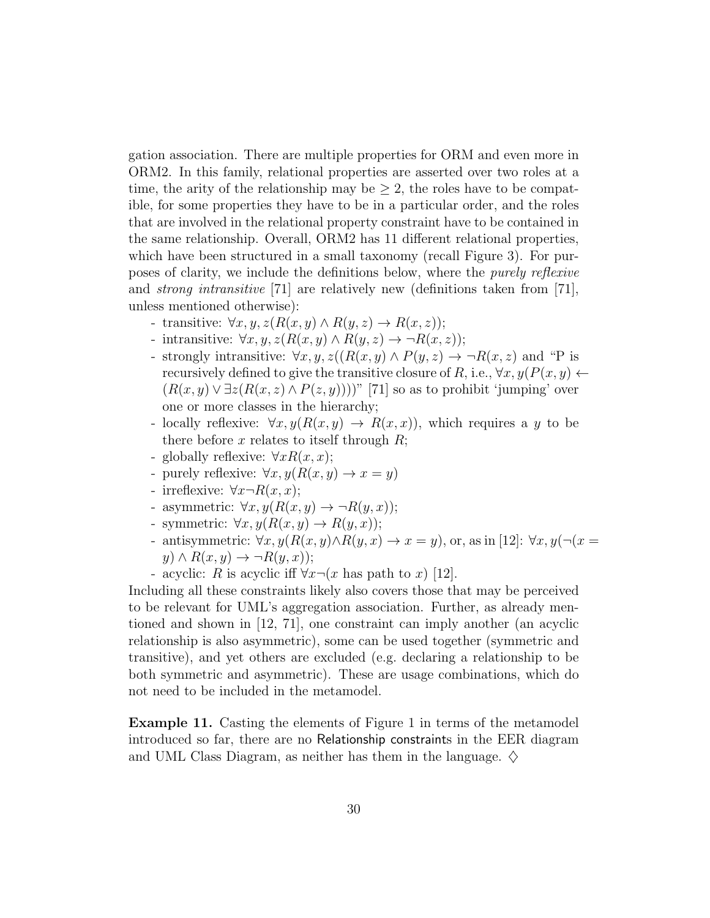gation association. There are multiple properties for ORM and even more in ORM2. In this family, relational properties are asserted over two roles at a time, the arity of the relationship may be $\geq 2$, the roles have to be compatible, for some properties they have to be in a particular order, and the roles that are involved in the relational property constraint have to be contained in the same relationship. Overall, ORM2 has 11 different relational properties, which have been structured in a small taxonomy (recall Figure 3). For purposes of clarity, we include the definitions below, where the *purely reflexive* and *strong intransitive* [71] are relatively new (definitions taken from [71], unless mentioned otherwise):

- transitive: $\forall x, y, z(R(x, y) \wedge R(y, z) \rightarrow R(x, z))$;
- intransitive: $\forall x, y, z(R(x, y) \wedge R(y, z) \rightarrow \neg R(x, z))$;
- strongly intransitive: $\forall x, y, z((R(x, y) \wedge P(y, z) \rightarrow \neg R(x, z)$ and "P is recursively defined to give the transitive closure of $R$, i.e., $\forall x, y(P(x, y) \leftarrow (R(x, y) \vee \exists z(R(x, z) \wedge P(z, y))))$" [71] so as to prohibit 'jumping' over one or more classes in the hierarchy;
- locally reflexive: $\forall x, y(R(x, y) \rightarrow R(x, x))$, which requires a $y$ to be there before $x$ relates to itself through $R$;
- globally reflexive: $\forall x R(x, x)$;
- purely reflexive: $\forall x, y(R(x, y) \rightarrow x = y)$
- irreflexive: $\forall x \neg R(x, x)$;
- asymmetric: $\forall x, y(R(x, y) \rightarrow \neg R(y, x))$;
- symmetric: $\forall x, y(R(x, y) \rightarrow R(y, x))$;
- antisymmetric: $\forall x, y(R(x, y) \wedge R(y, x) \rightarrow x = y)$, or, as in [12]: $\forall x, y(\neg(x = y) \wedge R(x, y) \rightarrow \neg R(y, x))$;
- acyclic: $R$ is acyclic iff $\forall x \neg(x$ has path to $x)$ [12].

Including all these constraints likely also covers those that may be perceived to be relevant for UML's aggregation association. Further, as already mentioned and shown in [12, 71], one constraint can imply another (an acyclic relationship is also asymmetric), some can be used together (symmetric and transitive), and yet others are excluded (e.g. declaring a relationship to be both symmetric and asymmetric). These are usage combinations, which do not need to be included in the metamodel.

**Example 11.** Casting the elements of Figure 1 in terms of the metamodel introduced so far, there are no Relationship constraints in the EER diagram and UML Class Diagram, as neither has them in the language. $\diamondsuit$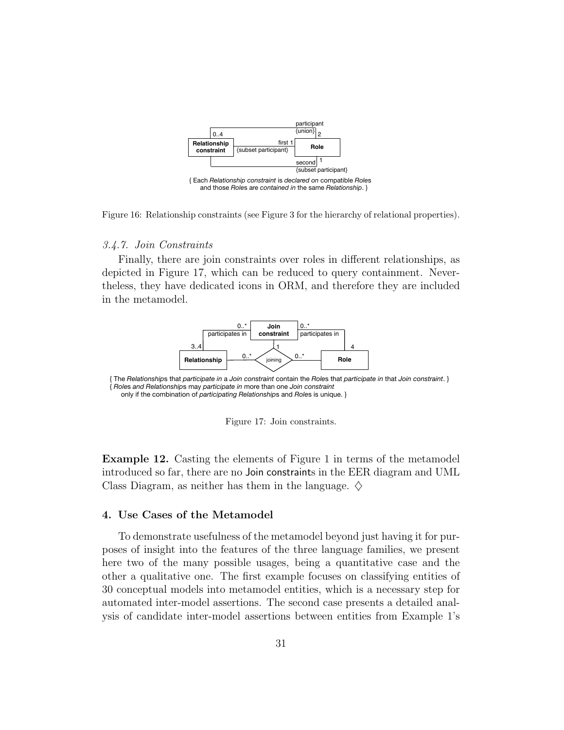{ Each *Relationship constraint* is *declared on* compatible *Roles* and those *Roles* are *contained in* the same *Relationship*. }

Figure 16: Relationship constraints (see Figure 3 for the hierarchy of relational properties).

### *3.4.7. Join Constraints*

Finally, there are join constraints over roles in different relationships, as depicted in Figure 17, which can be reduced to query containment. Nevertheless, they have dedicated icons in ORM, and therefore they are included in the metamodel.

{ The *Relationships* that *participate in* a *Join constraint* contain the *Roles* that *participate in* that *Join constraint*. }
{ *Roles and Relationships* may *participate in* more than one *Join constraint* only if the combination of *participating Relationships* and *Roles* is unique. }

Figure 17: Join constraints.

**Example 12.** Casting the elements of Figure 1 in terms of the metamodel introduced so far, there are no Join constraints in the EER diagram and UML Class Diagram, as neither has them in the language. ♢

## 4. Use Cases of the Metamodel

To demonstrate usefulness of the metamodel beyond just having it for purposes of insight into the features of the three language families, we present here two of the many possible usages, being a quantitative case and the other a qualitative one. The first example focuses on classifying entities of 30 conceptual models into metamodel entities, which is a necessary step for automated inter-model assertions. The second case presents a detailed analysis of candidate inter-model assertions between entities from Example 1's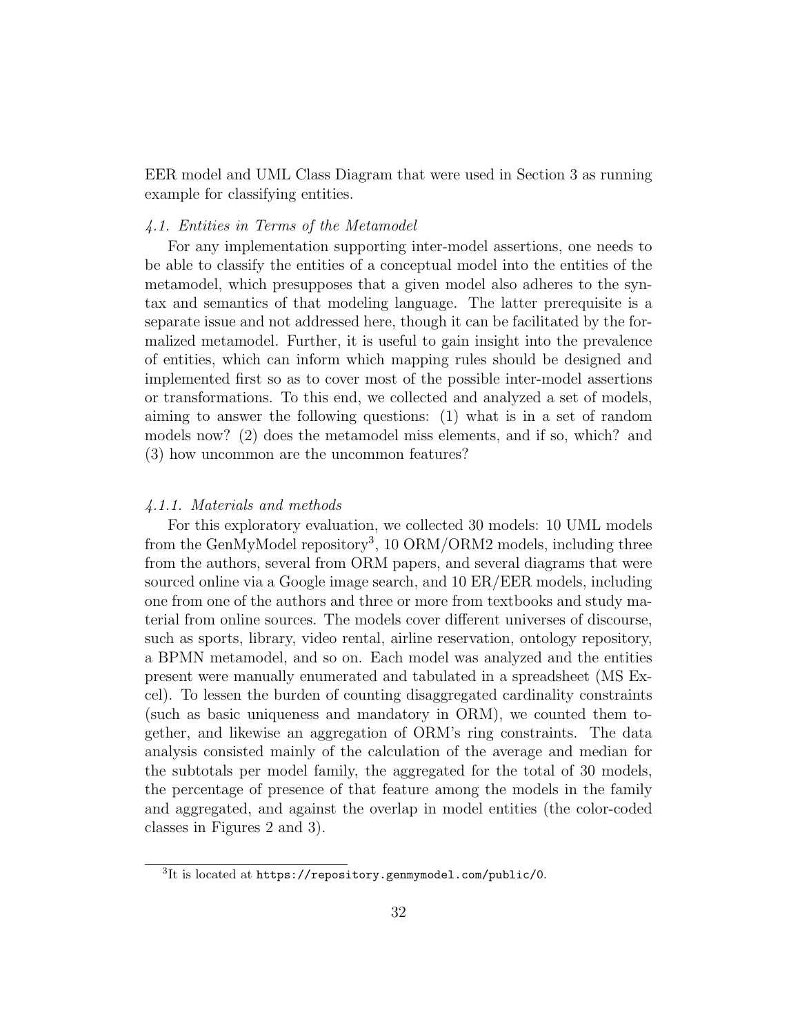EER model and UML Class Diagram that were used in Section 3 as running example for classifying entities.

### 4.1. Entities in Terms of the Metamodel

For any implementation supporting inter-model assertions, one needs to be able to classify the entities of a conceptual model into the entities of the metamodel, which presupposes that a given model also adheres to the syntax and semantics of that modeling language. The latter prerequisite is a separate issue and not addressed here, though it can be facilitated by the formalized metamodel. Further, it is useful to gain insight into the prevalence of entities, which can inform which mapping rules should be designed and implemented first so as to cover most of the possible inter-model assertions or transformations. To this end, we collected and analyzed a set of models, aiming to answer the following questions: (1) what is in a set of random models now? (2) does the metamodel miss elements, and if so, which? and (3) how uncommon are the uncommon features?

#### 4.1.1. Materials and methods

For this exploratory evaluation, we collected 30 models: 10 UML models from the GenMyModel repository[3], 10 ORM/ORM2 models, including three from the authors, several from ORM papers, and several diagrams that were sourced online via a Google image search, and 10 ER/EER models, including one from one of the authors and three or more from textbooks and study material from online sources. The models cover different universes of discourse, such as sports, library, video rental, airline reservation, ontology repository, a BPMN metamodel, and so on. Each model was analyzed and the entities present were manually enumerated and tabulated in a spreadsheet (MS Excel). To lessen the burden of counting disaggregated cardinality constraints (such as basic uniqueness and mandatory in ORM), we counted them together, and likewise an aggregation of ORM's ring constraints. The data analysis consisted mainly of the calculation of the average and median for the subtotals per model family, the aggregated for the total of 30 models, the percentage of presence of that feature among the models in the family and aggregated, and against the overlap in model entities (the color-coded classes in Figures 2 and 3).

[3] It is located at `https://repository.genmymodel.com/public/0`.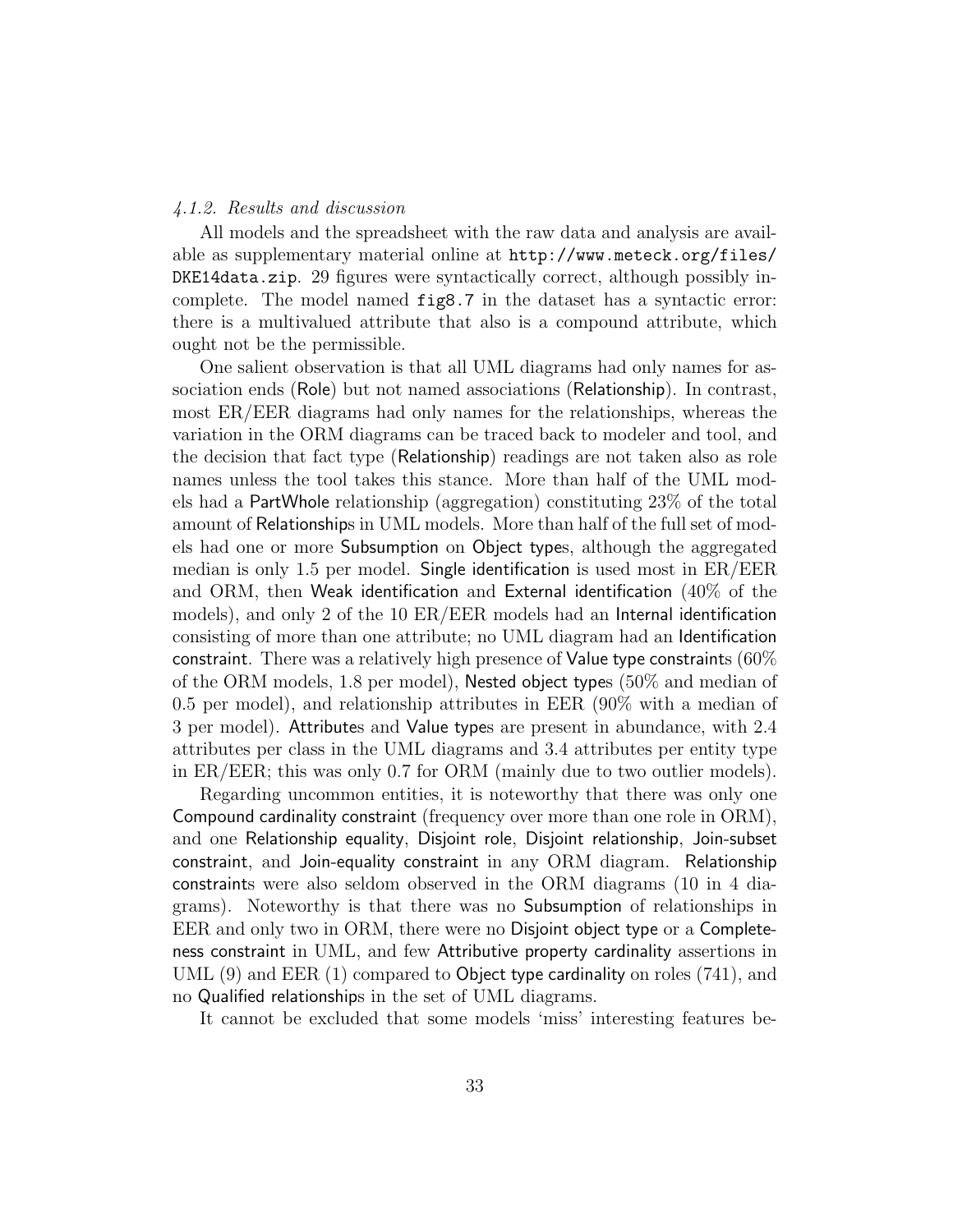#### *4.1.2. Results and discussion*

All models and the spreadsheet with the raw data and analysis are available as supplementary material online at `http://www.meteck.org/files/DKE14data.zip`. 29 figures were syntactically correct, although possibly incomplete. The model named `fig8.7` in the dataset has a syntactic error: there is a multivalued attribute that also is a compound attribute, which ought not be the permissible.

One salient observation is that all UML diagrams had only names for association ends (Role) but not named associations (Relationship). In contrast, most ER/EER diagrams had only names for the relationships, whereas the variation in the ORM diagrams can be traced back to modeler and tool, and the decision that fact type (Relationship) readings are not taken also as role names unless the tool takes this stance. More than half of the UML models had a PartWhole relationship (aggregation) constituting 23% of the total amount of Relationships in UML models. More than half of the full set of models had one or more Subsumption on Object types, although the aggregated median is only 1.5 per model. Single identification is used most in ER/EER and ORM, then Weak identification and External identification (40% of the models), and only 2 of the 10 ER/EER models had an Internal identification consisting of more than one attribute; no UML diagram had an Identification constraint. There was a relatively high presence of Value type constraints (60% of the ORM models, 1.8 per model), Nested object types (50% and median of 0.5 per model), and relationship attributes in EER (90% with a median of 3 per model). Attributes and Value types are present in abundance, with 2.4 attributes per class in the UML diagrams and 3.4 attributes per entity type in ER/EER; this was only 0.7 for ORM (mainly due to two outlier models).

Regarding uncommon entities, it is noteworthy that there was only one Compound cardinality constraint (frequency over more than one role in ORM), and one Relationship equality, Disjoint role, Disjoint relationship, Join-subset constraint, and Join-equality constraint in any ORM diagram. Relationship constraints were also seldom observed in the ORM diagrams (10 in 4 diagrams). Noteworthy is that there was no Subsumption of relationships in EER and only two in ORM, there were no Disjoint object type or a Completeness constraint in UML, and few Attributive property cardinality assertions in UML (9) and EER (1) compared to Object type cardinality on roles (741), and no Qualified relationships in the set of UML diagrams.

It cannot be excluded that some models 'miss' interesting features be-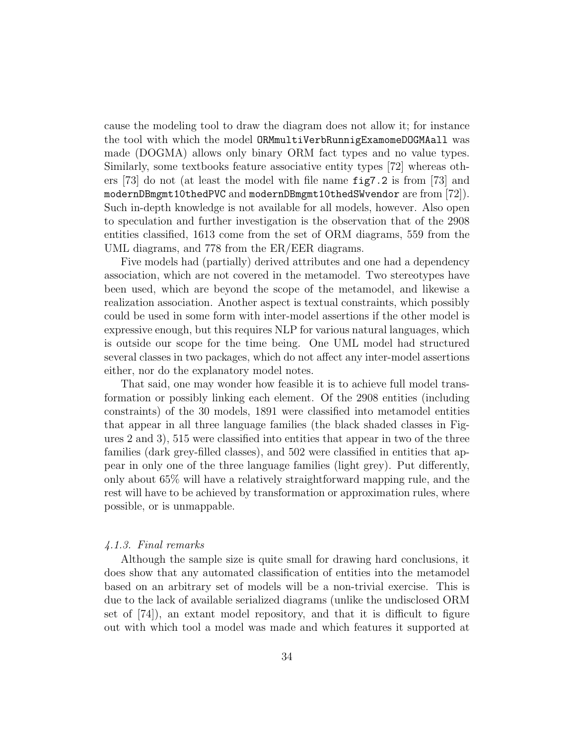cause the modeling tool to draw the diagram does not allow it; for instance the tool with which the model `ORMmultiVerbRunnigExamomeDOGMAall` was made (DOGMA) allows only binary ORM fact types and no value types. Similarly, some textbooks feature associative entity types [72] whereas others [73] do not (at least the model with file name `fig7.2` is from [73] and `modernDBmgmt10thedPVC` and `modernDBmgmt10thedSWvendor` are from [72]). Such in-depth knowledge is not available for all models, however. Also open to speculation and further investigation is the observation that of the 2908 entities classified, 1613 come from the set of ORM diagrams, 559 from the UML diagrams, and 778 from the ER/EER diagrams.

Five models had (partially) derived attributes and one had a dependency association, which are not covered in the metamodel. Two stereotypes have been used, which are beyond the scope of the metamodel, and likewise a realization association. Another aspect is textual constraints, which possibly could be used in some form with inter-model assertions if the other model is expressive enough, but this requires NLP for various natural languages, which is outside our scope for the time being. One UML model had structured several classes in two packages, which do not affect any inter-model assertions either, nor do the explanatory model notes.

That said, one may wonder how feasible it is to achieve full model transformation or possibly linking each element. Of the 2908 entities (including constraints) of the 30 models, 1891 were classified into metamodel entities that appear in all three language families (the black shaded classes in Figures 2 and 3), 515 were classified into entities that appear in two of the three families (dark grey-filled classes), and 502 were classified in entities that appear in only one of the three language families (light grey). Put differently, only about 65% will have a relatively straightforward mapping rule, and the rest will have to be achieved by transformation or approximation rules, where possible, or is unmappable.

#### *4.1.3. Final remarks*

Although the sample size is quite small for drawing hard conclusions, it does show that any automated classification of entities into the metamodel based on an arbitrary set of models will be a non-trivial exercise. This is due to the lack of available serialized diagrams (unlike the undisclosed ORM set of [74]), an extant model repository, and that it is difficult to figure out with which tool a model was made and which features it supported at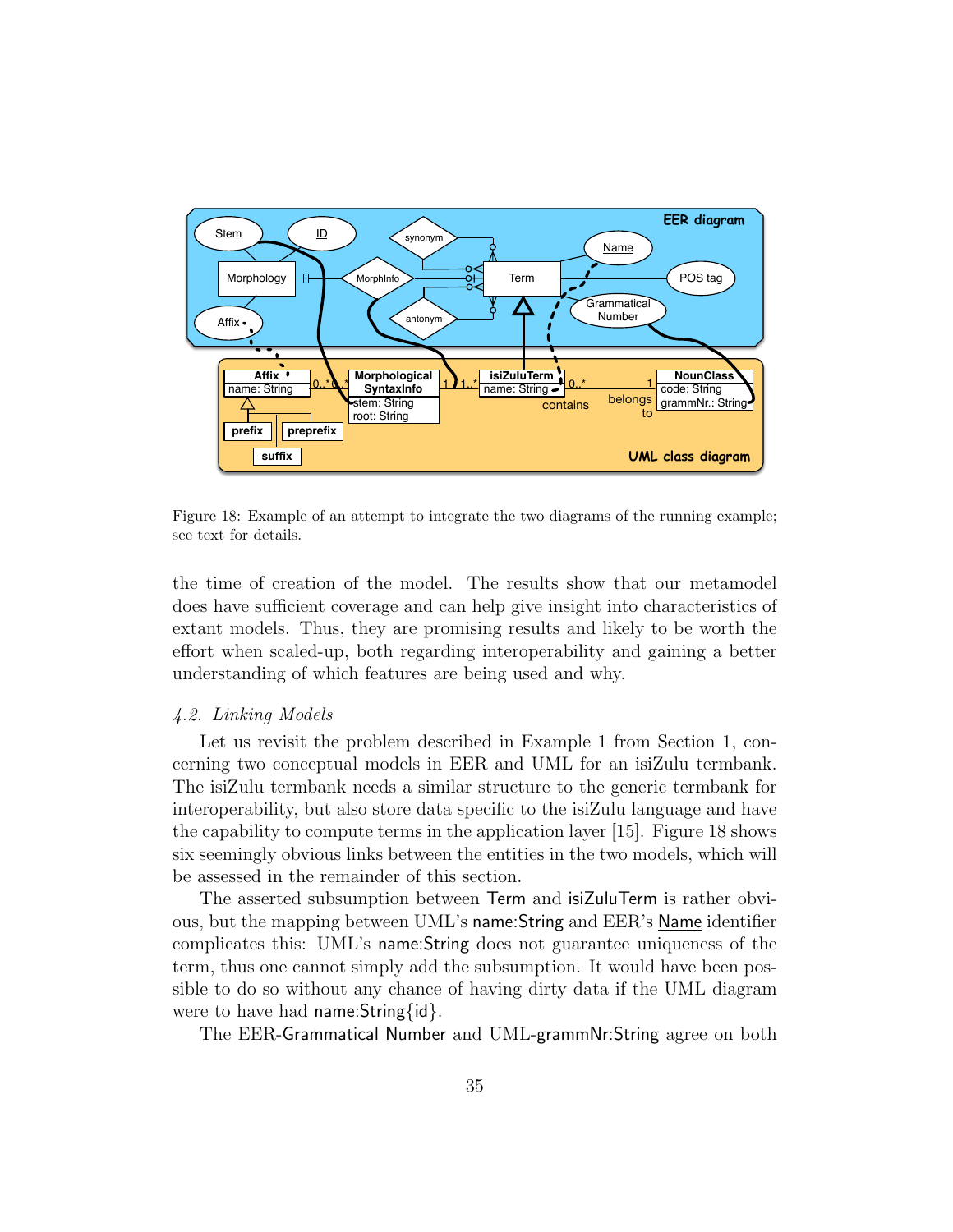Figure 18: Example of an attempt to integrate the two diagrams of the running example; see text for details.

the time of creation of the model. The results show that our metamodel does have sufficient coverage and can help give insight into characteristics of extant models. Thus, they are promising results and likely to be worth the effort when scaled-up, both regarding interoperability and gaining a better understanding of which features are being used and why.

### *4.2. Linking Models*

Let us revisit the problem described in Example 1 from Section 1, concerning two conceptual models in EER and UML for an isiZulu termbank. The isiZulu termbank needs a similar structure to the generic termbank for interoperability, but also store data specific to the isiZulu language and have the capability to compute terms in the application layer [15]. Figure 18 shows six seemingly obvious links between the entities in the two models, which will be assessed in the remainder of this section.

The asserted subsumption between Term and isiZuluTerm is rather obvious, but the mapping between UML's name:String and EER's Name identifier complicates this: UML's name:String does not guarantee uniqueness of the term, thus one cannot simply add the subsumption. It would have been possible to do so without any chance of having dirty data if the UML diagram were to have had name:String{id}.

The EER-Grammatical Number and UML-grammNr:String agree on both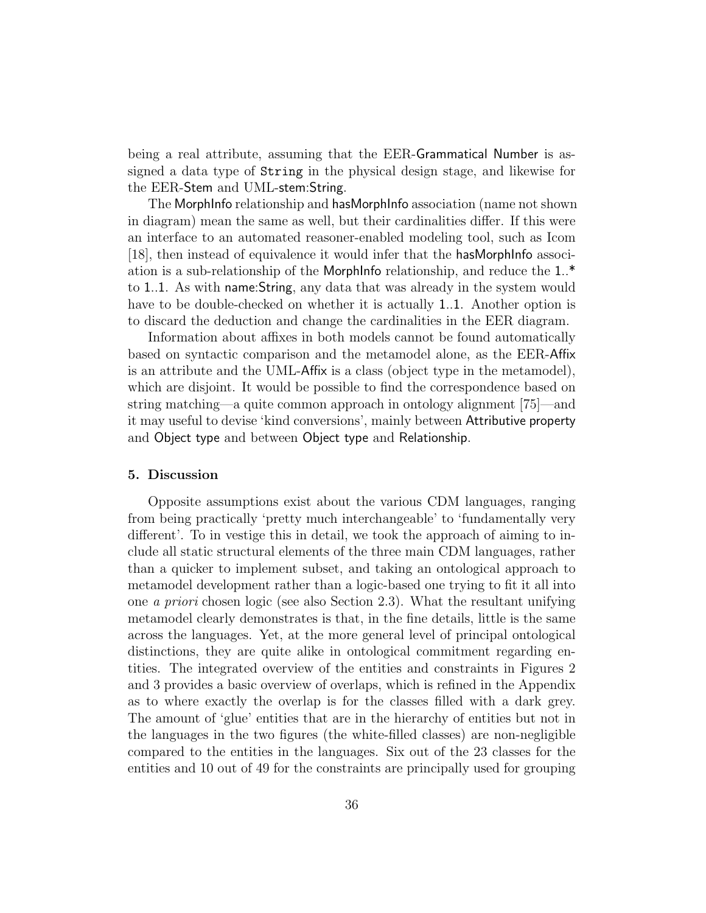being a real attribute, assuming that the EER-Grammatical Number is assigned a data type of `String` in the physical design stage, and likewise for the EER-Stem and UML-stem:String.

The MorphInfo relationship and hasMorphInfo association (name not shown in diagram) mean the same as well, but their cardinalities differ. If this were an interface to an automated reasoner-enabled modeling tool, such as Icom [18], then instead of equivalence it would infer that the hasMorphInfo association is a sub-relationship of the MorphInfo relationship, and reduce the 1..* to 1..1. As with name:String, any data that was already in the system would have to be double-checked on whether it is actually 1..1. Another option is to discard the deduction and change the cardinalities in the EER diagram.

Information about affixes in both models cannot be found automatically based on syntactic comparison and the metamodel alone, as the EER-Affix is an attribute and the UML-Affix is a class (object type in the metamodel), which are disjoint. It would be possible to find the correspondence based on string matching—a quite common approach in ontology alignment [75]—and it may useful to devise 'kind conversions', mainly between Attributive property and Object type and between Object type and Relationship.

## 5. Discussion

Opposite assumptions exist about the various CDM languages, ranging from being practically 'pretty much interchangeable' to 'fundamentally very different'. To in vestige this in detail, we took the approach of aiming to include all static structural elements of the three main CDM languages, rather than a quicker to implement subset, and taking an ontological approach to metamodel development rather than a logic-based one trying to fit it all into one *a priori* chosen logic (see also Section 2.3). What the resultant unifying metamodel clearly demonstrates is that, in the fine details, little is the same across the languages. Yet, at the more general level of principal ontological distinctions, they are quite alike in ontological commitment regarding entities. The integrated overview of the entities and constraints in Figures 2 and 3 provides a basic overview of overlaps, which is refined in the Appendix as to where exactly the overlap is for the classes filled with a dark grey. The amount of 'glue' entities that are in the hierarchy of entities but not in the languages in the two figures (the white-filled classes) are non-negligible compared to the entities in the languages. Six out of the 23 classes for the entities and 10 out of 49 for the constraints are principally used for grouping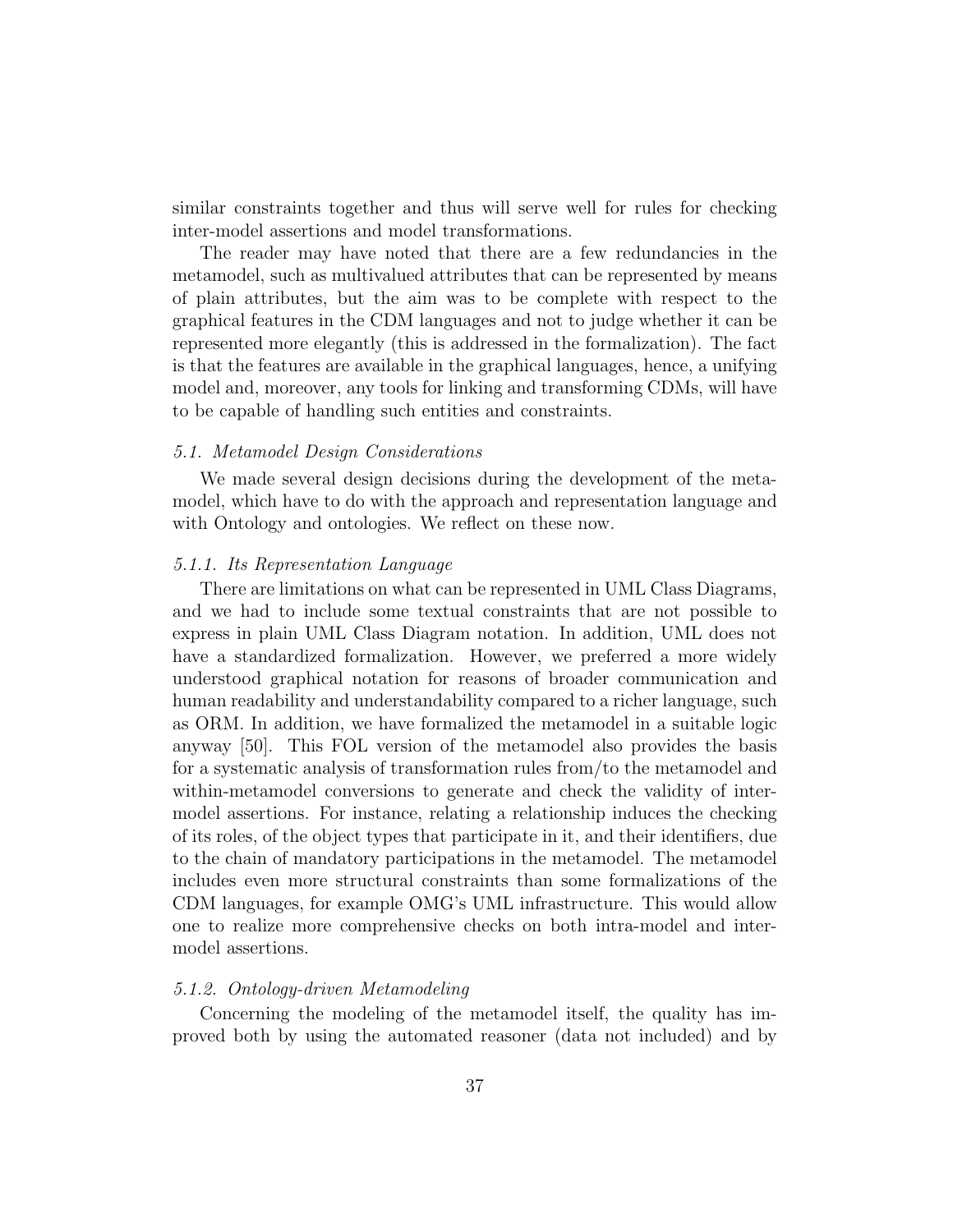similar constraints together and thus will serve well for rules for checking inter-model assertions and model transformations.

The reader may have noted that there are a few redundancies in the metamodel, such as multivalued attributes that can be represented by means of plain attributes, but the aim was to be complete with respect to the graphical features in the CDM languages and not to judge whether it can be represented more elegantly (this is addressed in the formalization). The fact is that the features are available in the graphical languages, hence, a unifying model and, moreover, any tools for linking and transforming CDMs, will have to be capable of handling such entities and constraints.

### *5.1. Metamodel Design Considerations*

We made several design decisions during the development of the metamodel, which have to do with the approach and representation language and with Ontology and ontologies. We reflect on these now.

#### *5.1.1. Its Representation Language*

There are limitations on what can be represented in UML Class Diagrams, and we had to include some textual constraints that are not possible to express in plain UML Class Diagram notation. In addition, UML does not have a standardized formalization. However, we preferred a more widely understood graphical notation for reasons of broader communication and human readability and understandability compared to a richer language, such as ORM. In addition, we have formalized the metamodel in a suitable logic anyway [50]. This FOL version of the metamodel also provides the basis for a systematic analysis of transformation rules from/to the metamodel and within-metamodel conversions to generate and check the validity of inter-model assertions. For instance, relating a relationship induces the checking of its roles, of the object types that participate in it, and their identifiers, due to the chain of mandatory participations in the metamodel. The metamodel includes even more structural constraints than some formalizations of the CDM languages, for example OMG's UML infrastructure. This would allow one to realize more comprehensive checks on both intra-model and inter-model assertions.

#### *5.1.2. Ontology-driven Metamodeling*

Concerning the modeling of the metamodel itself, the quality has improved both by using the automated reasoner (data not included) and by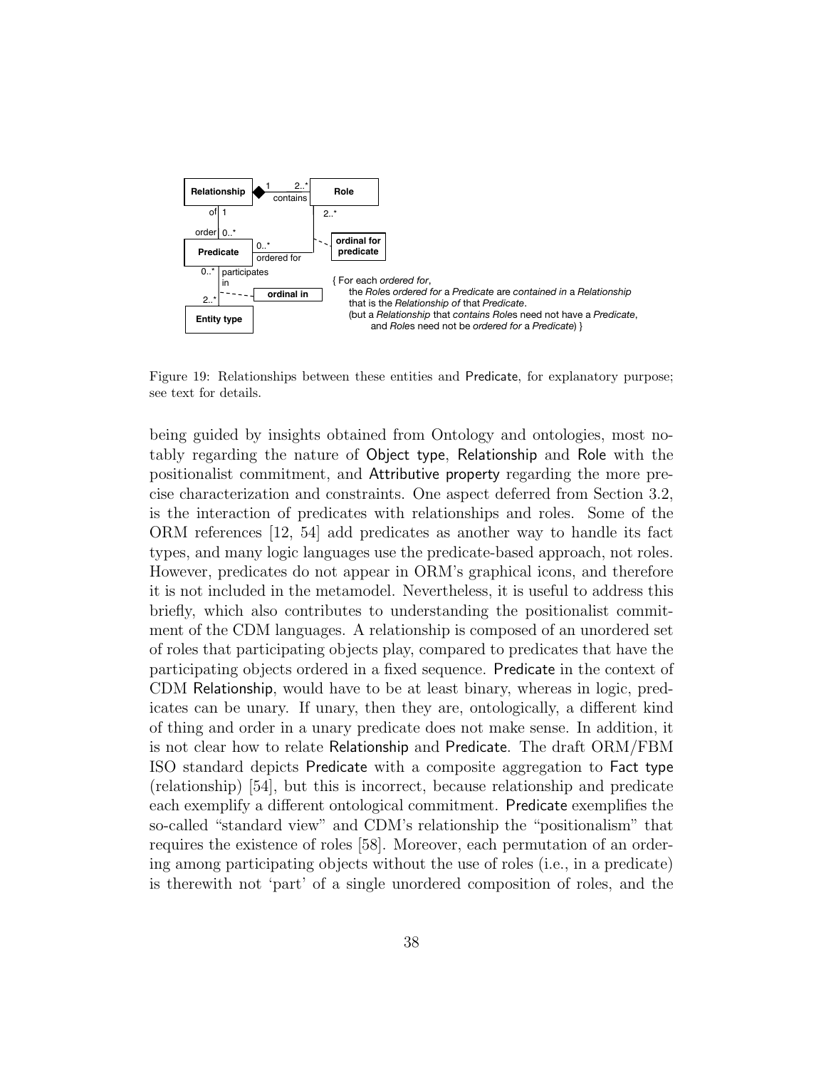Figure 19: Relationships between these entities and Predicate, for explanatory purpose; see text for details.

being guided by insights obtained from Ontology and ontologies, most notably regarding the nature of Object type, Relationship and Role with the positionalist commitment, and Attributive property regarding the more precise characterization and constraints. One aspect deferred from Section 3.2, is the interaction of predicates with relationships and roles. Some of the ORM references [12, 54] add predicates as another way to handle its fact types, and many logic languages use the predicate-based approach, not roles. However, predicates do not appear in ORM's graphical icons, and therefore it is not included in the metamodel. Nevertheless, it is useful to address this briefly, which also contributes to understanding the positionalist commitment of the CDM languages. A relationship is composed of an unordered set of roles that participating objects play, compared to predicates that have the participating objects ordered in a fixed sequence. Predicate in the context of CDM Relationship, would have to be at least binary, whereas in logic, predicates can be unary. If unary, then they are, ontologically, a different kind of thing and order in a unary predicate does not make sense. In addition, it is not clear how to relate Relationship and Predicate. The draft ORM/FBM ISO standard depicts Predicate with a composite aggregation to Fact type (relationship) [54], but this is incorrect, because relationship and predicate each exemplify a different ontological commitment. Predicate exemplifies the so-called "standard view" and CDM's relationship the "positionalism" that requires the existence of roles [58]. Moreover, each permutation of an ordering among participating objects without the use of roles (i.e., in a predicate) is therewith not 'part' of a single unordered composition of roles, and the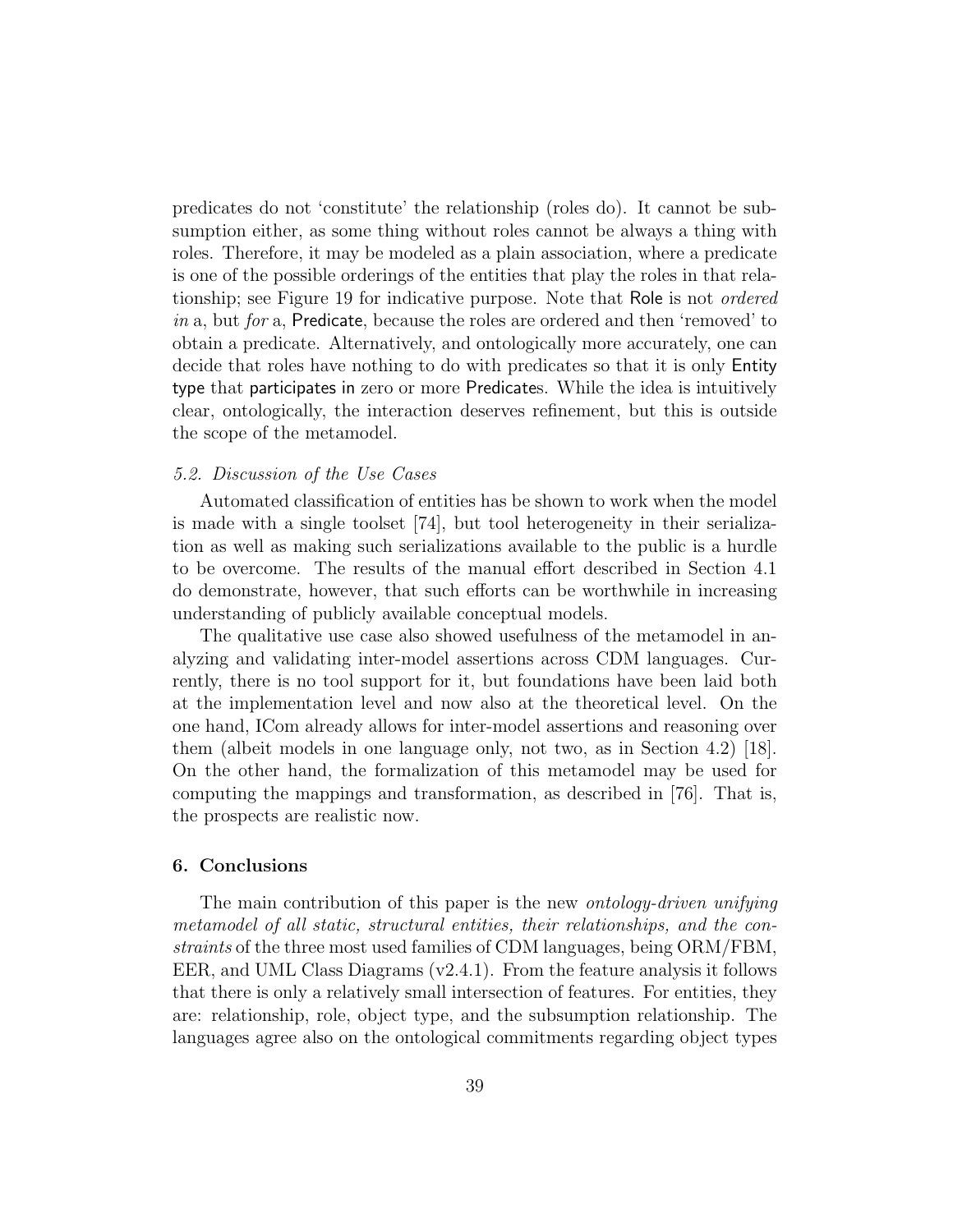predicates do not 'constitute' the relationship (roles do). It cannot be subsumption either, as some thing without roles cannot be always a thing with roles. Therefore, it may be modeled as a plain association, where a predicate is one of the possible orderings of the entities that play the roles in that relationship; see Figure 19 for indicative purpose. Note that Role is not *ordered in* a, but *for* a, Predicate, because the roles are ordered and then 'removed' to obtain a predicate. Alternatively, and ontologically more accurately, one can decide that roles have nothing to do with predicates so that it is only Entity type that participates in zero or more Predicates. While the idea is intuitively clear, ontologically, the interaction deserves refinement, but this is outside the scope of the metamodel.

### *5.2. Discussion of the Use Cases*

Automated classification of entities has be shown to work when the model is made with a single toolset [74], but tool heterogeneity in their serialization as well as making such serializations available to the public is a hurdle to be overcome. The results of the manual effort described in Section 4.1 do demonstrate, however, that such efforts can be worthwhile in increasing understanding of publicly available conceptual models.

The qualitative use case also showed usefulness of the metamodel in analyzing and validating inter-model assertions across CDM languages. Currently, there is no tool support for it, but foundations have been laid both at the implementation level and now also at the theoretical level. On the one hand, ICom already allows for inter-model assertions and reasoning over them (albeit models in one language only, not two, as in Section 4.2) [18]. On the other hand, the formalization of this metamodel may be used for computing the mappings and transformation, as described in [76]. That is, the prospects are realistic now.

## 6. Conclusions

The main contribution of this paper is the new *ontology-driven unifying metamodel of all static, structural entities, their relationships, and the constraints* of the three most used families of CDM languages, being ORM/FBM, EER, and UML Class Diagrams (v2.4.1). From the feature analysis it follows that there is only a relatively small intersection of features. For entities, they are: relationship, role, object type, and the subsumption relationship. The languages agree also on the ontological commitments regarding object types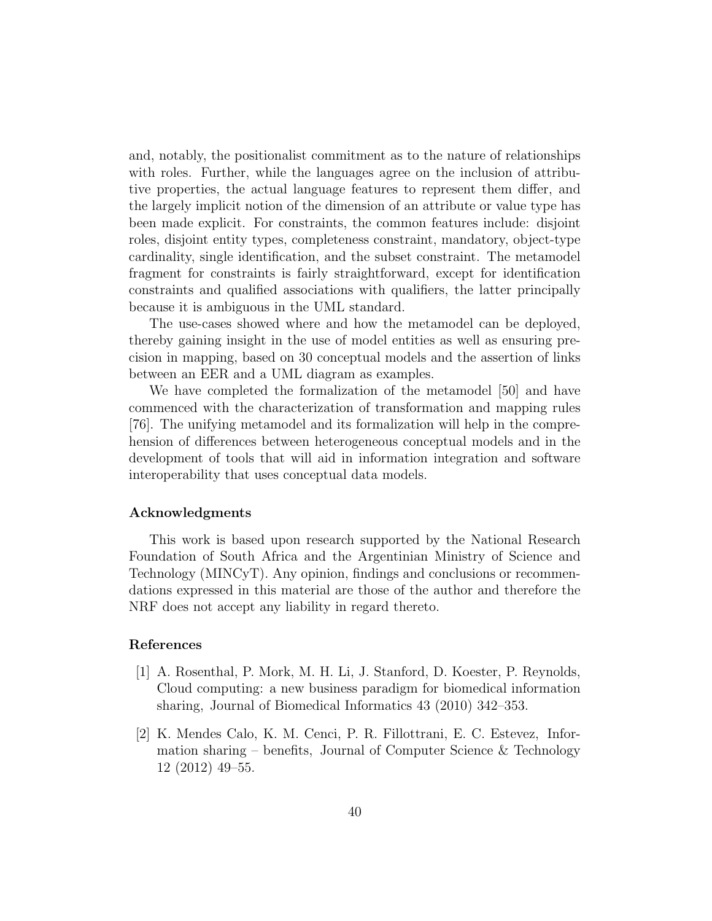and, notably, the positionalist commitment as to the nature of relationships with roles. Further, while the languages agree on the inclusion of attributive properties, the actual language features to represent them differ, and the largely implicit notion of the dimension of an attribute or value type has been made explicit. For constraints, the common features include: disjoint roles, disjoint entity types, completeness constraint, mandatory, object-type cardinality, single identification, and the subset constraint. The metamodel fragment for constraints is fairly straightforward, except for identification constraints and qualified associations with qualifiers, the latter principally because it is ambiguous in the UML standard.

The use-cases showed where and how the metamodel can be deployed, thereby gaining insight in the use of model entities as well as ensuring precision in mapping, based on 30 conceptual models and the assertion of links between an EER and a UML diagram as examples.

We have completed the formalization of the metamodel [50] and have commenced with the characterization of transformation and mapping rules [76]. The unifying metamodel and its formalization will help in the comprehension of differences between heterogeneous conceptual models and in the development of tools that will aid in information integration and software interoperability that uses conceptual data models.

### Acknowledgments

This work is based upon research supported by the National Research Foundation of South Africa and the Argentinian Ministry of Science and Technology (MINCyT). Any opinion, findings and conclusions or recommendations expressed in this material are those of the author and therefore the NRF does not accept any liability in regard thereto.

### References

[1] A. Rosenthal, P. Mork, M. H. Li, J. Stanford, D. Koester, P. Reynolds, Cloud computing: a new business paradigm for biomedical information sharing, Journal of Biomedical Informatics 43 (2010) 342–353.

[2] K. Mendes Calo, K. M. Cenci, P. R. Fillottrani, E. C. Estevez, Information sharing – benefits, Journal of Computer Science & Technology 12 (2012) 49–55.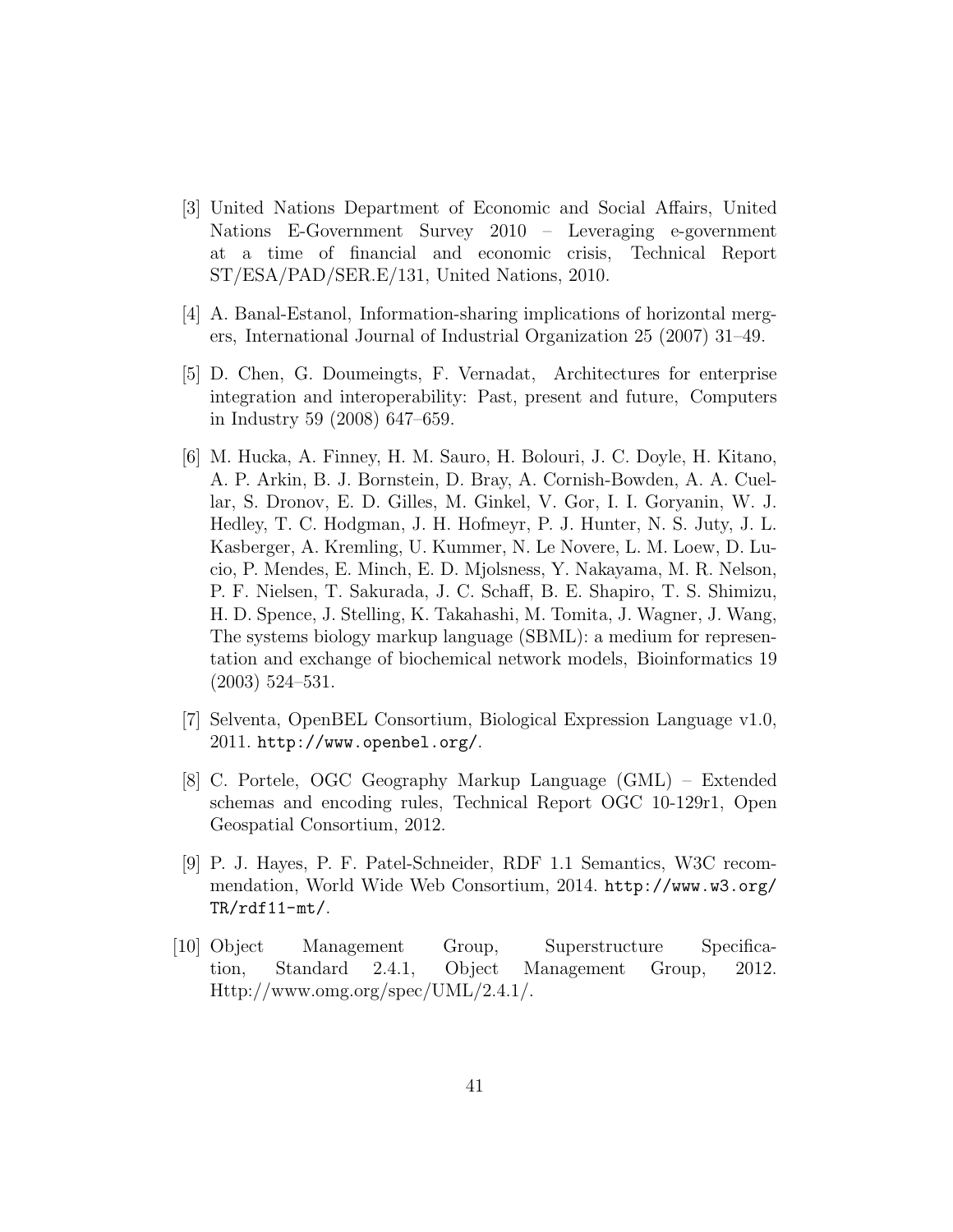[3] United Nations Department of Economic and Social Affairs, United Nations E-Government Survey 2010 – Leveraging e-government at a time of financial and economic crisis, Technical Report ST/ESA/PAD/SER.E/131, United Nations, 2010.

[4] A. Banal-Estanol, Information-sharing implications of horizontal mergers, International Journal of Industrial Organization 25 (2007) 31–49.

[5] D. Chen, G. Doumeingts, F. Vernadat, Architectures for enterprise integration and interoperability: Past, present and future, Computers in Industry 59 (2008) 647–659.

[6] M. Hucka, A. Finney, H. M. Sauro, H. Bolouri, J. C. Doyle, H. Kitano, A. P. Arkin, B. J. Bornstein, D. Bray, A. Cornish-Bowden, A. A. Cuellar, S. Dronov, E. D. Gilles, M. Ginkel, V. Gor, I. I. Goryanin, W. J. Hedley, T. C. Hodgman, J. H. Hofmeyr, P. J. Hunter, N. S. Juty, J. L. Kasberger, A. Kremling, U. Kummer, N. Le Novere, L. M. Loew, D. Lucio, P. Mendes, E. Minch, E. D. Mjolsness, Y. Nakayama, M. R. Nelson, P. F. Nielsen, T. Sakurada, J. C. Schaff, B. E. Shapiro, T. S. Shimizu, H. D. Spence, J. Stelling, K. Takahashi, M. Tomita, J. Wagner, J. Wang, The systems biology markup language (SBML): a medium for representation and exchange of biochemical network models, Bioinformatics 19 (2003) 524–531.

[7] Selventa, OpenBEL Consortium, Biological Expression Language v1.0, 2011. http://www.openbel.org/.

[8] C. Portele, OGC Geography Markup Language (GML) – Extended schemas and encoding rules, Technical Report OGC 10-129r1, Open Geospatial Consortium, 2012.

[9] P. J. Hayes, P. F. Patel-Schneider, RDF 1.1 Semantics, W3C recommendation, World Wide Web Consortium, 2014. http://www.w3.org/TR/rdf11-mt/.

[10] Object Management Group, Superstructure Specification, Standard 2.4.1, Object Management Group, 2012. Http://www.omg.org/spec/UML/2.4.1/.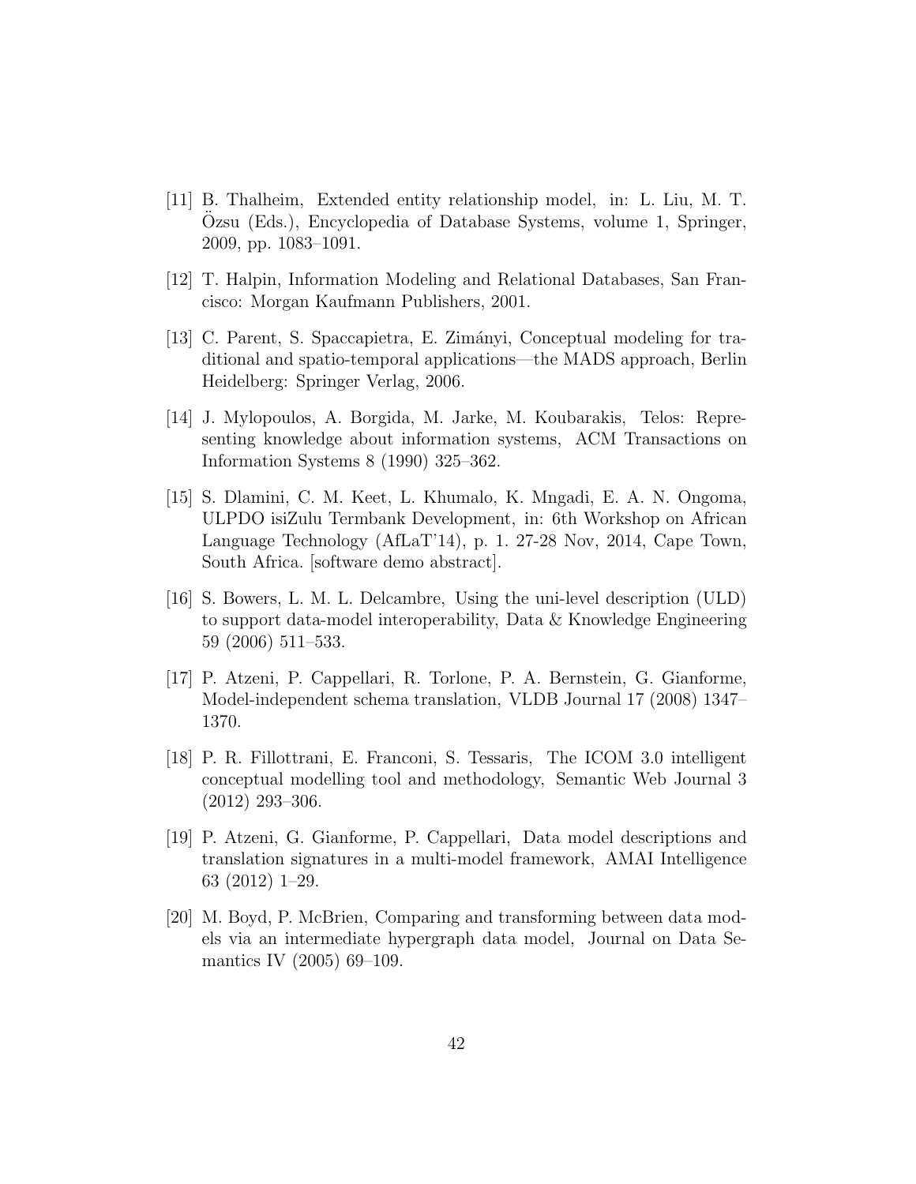[11] B. Thalheim, Extended entity relationship model, in: L. Liu, M. T. Özsu (Eds.), Encyclopedia of Database Systems, volume 1, Springer, 2009, pp. 1083–1091.

[12] T. Halpin, Information Modeling and Relational Databases, San Francisco: Morgan Kaufmann Publishers, 2001.

[13] C. Parent, S. Spaccapietra, E. Zimányi, Conceptual modeling for traditional and spatio-temporal applications—the MADS approach, Berlin Heidelberg: Springer Verlag, 2006.

[14] J. Mylopoulos, A. Borgida, M. Jarke, M. Koubarakis, Telos: Representing knowledge about information systems, ACM Transactions on Information Systems 8 (1990) 325–362.

[15] S. Dlamini, C. M. Keet, L. Khumalo, K. Mngadi, E. A. N. Ongoma, ULPDO isiZulu Termbank Development, in: 6th Workshop on African Language Technology (AfLaT'14), p. 1. 27-28 Nov, 2014, Cape Town, South Africa. [software demo abstract].

[16] S. Bowers, L. M. L. Delcambre, Using the uni-level description (ULD) to support data-model interoperability, Data & Knowledge Engineering 59 (2006) 511–533.

[17] P. Atzeni, P. Cappellari, R. Torlone, P. A. Bernstein, G. Gianforme, Model-independent schema translation, VLDB Journal 17 (2008) 1347–1370.

[18] P. R. Fillottrani, E. Franconi, S. Tessaris, The ICOM 3.0 intelligent conceptual modelling tool and methodology, Semantic Web Journal 3 (2012) 293–306.

[19] P. Atzeni, G. Gianforme, P. Cappellari, Data model descriptions and translation signatures in a multi-model framework, AMAI Intelligence 63 (2012) 1–29.

[20] M. Boyd, P. McBrien, Comparing and transforming between data models via an intermediate hypergraph data model, Journal on Data Semantics IV (2005) 69–109.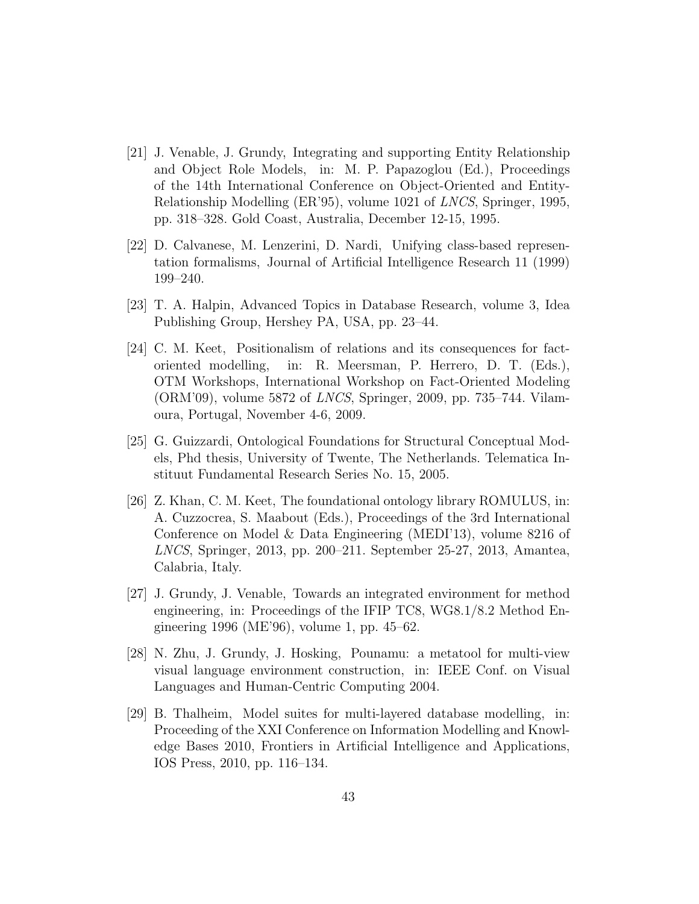[21] J. Venable, J. Grundy, Integrating and supporting Entity Relationship and Object Role Models, in: M. P. Papazoglou (Ed.), Proceedings of the 14th International Conference on Object-Oriented and Entity-Relationship Modelling (ER'95), volume 1021 of *LNCS*, Springer, 1995, pp. 318–328. Gold Coast, Australia, December 12-15, 1995.

[22] D. Calvanese, M. Lenzerini, D. Nardi, Unifying class-based representation formalisms, Journal of Artificial Intelligence Research 11 (1999) 199–240.

[23] T. A. Halpin, Advanced Topics in Database Research, volume 3, Idea Publishing Group, Hershey PA, USA, pp. 23–44.

[24] C. M. Keet, Positionalism of relations and its consequences for fact-oriented modelling, in: R. Meersman, P. Herrero, D. T. (Eds.), OTM Workshops, International Workshop on Fact-Oriented Modeling (ORM'09), volume 5872 of *LNCS*, Springer, 2009, pp. 735–744. Vilamoura, Portugal, November 4-6, 2009.

[25] G. Guizzardi, Ontological Foundations for Structural Conceptual Models, Phd thesis, University of Twente, The Netherlands. Telematica Instituut Fundamental Research Series No. 15, 2005.

[26] Z. Khan, C. M. Keet, The foundational ontology library ROMULUS, in: A. Cuzzocrea, S. Maabout (Eds.), Proceedings of the 3rd International Conference on Model & Data Engineering (MEDI'13), volume 8216 of *LNCS*, Springer, 2013, pp. 200–211. September 25-27, 2013, Amantea, Calabria, Italy.

[27] J. Grundy, J. Venable, Towards an integrated environment for method engineering, in: Proceedings of the IFIP TC8, WG8.1/8.2 Method Engineering 1996 (ME'96), volume 1, pp. 45–62.

[28] N. Zhu, J. Grundy, J. Hosking, Pounamu: a metatool for multi-view visual language environment construction, in: IEEE Conf. on Visual Languages and Human-Centric Computing 2004.

[29] B. Thalheim, Model suites for multi-layered database modelling, in: Proceeding of the XXI Conference on Information Modelling and Knowledge Bases 2010, Frontiers in Artificial Intelligence and Applications, IOS Press, 2010, pp. 116–134.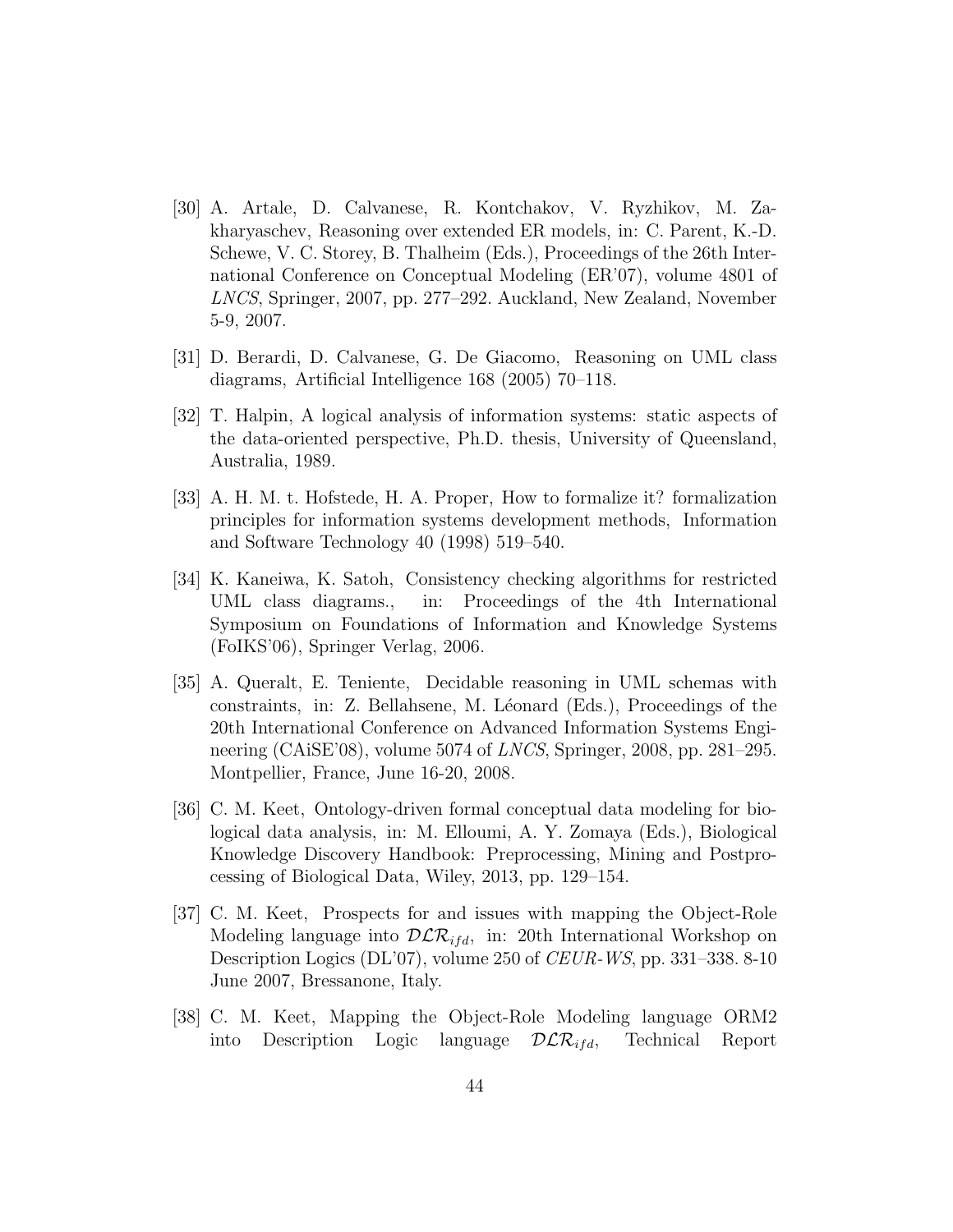[30] A. Artale, D. Calvanese, R. Kontchakov, V. Ryzhikov, M. Zakharyaschev, Reasoning over extended ER models, in: C. Parent, K.-D. Schewe, V. C. Storey, B. Thalheim (Eds.), Proceedings of the 26th International Conference on Conceptual Modeling (ER'07), volume 4801 of *LNCS*, Springer, 2007, pp. 277–292. Auckland, New Zealand, November 5-9, 2007.

[31] D. Berardi, D. Calvanese, G. De Giacomo, Reasoning on UML class diagrams, Artificial Intelligence 168 (2005) 70–118.

[32] T. Halpin, A logical analysis of information systems: static aspects of the data-oriented perspective, Ph.D. thesis, University of Queensland, Australia, 1989.

[33] A. H. M. t. Hofstede, H. A. Proper, How to formalize it? formalization principles for information systems development methods, Information and Software Technology 40 (1998) 519–540.

[34] K. Kaneiwa, K. Satoh, Consistency checking algorithms for restricted UML class diagrams., in: Proceedings of the 4th International Symposium on Foundations of Information and Knowledge Systems (FoIKS'06), Springer Verlag, 2006.

[35] A. Queralt, E. Teniente, Decidable reasoning in UML schemas with constraints, in: Z. Bellahsene, M. Léonard (Eds.), Proceedings of the 20th International Conference on Advanced Information Systems Engineering (CAiSE'08), volume 5074 of *LNCS*, Springer, 2008, pp. 281–295. Montpellier, France, June 16-20, 2008.

[36] C. M. Keet, Ontology-driven formal conceptual data modeling for biological data analysis, in: M. Elloumi, A. Y. Zomaya (Eds.), Biological Knowledge Discovery Handbook: Preprocessing, Mining and Postprocessing of Biological Data, Wiley, 2013, pp. 129–154.

[37] C. M. Keet, Prospects for and issues with mapping the Object-Role Modeling language into $\mathcal{DLR}_{ifd}$, in: 20th International Workshop on Description Logics (DL'07), volume 250 of *CEUR-WS*, pp. 331–338. 8-10 June 2007, Bressanone, Italy.

[38] C. M. Keet, Mapping the Object-Role Modeling language ORM2 into Description Logic language $\mathcal{DLR}_{ifd}$, Technical Report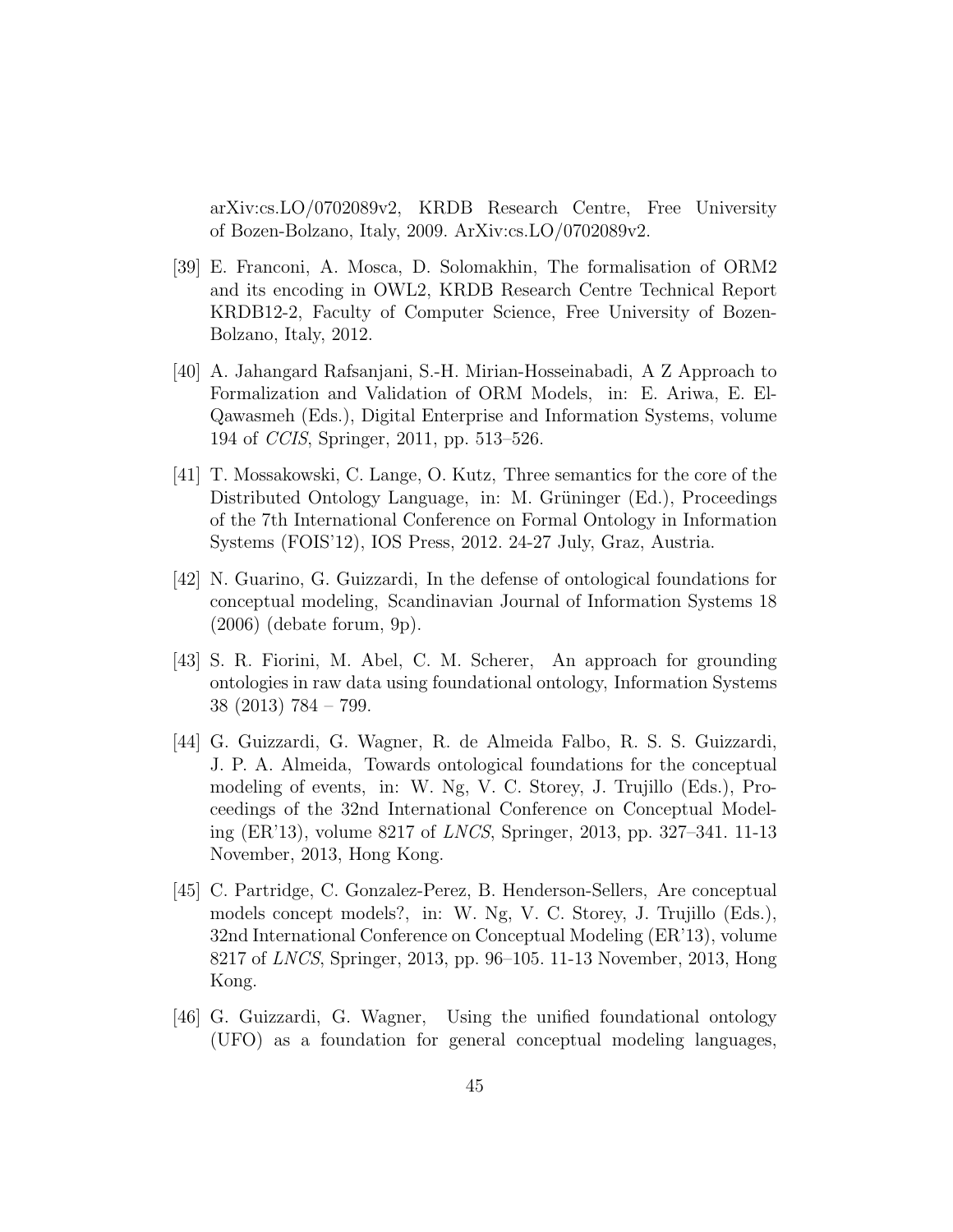arXiv:cs.LO/0702089v2, KRDB Research Centre, Free University of Bozen-Bolzano, Italy, 2009. ArXiv:cs.LO/0702089v2.

[39] E. Franconi, A. Mosca, D. Solomakhin, The formalisation of ORM2 and its encoding in OWL2, KRDB Research Centre Technical Report KRDB12-2, Faculty of Computer Science, Free University of Bozen-Bolzano, Italy, 2012.

[40] A. Jahangard Rafsanjani, S.-H. Mirian-Hosseinabadi, A Z Approach to Formalization and Validation of ORM Models, in: E. Ariwa, E. El-Qawasmeh (Eds.), Digital Enterprise and Information Systems, volume 194 of *CCIS*, Springer, 2011, pp. 513–526.

[41] T. Mossakowski, C. Lange, O. Kutz, Three semantics for the core of the Distributed Ontology Language, in: M. Grüninger (Ed.), Proceedings of the 7th International Conference on Formal Ontology in Information Systems (FOIS'12), IOS Press, 2012. 24-27 July, Graz, Austria.

[42] N. Guarino, G. Guizzardi, In the defense of ontological foundations for conceptual modeling, Scandinavian Journal of Information Systems 18 (2006) (debate forum, 9p).

[43] S. R. Fiorini, M. Abel, C. M. Scherer, An approach for grounding ontologies in raw data using foundational ontology, Information Systems 38 (2013) 784 – 799.

[44] G. Guizzardi, G. Wagner, R. de Almeida Falbo, R. S. S. Guizzardi, J. P. A. Almeida, Towards ontological foundations for the conceptual modeling of events, in: W. Ng, V. C. Storey, J. Trujillo (Eds.), Proceedings of the 32nd International Conference on Conceptual Modeling (ER'13), volume 8217 of *LNCS*, Springer, 2013, pp. 327–341. 11-13 November, 2013, Hong Kong.

[45] C. Partridge, C. Gonzalez-Perez, B. Henderson-Sellers, Are conceptual models concept models?, in: W. Ng, V. C. Storey, J. Trujillo (Eds.), 32nd International Conference on Conceptual Modeling (ER'13), volume 8217 of *LNCS*, Springer, 2013, pp. 96–105. 11-13 November, 2013, Hong Kong.

[46] G. Guizzardi, G. Wagner, Using the unified foundational ontology (UFO) as a foundation for general conceptual modeling languages,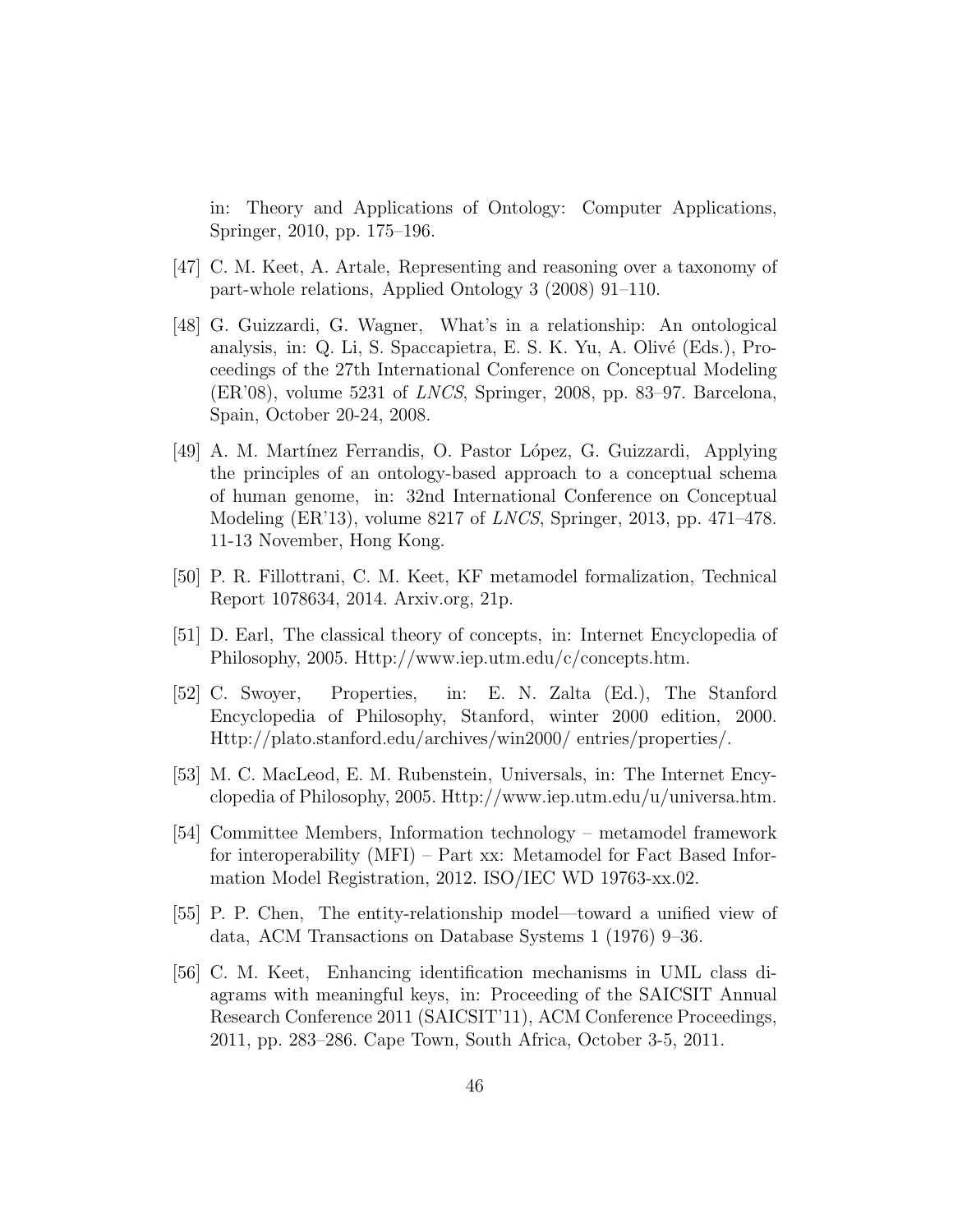in: Theory and Applications of Ontology: Computer Applications, Springer, 2010, pp. 175–196.

[47] C. M. Keet, A. Artale, Representing and reasoning over a taxonomy of part-whole relations, Applied Ontology 3 (2008) 91–110.

[48] G. Guizzardi, G. Wagner, What's in a relationship: An ontological analysis, in: Q. Li, S. Spaccapietra, E. S. K. Yu, A. Olivé (Eds.), Proceedings of the 27th International Conference on Conceptual Modeling (ER'08), volume 5231 of *LNCS*, Springer, 2008, pp. 83–97. Barcelona, Spain, October 20-24, 2008.

[49] A. M. Martínez Ferrandis, O. Pastor López, G. Guizzardi, Applying the principles of an ontology-based approach to a conceptual schema of human genome, in: 32nd International Conference on Conceptual Modeling (ER'13), volume 8217 of *LNCS*, Springer, 2013, pp. 471–478. 11-13 November, Hong Kong.

[50] P. R. Fillottrani, C. M. Keet, KF metamodel formalization, Technical Report 1078634, 2014. Arxiv.org, 21p.

[51] D. Earl, The classical theory of concepts, in: Internet Encyclopedia of Philosophy, 2005. Http://www.iep.utm.edu/c/concepts.htm.

[52] C. Swoyer, Properties, in: E. N. Zalta (Ed.), The Stanford Encyclopedia of Philosophy, Stanford, winter 2000 edition, 2000. Http://plato.stanford.edu/archives/win2000/ entries/properties/.

[53] M. C. MacLeod, E. M. Rubenstein, Universals, in: The Internet Encyclopedia of Philosophy, 2005. Http://www.iep.utm.edu/u/universa.htm.

[54] Committee Members, Information technology – metamodel framework for interoperability (MFI) – Part xx: Metamodel for Fact Based Information Model Registration, 2012. ISO/IEC WD 19763-xx.02.

[55] P. P. Chen, The entity-relationship model—toward a unified view of data, ACM Transactions on Database Systems 1 (1976) 9–36.

[56] C. M. Keet, Enhancing identification mechanisms in UML class diagrams with meaningful keys, in: Proceeding of the SAICSIT Annual Research Conference 2011 (SAICSIT'11), ACM Conference Proceedings, 2011, pp. 283–286. Cape Town, South Africa, October 3-5, 2011.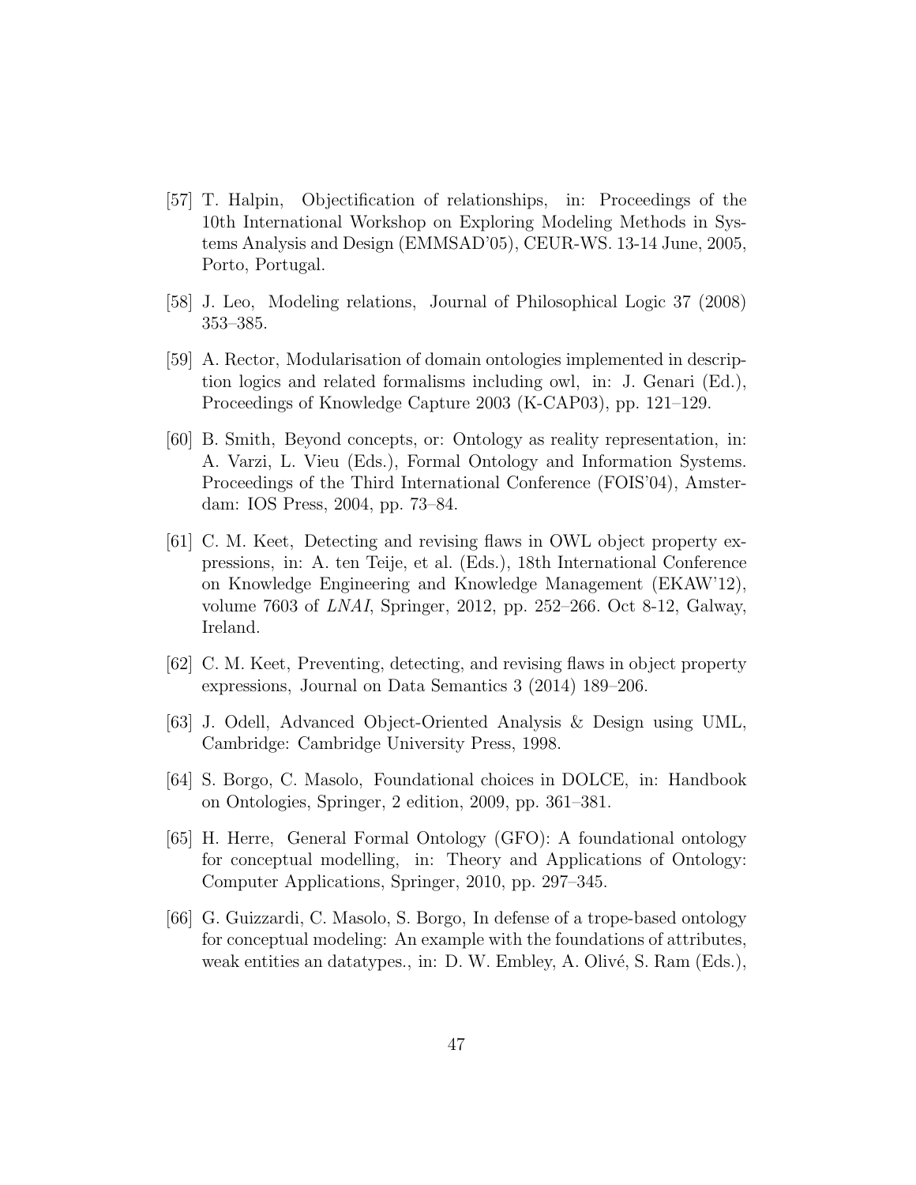[57] T. Halpin, Objectification of relationships, in: Proceedings of the 10th International Workshop on Exploring Modeling Methods in Systems Analysis and Design (EMMSAD'05), CEUR-WS. 13-14 June, 2005, Porto, Portugal.

[58] J. Leo, Modeling relations, Journal of Philosophical Logic 37 (2008) 353–385.

[59] A. Rector, Modularisation of domain ontologies implemented in description logics and related formalisms including owl, in: J. Genari (Ed.), Proceedings of Knowledge Capture 2003 (K-CAP03), pp. 121–129.

[60] B. Smith, Beyond concepts, or: Ontology as reality representation, in: A. Varzi, L. Vieu (Eds.), Formal Ontology and Information Systems. Proceedings of the Third International Conference (FOIS'04), Amsterdam: IOS Press, 2004, pp. 73–84.

[61] C. M. Keet, Detecting and revising flaws in OWL object property expressions, in: A. ten Teije, et al. (Eds.), 18th International Conference on Knowledge Engineering and Knowledge Management (EKAW'12), volume 7603 of *LNAI*, Springer, 2012, pp. 252–266. Oct 8-12, Galway, Ireland.

[62] C. M. Keet, Preventing, detecting, and revising flaws in object property expressions, Journal on Data Semantics 3 (2014) 189–206.

[63] J. Odell, Advanced Object-Oriented Analysis & Design using UML, Cambridge: Cambridge University Press, 1998.

[64] S. Borgo, C. Masolo, Foundational choices in DOLCE, in: Handbook on Ontologies, Springer, 2 edition, 2009, pp. 361–381.

[65] H. Herre, General Formal Ontology (GFO): A foundational ontology for conceptual modelling, in: Theory and Applications of Ontology: Computer Applications, Springer, 2010, pp. 297–345.

[66] G. Guizzardi, C. Masolo, S. Borgo, In defense of a trope-based ontology for conceptual modeling: An example with the foundations of attributes, weak entities an datatypes., in: D. W. Embley, A. Olivé, S. Ram (Eds.),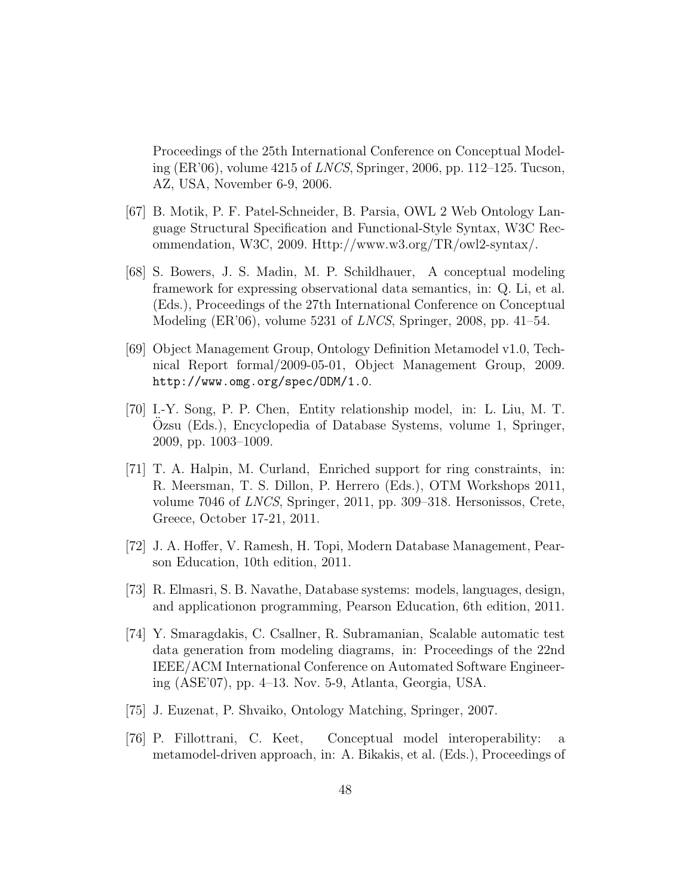Proceedings of the 25th International Conference on Conceptual Modeling (ER'06), volume 4215 of *LNCS*, Springer, 2006, pp. 112–125. Tucson, AZ, USA, November 6-9, 2006.

[67] B. Motik, P. F. Patel-Schneider, B. Parsia, OWL 2 Web Ontology Language Structural Specification and Functional-Style Syntax, W3C Recommendation, W3C, 2009. Http://www.w3.org/TR/owl2-syntax/.

[68] S. Bowers, J. S. Madin, M. P. Schildhauer, A conceptual modeling framework for expressing observational data semantics, in: Q. Li, et al. (Eds.), Proceedings of the 27th International Conference on Conceptual Modeling (ER'06), volume 5231 of *LNCS*, Springer, 2008, pp. 41–54.

[69] Object Management Group, Ontology Definition Metamodel v1.0, Technical Report formal/2009-05-01, Object Management Group, 2009. `http://www.omg.org/spec/ODM/1.0`.

[70] I.-Y. Song, P. P. Chen, Entity relationship model, in: L. Liu, M. T. Özsu (Eds.), Encyclopedia of Database Systems, volume 1, Springer, 2009, pp. 1003–1009.

[71] T. A. Halpin, M. Curland, Enriched support for ring constraints, in: R. Meersman, T. S. Dillon, P. Herrero (Eds.), OTM Workshops 2011, volume 7046 of *LNCS*, Springer, 2011, pp. 309–318. Hersonissos, Crete, Greece, October 17-21, 2011.

[72] J. A. Hoffer, V. Ramesh, H. Topi, Modern Database Management, Pearson Education, 10th edition, 2011.

[73] R. Elmasri, S. B. Navathe, Database systems: models, languages, design, and applicationon programming, Pearson Education, 6th edition, 2011.

[74] Y. Smaragdakis, C. Csallner, R. Subramanian, Scalable automatic test data generation from modeling diagrams, in: Proceedings of the 22nd IEEE/ACM International Conference on Automated Software Engineering (ASE'07), pp. 4–13. Nov. 5-9, Atlanta, Georgia, USA.

[75] J. Euzenat, P. Shvaiko, Ontology Matching, Springer, 2007.

[76] P. Fillottrani, C. Keet, Conceptual model interoperability: a metamodel-driven approach, in: A. Bikakis, et al. (Eds.), Proceedings of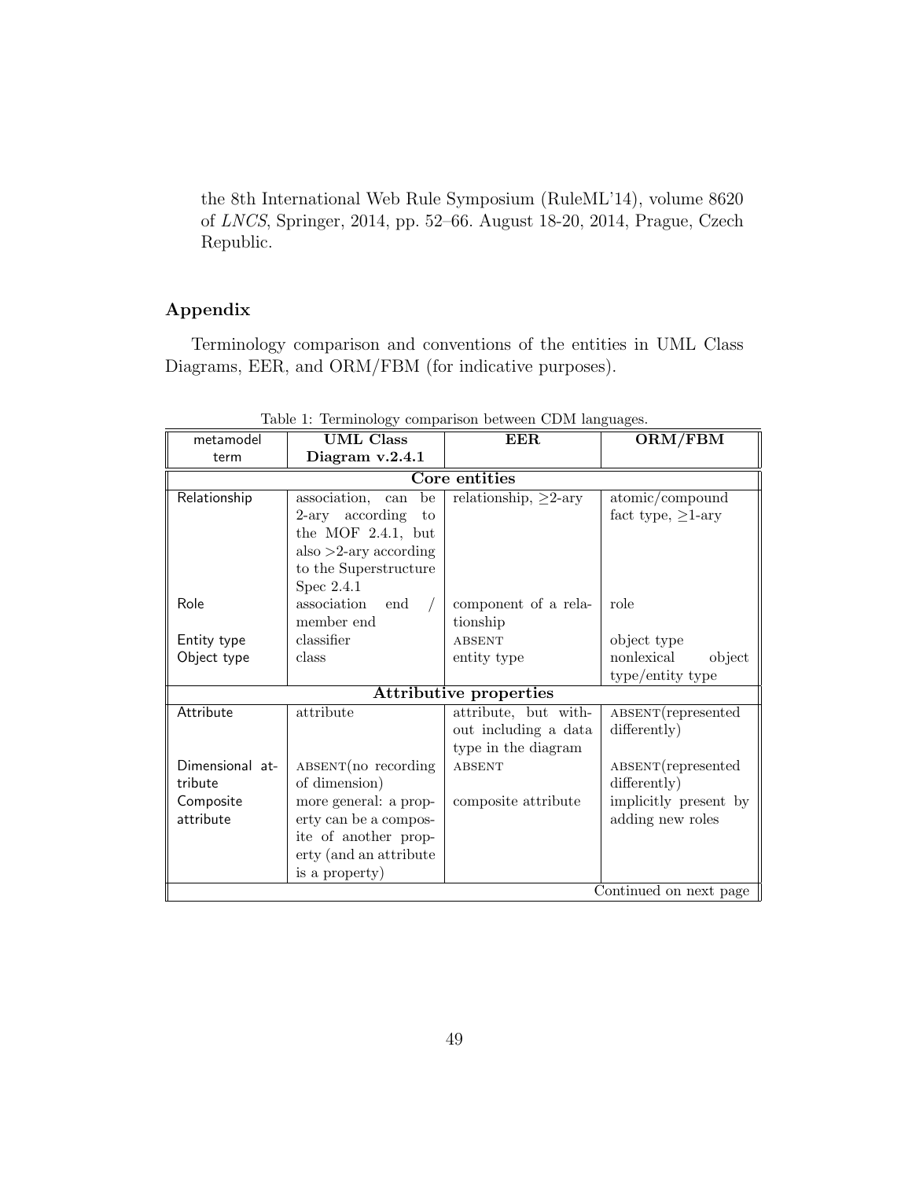the 8th International Web Rule Symposium (RuleML'14), volume 8620 of *LNCS*, Springer, 2014, pp. 52–66. August 18-20, 2014, Prague, Czech Republic.

## Appendix

Terminology comparison and conventions of the entities in UML Class Diagrams, EER, and ORM/FBM (for indicative purposes).

Table 1: Terminology comparison between CDM languages.

| metamodel term | **UML Class Diagram v.2.4.1** | **EER** | **ORM/FBM** |
|---|---|---|---|
| | | **Core entities** | |
| Relationship | association, can be 2-ary according to the MOF 2.4.1, but also >2-ary according to the Superstructure Spec 2.4.1 | relationship, $\geq$2-ary | atomic/compound fact type, $\geq$1-ary |
| Role | association end / member end | component of a relationship | role |
| Entity type | classifier | ABSENT | object type |
| Object type | class | entity type | nonlexical object type/entity type |
| | | **Attributive properties** | |
| Attribute | attribute | attribute, but without including a data type in the diagram | ABSENT(represented differently) |
| Dimensional attribute | ABSENT(no recording of dimension) | ABSENT | ABSENT(represented differently) |
| Composite attribute | more general: a property can be a composite of another property (and an attribute is a property) | composite attribute | implicitly present by adding new roles |
| | | | Continued on next page |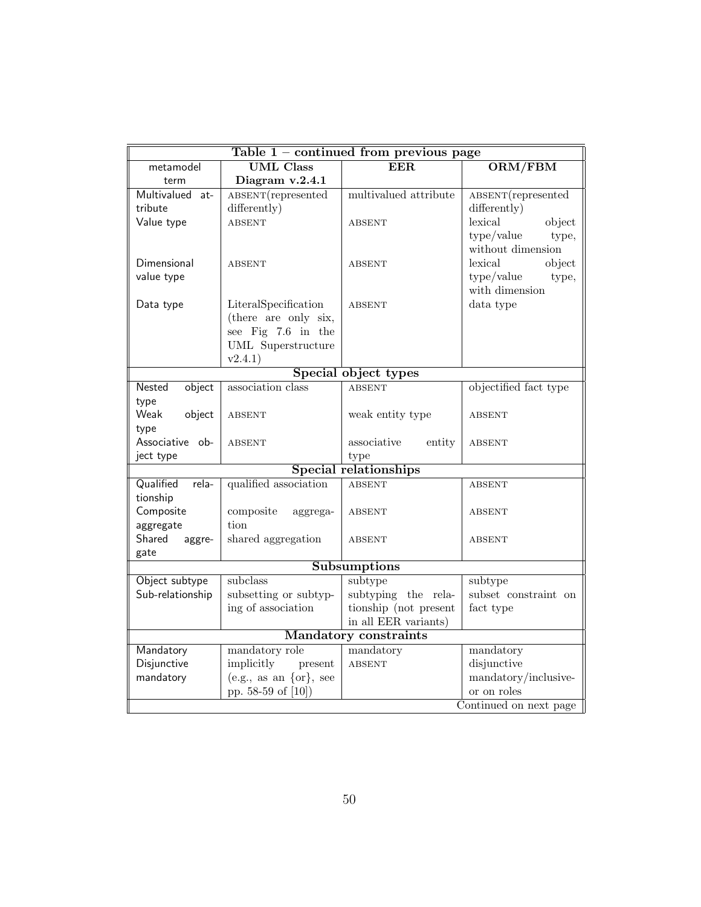| Table 1 – continued from previous page | | | |
|---|---|---|---|
| metamodel term | UML Class Diagram v.2.4.1 | EER | ORM/FBM |
| Multivalued attribute | ABSENT(represented differently) | multivalued attribute | ABSENT(represented differently) |
| Value type | ABSENT | ABSENT | lexical object type/value type, without dimension |
| Dimensional value type | ABSENT | ABSENT | lexical object type/value type, with dimension |
| Data type | LiteralSpecification (there are only six, see Fig 7.6 in the UML Superstructure v2.4.1) | ABSENT | data type |
| **Special object types** | | | |
| Nested object type | association class | ABSENT | objectified fact type |
| Weak object type | ABSENT | weak entity type | ABSENT |
| Associative object type | ABSENT | associative entity type | ABSENT |
| **Special relationships** | | | |
| Qualified relationship | qualified association | ABSENT | ABSENT |
| Composite aggregate | composite aggregation | ABSENT | ABSENT |
| Shared aggregate | shared aggregation | ABSENT | ABSENT |
| **Subsumptions** | | | |
| Object subtype | subclass | subtype | subtype |
| Sub-relationship | subsetting or subtyping of association | subtyping the relationship (not present in all EER variants) | subset constraint on fact type |
| **Mandatory constraints** | | | |
| Mandatory | mandatory role | mandatory | mandatory |
| Disjunctive mandatory | implicitly present (e.g., as an {or}, see pp. 58-59 of [10]) | ABSENT | disjunctive mandatory/inclusive-or on roles |
| Continued on next page | | | |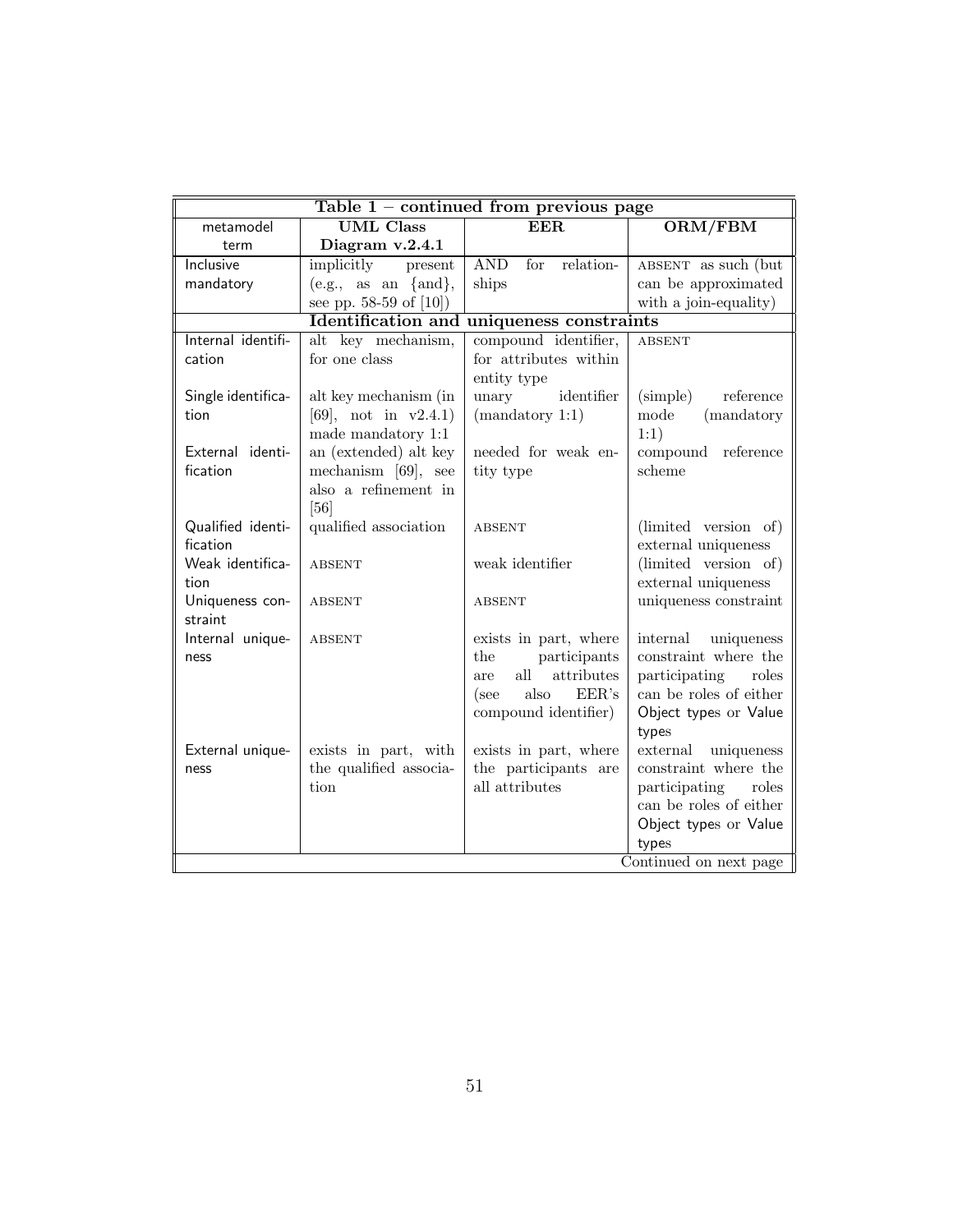| Table 1 – continued from previous page | | | |
|---|---|---|---|
| metamodel term | UML Class Diagram v.2.4.1 | EER | ORM/FBM |
| Inclusive mandatory | implicitly present (e.g., as an {and}, see pp. 58-59 of [10]) | AND for relationships | ABSENT as such (but can be approximated with a join-equality) |
| **Identification and uniqueness constraints** | | | |
| Internal identification | alt key mechanism, for one class | compound identifier, for attributes within entity type | ABSENT |
| Single identification | alt key mechanism (in [69], not in v2.4.1) made mandatory 1:1 | unary identifier (mandatory 1:1) | (simple) reference mode (mandatory 1:1) |
| External identification | an (extended) alt key mechanism [69], see also a refinement in [56] | needed for weak entity type | compound reference scheme |
| Qualified identification | qualified association | ABSENT | (limited version of) external uniqueness |
| Weak identification | ABSENT | weak identifier | (limited version of) external uniqueness |
| Uniqueness constraint | ABSENT | ABSENT | uniqueness constraint |
| Internal uniqueness | ABSENT | exists in part, where the participants are all attributes (see also EER's compound identifier) | internal uniqueness constraint where the participating roles can be roles of either Object types or Value types |
| External uniqueness | exists in part, with the qualified association | exists in part, where the participants are all attributes | external uniqueness constraint where the participating roles can be roles of either Object types or Value types |
| Continued on next page | | | |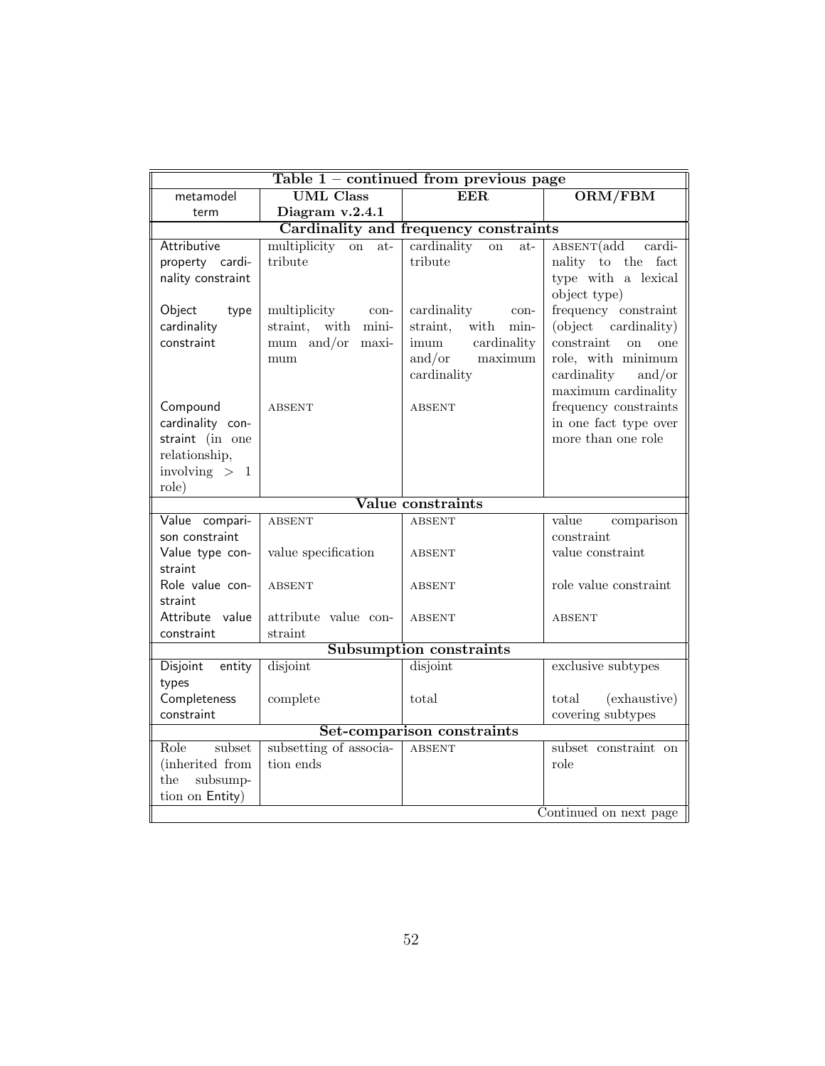| Table 1 – continued from previous page | | | |
|---|---|---|---|
| metamodel term | UML Class Diagram v.2.4.1 | EER | ORM/FBM |
| **Cardinality and frequency constraints** | | | |
| Attributive property cardinality constraint | multiplicity on attribute | cardinality on attribute | ABSENT(add cardinality to the fact type with a lexical object type) |
| Object type cardinality constraint | multiplicity constraint, with minimum and/or maximum | cardinality constraint, with minimum cardinality and/or maximum cardinality | frequency constraint (object cardinality) constraint on one role, with minimum cardinality and/or maximum cardinality |
| Compound cardinality constraint (in one relationship, involving $> 1$ role) | ABSENT | ABSENT | frequency constraints in one fact type over more than one role |
| **Value constraints** | | | |
| Value comparison constraint | ABSENT | ABSENT | value comparison constraint |
| Value type constraint | value specification | ABSENT | value constraint |
| Role value constraint | ABSENT | ABSENT | role value constraint |
| Attribute value constraint | attribute value constraint | ABSENT | ABSENT |
| **Subsumption constraints** | | | |
| Disjoint entity types | disjoint | disjoint | exclusive subtypes |
| Completeness constraint | complete | total | total (exhaustive) covering subtypes |
| **Set-comparison constraints** | | | |
| Role subset (inherited from the subsumption on Entity) | subsetting of association ends | ABSENT | subset constraint on role |
| Continued on next page | | | |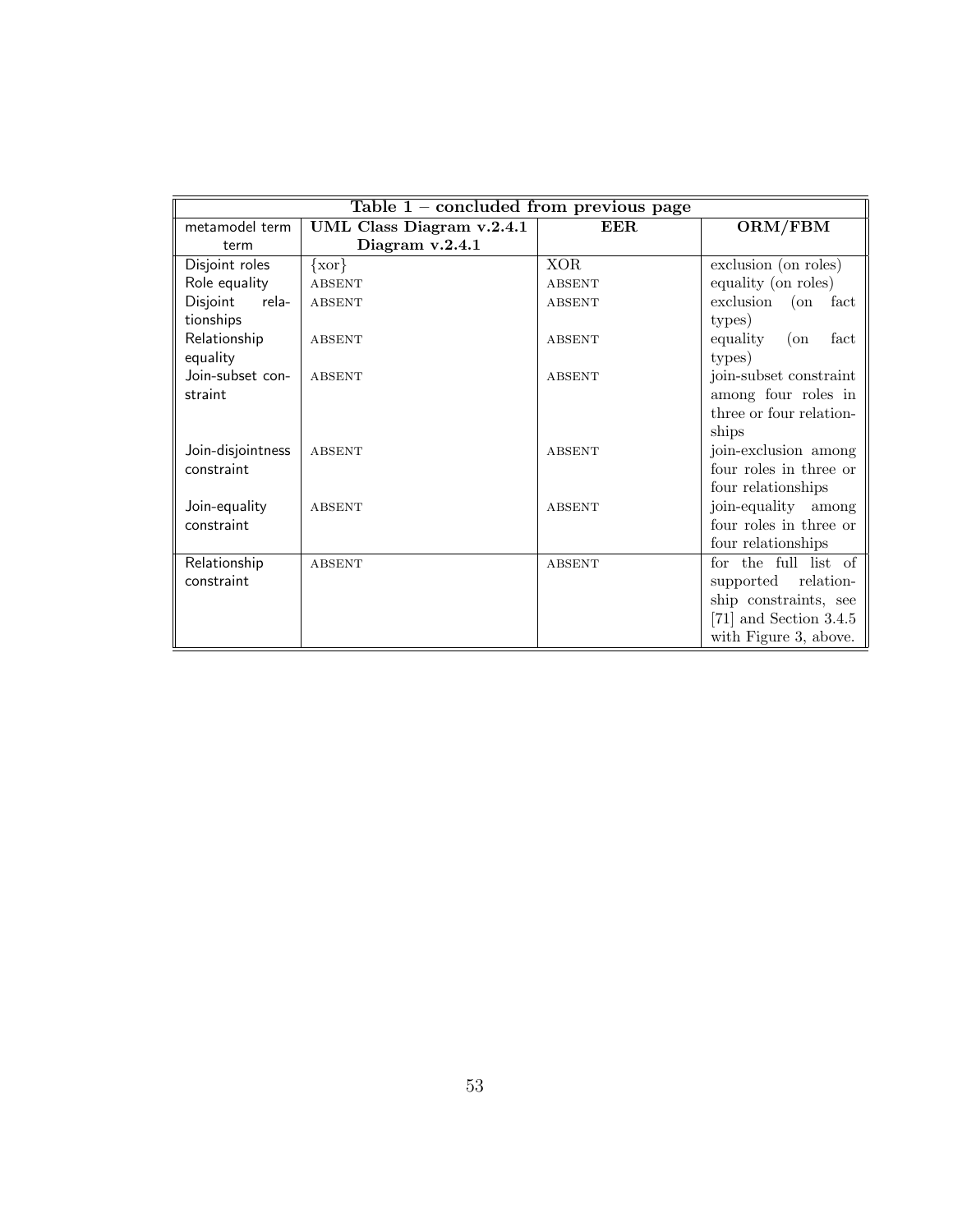| Table 1 – concluded from previous page | | | |
|---|---|---|---|
| metamodel term term | UML Class Diagram v.2.4.1 Diagram v.2.4.1 | EER | ORM/FBM |
| Disjoint roles | {xor} | XOR | exclusion (on roles) |
| Role equality | ABSENT | ABSENT | equality (on roles) |
| Disjoint relationships | ABSENT | ABSENT | exclusion (on fact types) |
| Relationship equality | ABSENT | ABSENT | equality (on fact types) |
| Join-subset constraint | ABSENT | ABSENT | join-subset constraint among four roles in three or four relationships |
| Join-disjointness constraint | ABSENT | ABSENT | join-exclusion among four roles in three or four relationships |
| Join-equality constraint | ABSENT | ABSENT | join-equality among four roles in three or four relationships |
| Relationship constraint | ABSENT | ABSENT | for the full list of supported relationship constraints, see [71] and Section 3.4.5 with Figure 3, above. |